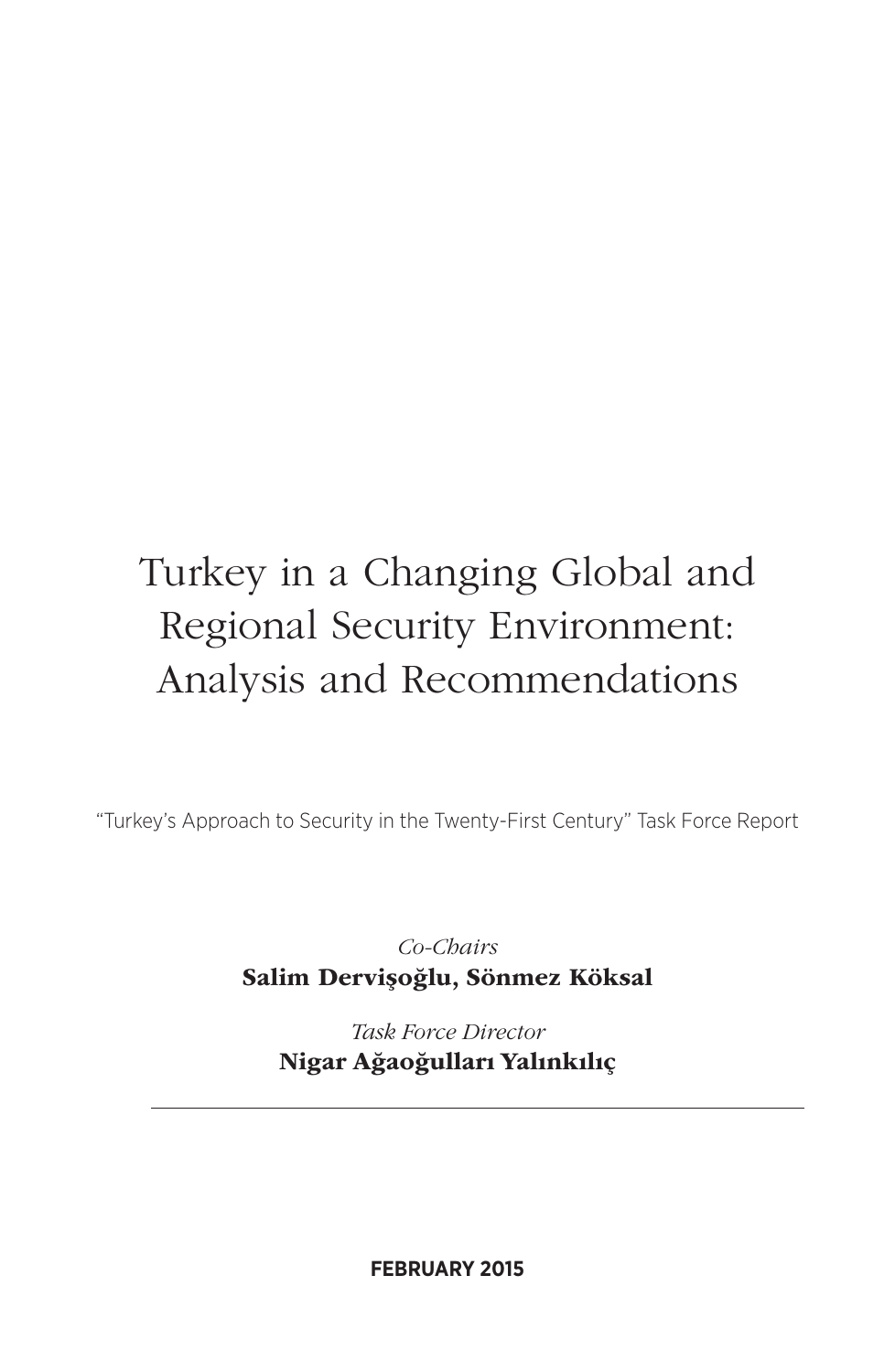# Turkey in a Changing Global and Regional Security Environment: Analysis and Recommendations

"Turkey's Approach to Security in the Twenty-First Century" Task Force Report

*Co-Chairs*

**Salim Dervişoğlu, Sönmez Köksal**

*Task Force Director*

**Nigar Ağaoğulları Yalınkılıç**

---

**FEBRUARY 2015**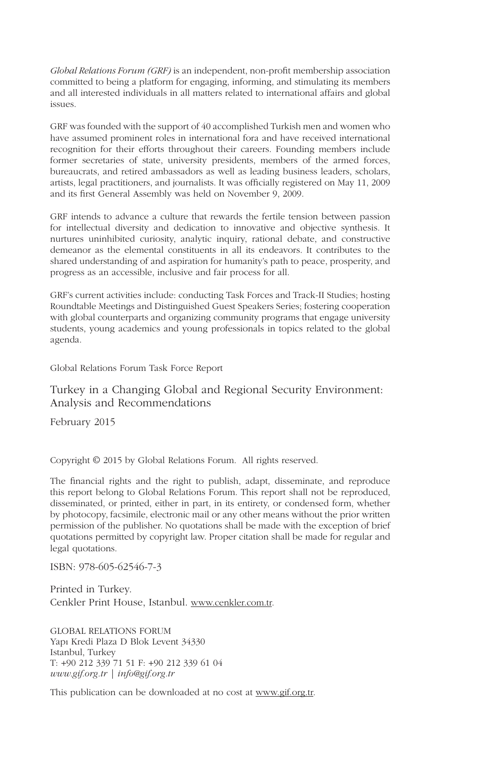*Global Relations Forum (GRF)* is an independent, non-profit membership association committed to being a platform for engaging, informing, and stimulating its members and all interested individuals in all matters related to international affairs and global issues.

GRF was founded with the support of 40 accomplished Turkish men and women who have assumed prominent roles in international fora and have received international recognition for their efforts throughout their careers. Founding members include former secretaries of state, university presidents, members of the armed forces, bureaucrats, and retired ambassadors as well as leading business leaders, scholars, artists, legal practitioners, and journalists. It was officially registered on May 11, 2009 and its first General Assembly was held on November 9, 2009.

GRF intends to advance a culture that rewards the fertile tension between passion for intellectual diversity and dedication to innovative and objective synthesis. It nurtures uninhibited curiosity, analytic inquiry, rational debate, and constructive demeanor as the elemental constituents in all its endeavors. It contributes to the shared understanding of and aspiration for humanity's path to peace, prosperity, and progress as an accessible, inclusive and fair process for all.

GRF's current activities include: conducting Task Forces and Track-II Studies; hosting Roundtable Meetings and Distinguished Guest Speakers Series; fostering cooperation with global counterparts and organizing community programs that engage university students, young academics and young professionals in topics related to the global agenda.

Global Relations Forum Task Force Report

Turkey in a Changing Global and Regional Security Environment: Analysis and Recommendations

February 2015

Copyright © 2015 by Global Relations Forum. All rights reserved.

The financial rights and the right to publish, adapt, disseminate, and reproduce this report belong to Global Relations Forum. This report shall not be reproduced, disseminated, or printed, either in part, in its entirety, or condensed form, whether by photocopy, facsimile, electronic mail or any other means without the prior written permission of the publisher. No quotations shall be made with the exception of brief quotations permitted by copyright law. Proper citation shall be made for regular and legal quotations.

ISBN: 978-605-62546-7-3

Printed in Turkey.
Cenkler Print House, Istanbul. www.cenkler.com.tr.

GLOBAL RELATIONS FORUM
Yapı Kredi Plaza D Blok Levent 34330
Istanbul, Turkey
T: +90 212 339 71 51 F: +90 212 339 61 04
*www.gif.org.tr | info@gif.org.tr*

This publication can be downloaded at no cost at www.gif.org.tr.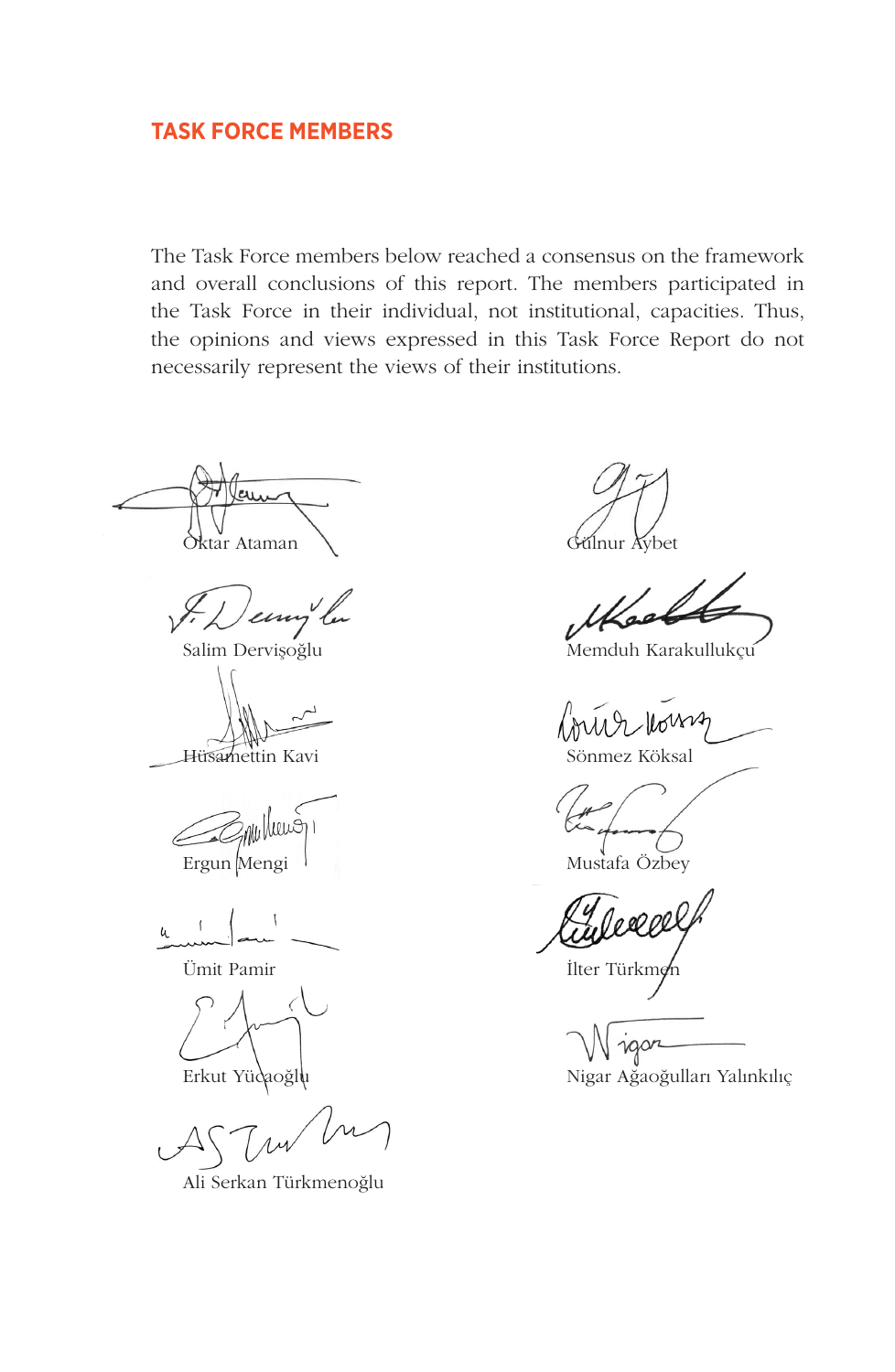## TASK FORCE MEMBERS

The Task Force members below reached a consensus on the framework and overall conclusions of this report. The members participated in the Task Force in their individual, not institutional, capacities. Thus, the opinions and views expressed in this Task Force Report do not necessarily represent the views of their institutions.

Oktar Ataman

Gülnur Aybet

Salim Dervişoğlu

Memduh Karakullukçu

Hüsamettin Kavi

Sönmez Köksal

Ergun Mengi

Mustafa Özbey

Ümit Pamir

İlter Türkmen

Erkut Yücaoğlu

Nigar Ağaoğulları Yalınkılıç

Ali Serkan Türkmenoğlu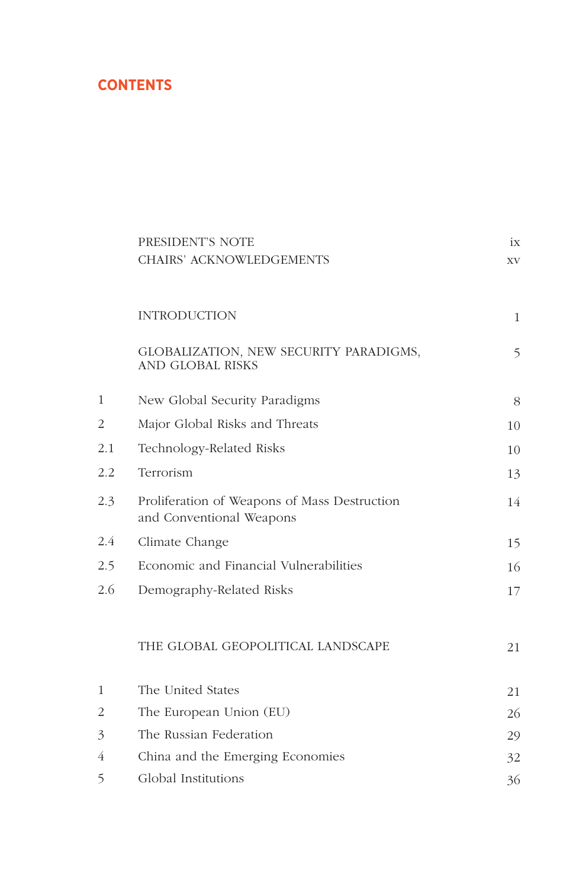# CONTENTS

| | | |
|---|---|---|
| | PRESIDENT'S NOTE | ix |
| | CHAIRS' ACKNOWLEDGEMENTS | xv |
| | INTRODUCTION | 1 |
| | GLOBALIZATION, NEW SECURITY PARADIGMS, AND GLOBAL RISKS | 5 |
| 1 | New Global Security Paradigms | 8 |
| 2 | Major Global Risks and Threats | 10 |
| 2.1 | Technology-Related Risks | 10 |
| 2.2 | Terrorism | 13 |
| 2.3 | Proliferation of Weapons of Mass Destruction and Conventional Weapons | 14 |
| 2.4 | Climate Change | 15 |
| 2.5 | Economic and Financial Vulnerabilities | 16 |
| 2.6 | Demography-Related Risks | 17 |
| | THE GLOBAL GEOPOLITICAL LANDSCAPE | 21 |
| 1 | The United States | 21 |
| 2 | The European Union (EU) | 26 |
| 3 | The Russian Federation | 29 |
| 4 | China and the Emerging Economies | 32 |
| 5 | Global Institutions | 36 |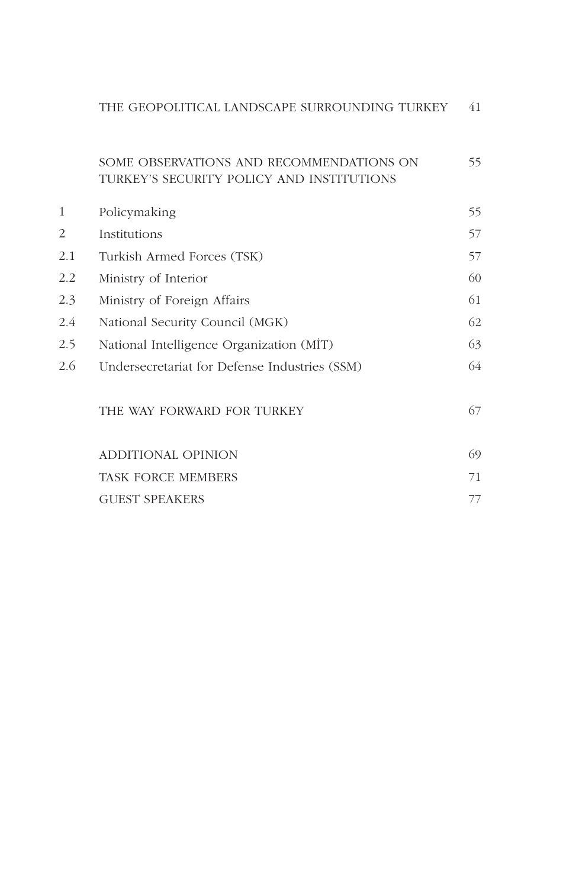| | | |
|---|---|---|
| | THE GEOPOLITICAL LANDSCAPE SURROUNDING TURKEY | 41 |
| | SOME OBSERVATIONS AND RECOMMENDATIONS ON TURKEY'S SECURITY POLICY AND INSTITUTIONS | 55 |
| 1 | Policymaking | 55 |
| 2 | Institutions | 57 |
| 2.1 | Turkish Armed Forces (TSK) | 57 |
| 2.2 | Ministry of Interior | 60 |
| 2.3 | Ministry of Foreign Affairs | 61 |
| 2.4 | National Security Council (MGK) | 62 |
| 2.5 | National Intelligence Organization (MİT) | 63 |
| 2.6 | Undersecretariat for Defense Industries (SSM) | 64 |
| | THE WAY FORWARD FOR TURKEY | 67 |
| | ADDITIONAL OPINION | 69 |
| | TASK FORCE MEMBERS | 71 |
| | GUEST SPEAKERS | 77 |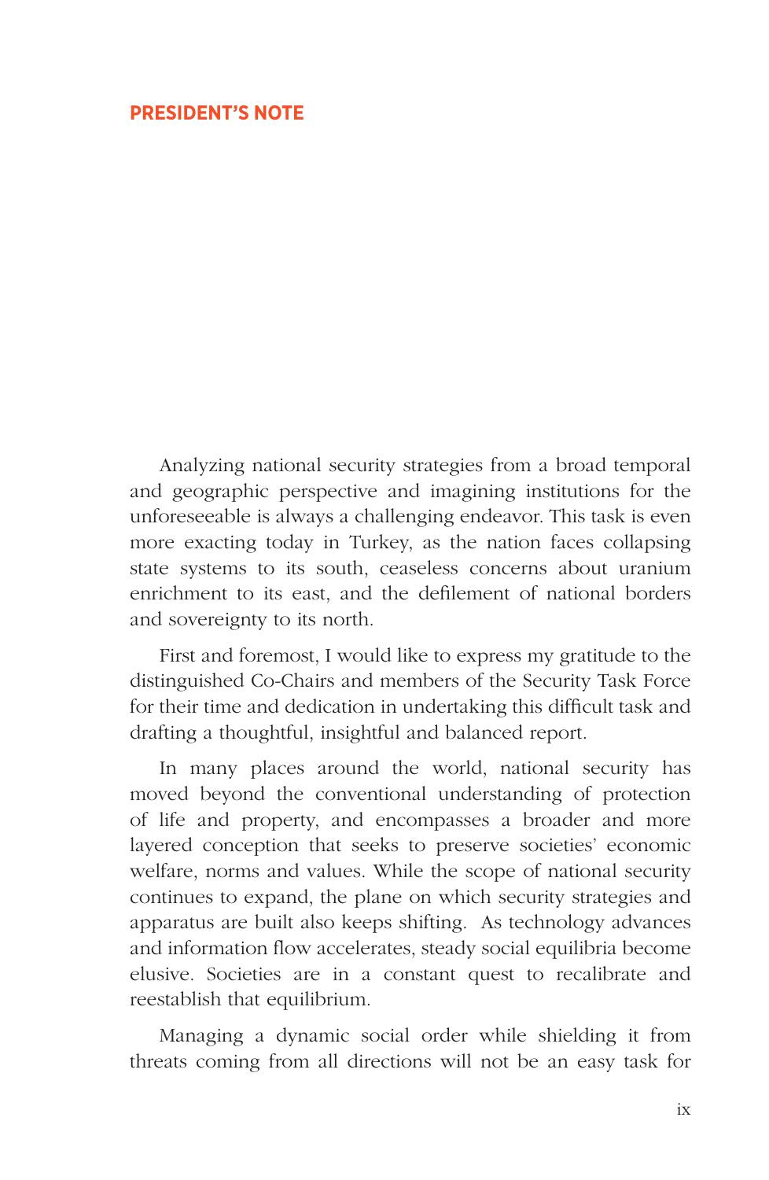## PRESIDENT'S NOTE

Analyzing national security strategies from a broad temporal and geographic perspective and imagining institutions for the unforeseeable is always a challenging endeavor. This task is even more exacting today in Turkey, as the nation faces collapsing state systems to its south, ceaseless concerns about uranium enrichment to its east, and the defilement of national borders and sovereignty to its north.

First and foremost, I would like to express my gratitude to the distinguished Co-Chairs and members of the Security Task Force for their time and dedication in undertaking this difficult task and drafting a thoughtful, insightful and balanced report.

In many places around the world, national security has moved beyond the conventional understanding of protection of life and property, and encompasses a broader and more layered conception that seeks to preserve societies' economic welfare, norms and values. While the scope of national security continues to expand, the plane on which security strategies and apparatus are built also keeps shifting. As technology advances and information flow accelerates, steady social equilibria become elusive. Societies are in a constant quest to recalibrate and reestablish that equilibrium.

Managing a dynamic social order while shielding it from threats coming from all directions will not be an easy task for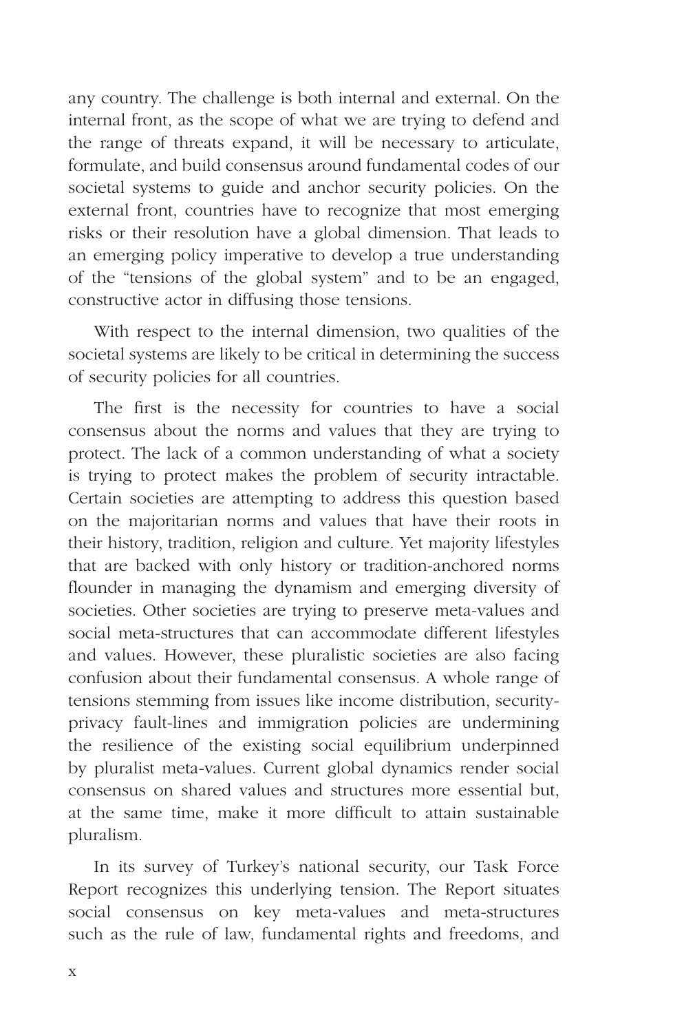any country. The challenge is both internal and external. On the internal front, as the scope of what we are trying to defend and the range of threats expand, it will be necessary to articulate, formulate, and build consensus around fundamental codes of our societal systems to guide and anchor security policies. On the external front, countries have to recognize that most emerging risks or their resolution have a global dimension. That leads to an emerging policy imperative to develop a true understanding of the "tensions of the global system" and to be an engaged, constructive actor in diffusing those tensions.

With respect to the internal dimension, two qualities of the societal systems are likely to be critical in determining the success of security policies for all countries.

The first is the necessity for countries to have a social consensus about the norms and values that they are trying to protect. The lack of a common understanding of what a society is trying to protect makes the problem of security intractable. Certain societies are attempting to address this question based on the majoritarian norms and values that have their roots in their history, tradition, religion and culture. Yet majority lifestyles that are backed with only history or tradition-anchored norms flounder in managing the dynamism and emerging diversity of societies. Other societies are trying to preserve meta-values and social meta-structures that can accommodate different lifestyles and values. However, these pluralistic societies are also facing confusion about their fundamental consensus. A whole range of tensions stemming from issues like income distribution, security-privacy fault-lines and immigration policies are undermining the resilience of the existing social equilibrium underpinned by pluralist meta-values. Current global dynamics render social consensus on shared values and structures more essential but, at the same time, make it more difficult to attain sustainable pluralism.

In its survey of Turkey's national security, our Task Force Report recognizes this underlying tension. The Report situates social consensus on key meta-values and meta-structures such as the rule of law, fundamental rights and freedoms, and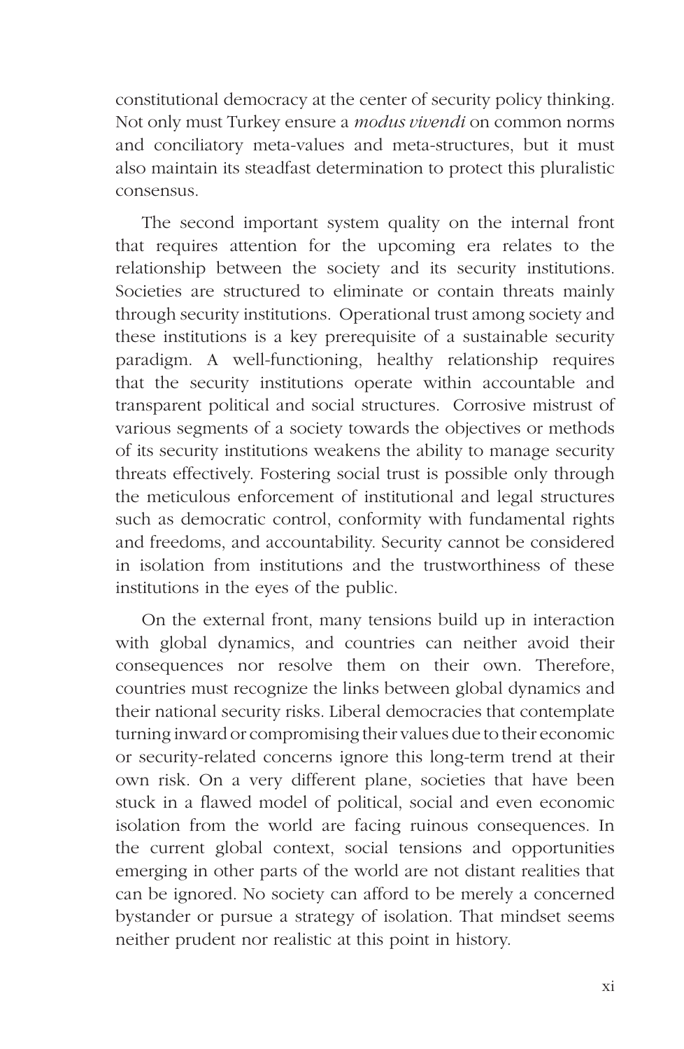constitutional democracy at the center of security policy thinking. Not only must Turkey ensure a *modus vivendi* on common norms and conciliatory meta-values and meta-structures, but it must also maintain its steadfast determination to protect this pluralistic consensus.

The second important system quality on the internal front that requires attention for the upcoming era relates to the relationship between the society and its security institutions. Societies are structured to eliminate or contain threats mainly through security institutions. Operational trust among society and these institutions is a key prerequisite of a sustainable security paradigm. A well-functioning, healthy relationship requires that the security institutions operate within accountable and transparent political and social structures. Corrosive mistrust of various segments of a society towards the objectives or methods of its security institutions weakens the ability to manage security threats effectively. Fostering social trust is possible only through the meticulous enforcement of institutional and legal structures such as democratic control, conformity with fundamental rights and freedoms, and accountability. Security cannot be considered in isolation from institutions and the trustworthiness of these institutions in the eyes of the public.

On the external front, many tensions build up in interaction with global dynamics, and countries can neither avoid their consequences nor resolve them on their own. Therefore, countries must recognize the links between global dynamics and their national security risks. Liberal democracies that contemplate turning inward or compromising their values due to their economic or security-related concerns ignore this long-term trend at their own risk. On a very different plane, societies that have been stuck in a flawed model of political, social and even economic isolation from the world are facing ruinous consequences. In the current global context, social tensions and opportunities emerging in other parts of the world are not distant realities that can be ignored. No society can afford to be merely a concerned bystander or pursue a strategy of isolation. That mindset seems neither prudent nor realistic at this point in history.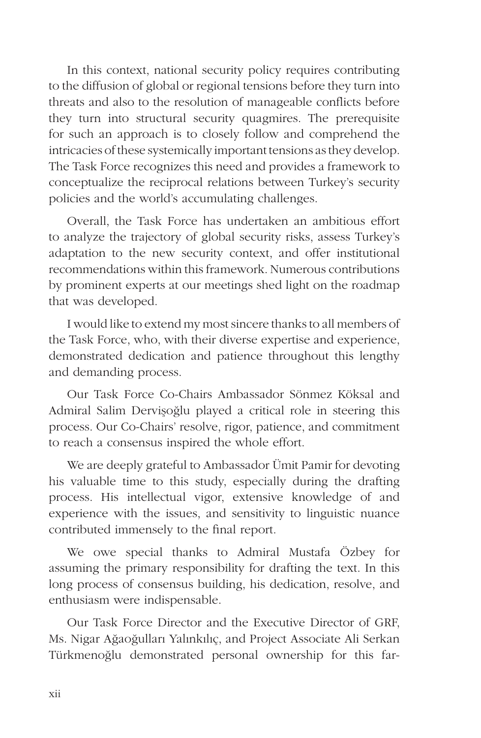In this context, national security policy requires contributing to the diffusion of global or regional tensions before they turn into threats and also to the resolution of manageable conflicts before they turn into structural security quagmires. The prerequisite for such an approach is to closely follow and comprehend the intricacies of these systemically important tensions as they develop. The Task Force recognizes this need and provides a framework to conceptualize the reciprocal relations between Turkey's security policies and the world's accumulating challenges.

Overall, the Task Force has undertaken an ambitious effort to analyze the trajectory of global security risks, assess Turkey's adaptation to the new security context, and offer institutional recommendations within this framework. Numerous contributions by prominent experts at our meetings shed light on the roadmap that was developed.

I would like to extend my most sincere thanks to all members of the Task Force, who, with their diverse expertise and experience, demonstrated dedication and patience throughout this lengthy and demanding process.

Our Task Force Co-Chairs Ambassador Sönmez Köksal and Admiral Salim Dervişoğlu played a critical role in steering this process. Our Co-Chairs' resolve, rigor, patience, and commitment to reach a consensus inspired the whole effort.

We are deeply grateful to Ambassador Ümit Pamir for devoting his valuable time to this study, especially during the drafting process. His intellectual vigor, extensive knowledge of and experience with the issues, and sensitivity to linguistic nuance contributed immensely to the final report.

We owe special thanks to Admiral Mustafa Özbey for assuming the primary responsibility for drafting the text. In this long process of consensus building, his dedication, resolve, and enthusiasm were indispensable.

Our Task Force Director and the Executive Director of GRF, Ms. Nigar Ağaoğulları Yalınkılıç, and Project Associate Ali Serkan Türkmenoğlu demonstrated personal ownership for this far-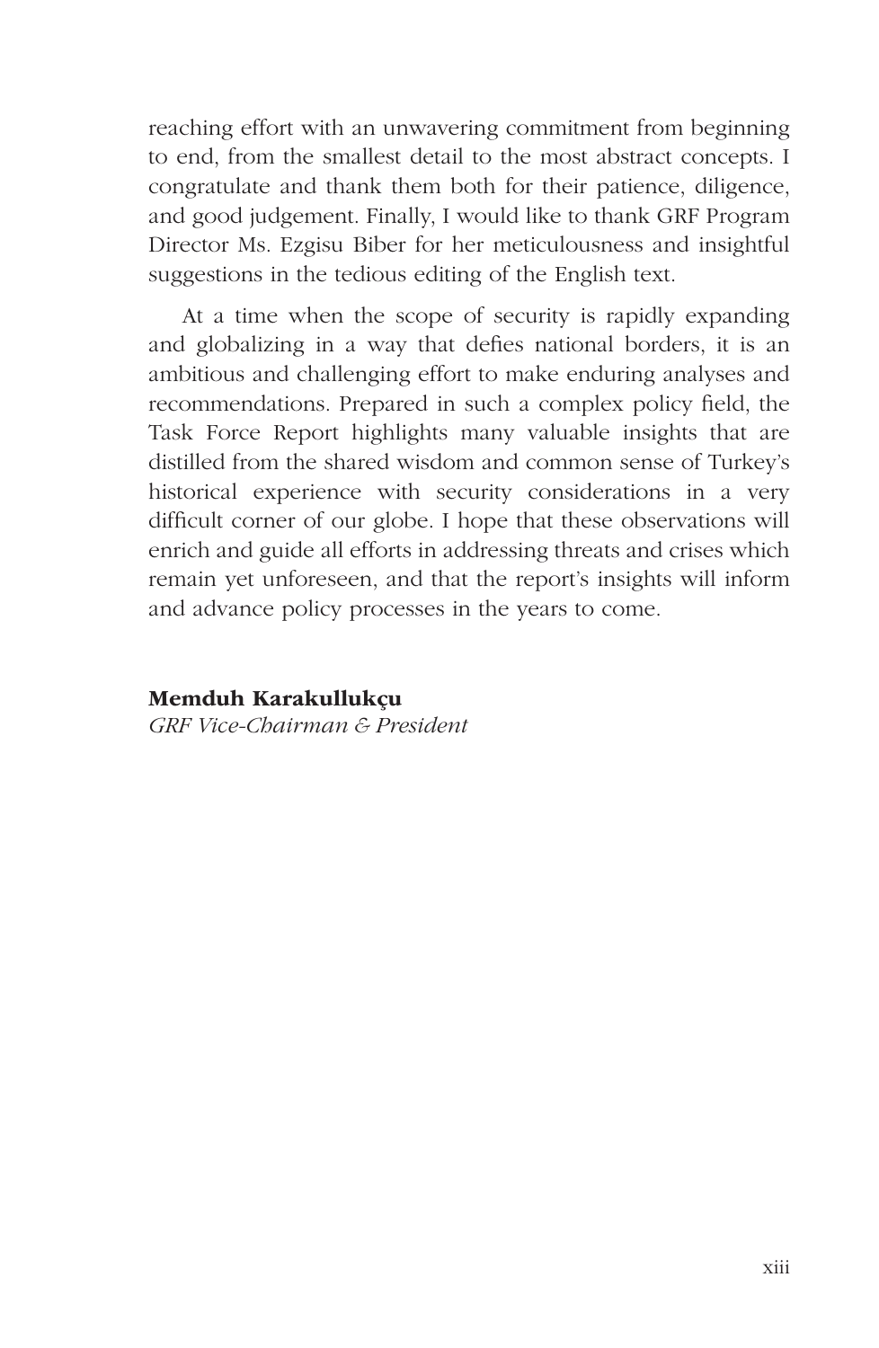reaching effort with an unwavering commitment from beginning to end, from the smallest detail to the most abstract concepts. I congratulate and thank them both for their patience, diligence, and good judgement. Finally, I would like to thank GRF Program Director Ms. Ezgisu Biber for her meticulousness and insightful suggestions in the tedious editing of the English text.

At a time when the scope of security is rapidly expanding and globalizing in a way that defies national borders, it is an ambitious and challenging effort to make enduring analyses and recommendations. Prepared in such a complex policy field, the Task Force Report highlights many valuable insights that are distilled from the shared wisdom and common sense of Turkey's historical experience with security considerations in a very difficult corner of our globe. I hope that these observations will enrich and guide all efforts in addressing threats and crises which remain yet unforeseen, and that the report's insights will inform and advance policy processes in the years to come.

**Memduh Karakullukçu**
*GRF Vice-Chairman & President*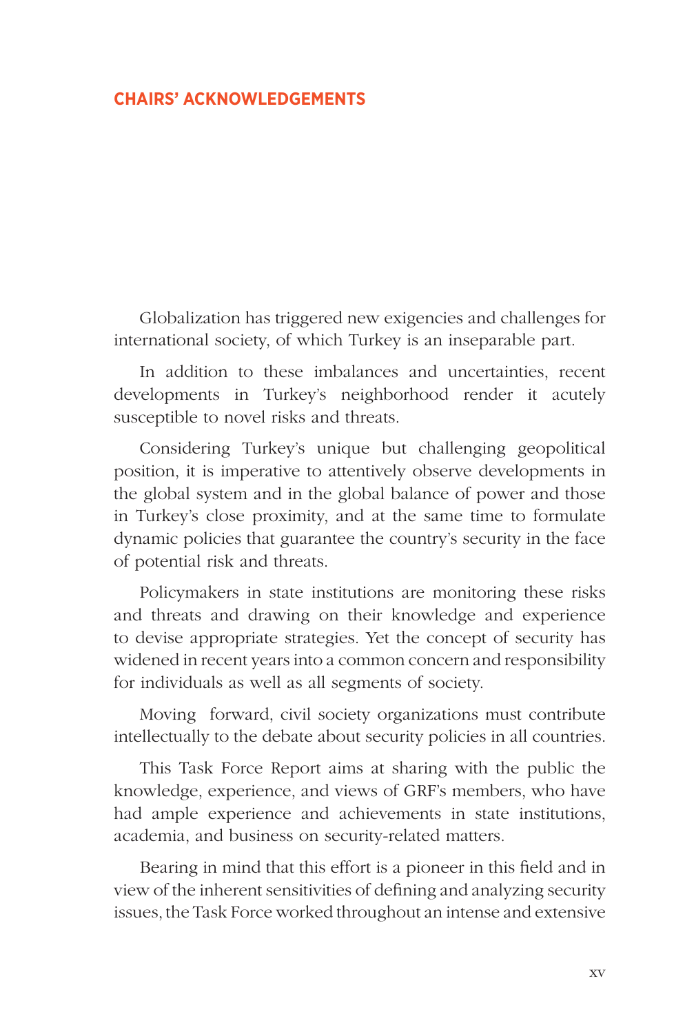## CHAIRS' ACKNOWLEDGEMENTS

Globalization has triggered new exigencies and challenges for international society, of which Turkey is an inseparable part.

In addition to these imbalances and uncertainties, recent developments in Turkey's neighborhood render it acutely susceptible to novel risks and threats.

Considering Turkey's unique but challenging geopolitical position, it is imperative to attentively observe developments in the global system and in the global balance of power and those in Turkey's close proximity, and at the same time to formulate dynamic policies that guarantee the country's security in the face of potential risk and threats.

Policymakers in state institutions are monitoring these risks and threats and drawing on their knowledge and experience to devise appropriate strategies. Yet the concept of security has widened in recent years into a common concern and responsibility for individuals as well as all segments of society.

Moving forward, civil society organizations must contribute intellectually to the debate about security policies in all countries.

This Task Force Report aims at sharing with the public the knowledge, experience, and views of GRF's members, who have had ample experience and achievements in state institutions, academia, and business on security-related matters.

Bearing in mind that this effort is a pioneer in this field and in view of the inherent sensitivities of defining and analyzing security issues, the Task Force worked throughout an intense and extensive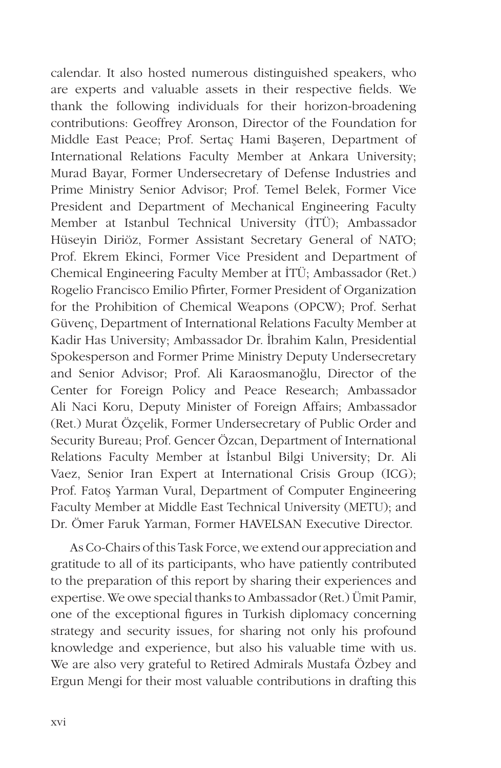calendar. It also hosted numerous distinguished speakers, who are experts and valuable assets in their respective fields. We thank the following individuals for their horizon-broadening contributions: Geoffrey Aronson, Director of the Foundation for Middle East Peace; Prof. Sertaç Hami Başeren, Department of International Relations Faculty Member at Ankara University; Murad Bayar, Former Undersecretary of Defense Industries and Prime Ministry Senior Advisor; Prof. Temel Belek, Former Vice President and Department of Mechanical Engineering Faculty Member at Istanbul Technical University (İTÜ); Ambassador Hüseyin Diriöz, Former Assistant Secretary General of NATO; Prof. Ekrem Ekinci, Former Vice President and Department of Chemical Engineering Faculty Member at İTÜ; Ambassador (Ret.) Rogelio Francisco Emilio Pfirter, Former President of Organization for the Prohibition of Chemical Weapons (OPCW); Prof. Serhat Güvenç, Department of International Relations Faculty Member at Kadir Has University; Ambassador Dr. İbrahim Kalın, Presidential Spokesperson and Former Prime Ministry Deputy Undersecretary and Senior Advisor; Prof. Ali Karaosmanoğlu, Director of the Center for Foreign Policy and Peace Research; Ambassador Ali Naci Koru, Deputy Minister of Foreign Affairs; Ambassador (Ret.) Murat Özçelik, Former Undersecretary of Public Order and Security Bureau; Prof. Gencer Özcan, Department of International Relations Faculty Member at İstanbul Bilgi University; Dr. Ali Vaez, Senior Iran Expert at International Crisis Group (ICG); Prof. Fatoş Yarman Vural, Department of Computer Engineering Faculty Member at Middle East Technical University (METU); and Dr. Ömer Faruk Yarman, Former HAVELSAN Executive Director.

As Co-Chairs of this Task Force, we extend our appreciation and gratitude to all of its participants, who have patiently contributed to the preparation of this report by sharing their experiences and expertise. We owe special thanks to Ambassador (Ret.) Ümit Pamir, one of the exceptional figures in Turkish diplomacy concerning strategy and security issues, for sharing not only his profound knowledge and experience, but also his valuable time with us. We are also very grateful to Retired Admirals Mustafa Özbey and Ergun Mengi for their most valuable contributions in drafting this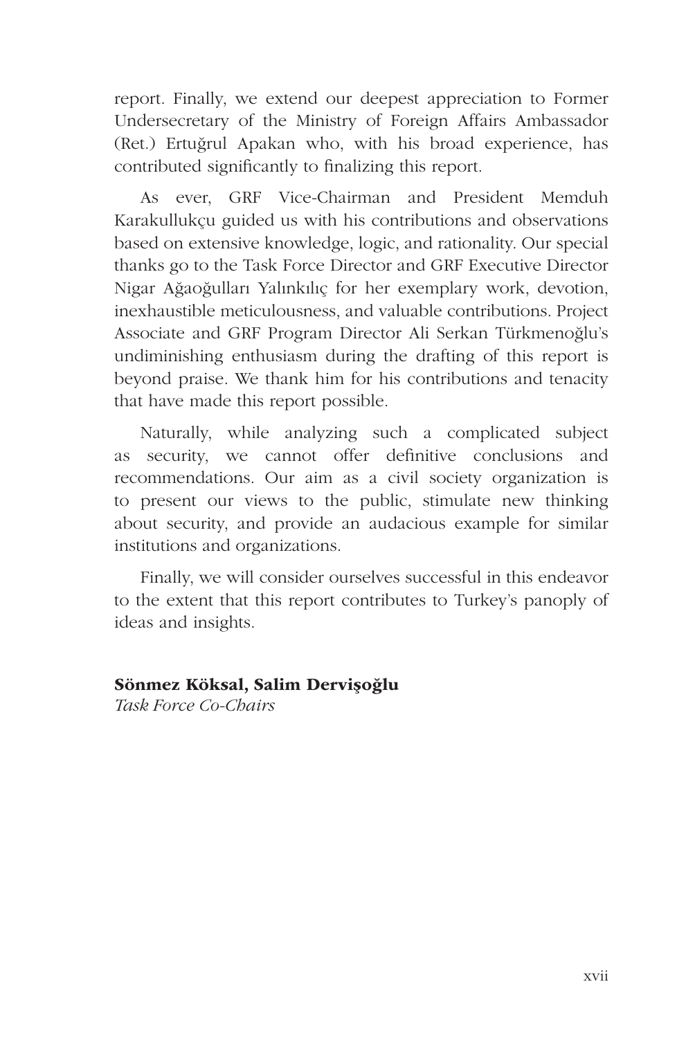report. Finally, we extend our deepest appreciation to Former Undersecretary of the Ministry of Foreign Affairs Ambassador (Ret.) Ertuğrul Apakan who, with his broad experience, has contributed significantly to finalizing this report.

As ever, GRF Vice-Chairman and President Memduh Karakullukçu guided us with his contributions and observations based on extensive knowledge, logic, and rationality. Our special thanks go to the Task Force Director and GRF Executive Director Nigar Ağaoğulları Yalınkılıç for her exemplary work, devotion, inexhaustible meticulousness, and valuable contributions. Project Associate and GRF Program Director Ali Serkan Türkmenoğlu's undiminishing enthusiasm during the drafting of this report is beyond praise. We thank him for his contributions and tenacity that have made this report possible.

Naturally, while analyzing such a complicated subject as security, we cannot offer definitive conclusions and recommendations. Our aim as a civil society organization is to present our views to the public, stimulate new thinking about security, and provide an audacious example for similar institutions and organizations.

Finally, we will consider ourselves successful in this endeavor to the extent that this report contributes to Turkey's panoply of ideas and insights.

**Sönmez Köksal, Salim Dervişoğlu**
*Task Force Co-Chairs*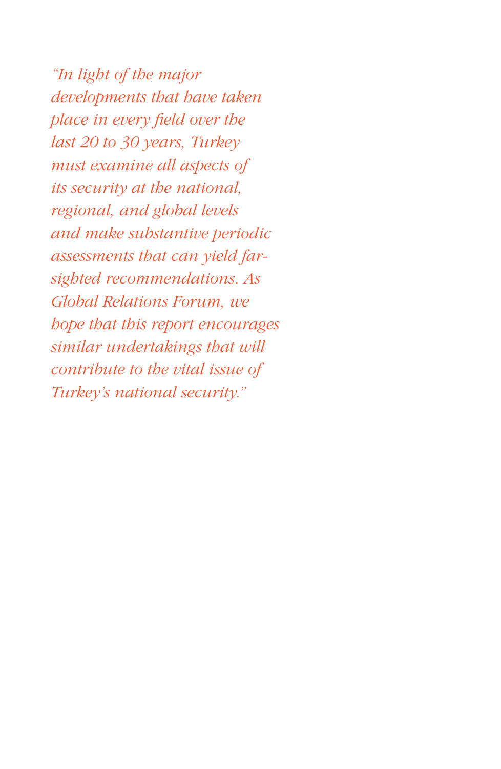*"In light of the major developments that have taken place in every field over the last 20 to 30 years, Turkey must examine all aspects of its security at the national, regional, and global levels and make substantive periodic assessments that can yield far-sighted recommendations. As Global Relations Forum, we hope that this report encourages similar undertakings that will contribute to the vital issue of Turkey's national security."*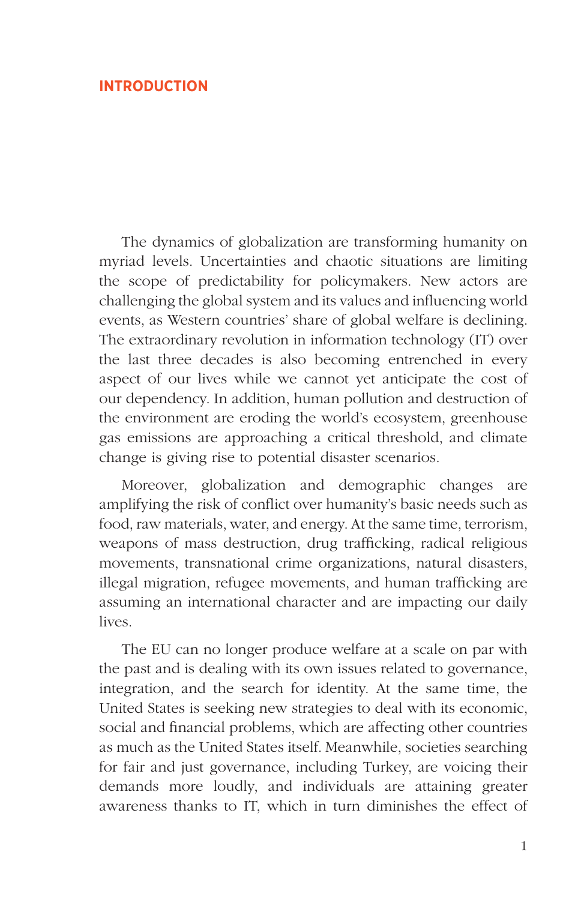# INTRODUCTION

The dynamics of globalization are transforming humanity on myriad levels. Uncertainties and chaotic situations are limiting the scope of predictability for policymakers. New actors are challenging the global system and its values and influencing world events, as Western countries' share of global welfare is declining. The extraordinary revolution in information technology (IT) over the last three decades is also becoming entrenched in every aspect of our lives while we cannot yet anticipate the cost of our dependency. In addition, human pollution and destruction of the environment are eroding the world's ecosystem, greenhouse gas emissions are approaching a critical threshold, and climate change is giving rise to potential disaster scenarios.

Moreover, globalization and demographic changes are amplifying the risk of conflict over humanity's basic needs such as food, raw materials, water, and energy. At the same time, terrorism, weapons of mass destruction, drug trafficking, radical religious movements, transnational crime organizations, natural disasters, illegal migration, refugee movements, and human trafficking are assuming an international character and are impacting our daily lives.

The EU can no longer produce welfare at a scale on par with the past and is dealing with its own issues related to governance, integration, and the search for identity. At the same time, the United States is seeking new strategies to deal with its economic, social and financial problems, which are affecting other countries as much as the United States itself. Meanwhile, societies searching for fair and just governance, including Turkey, are voicing their demands more loudly, and individuals are attaining greater awareness thanks to IT, which in turn diminishes the effect of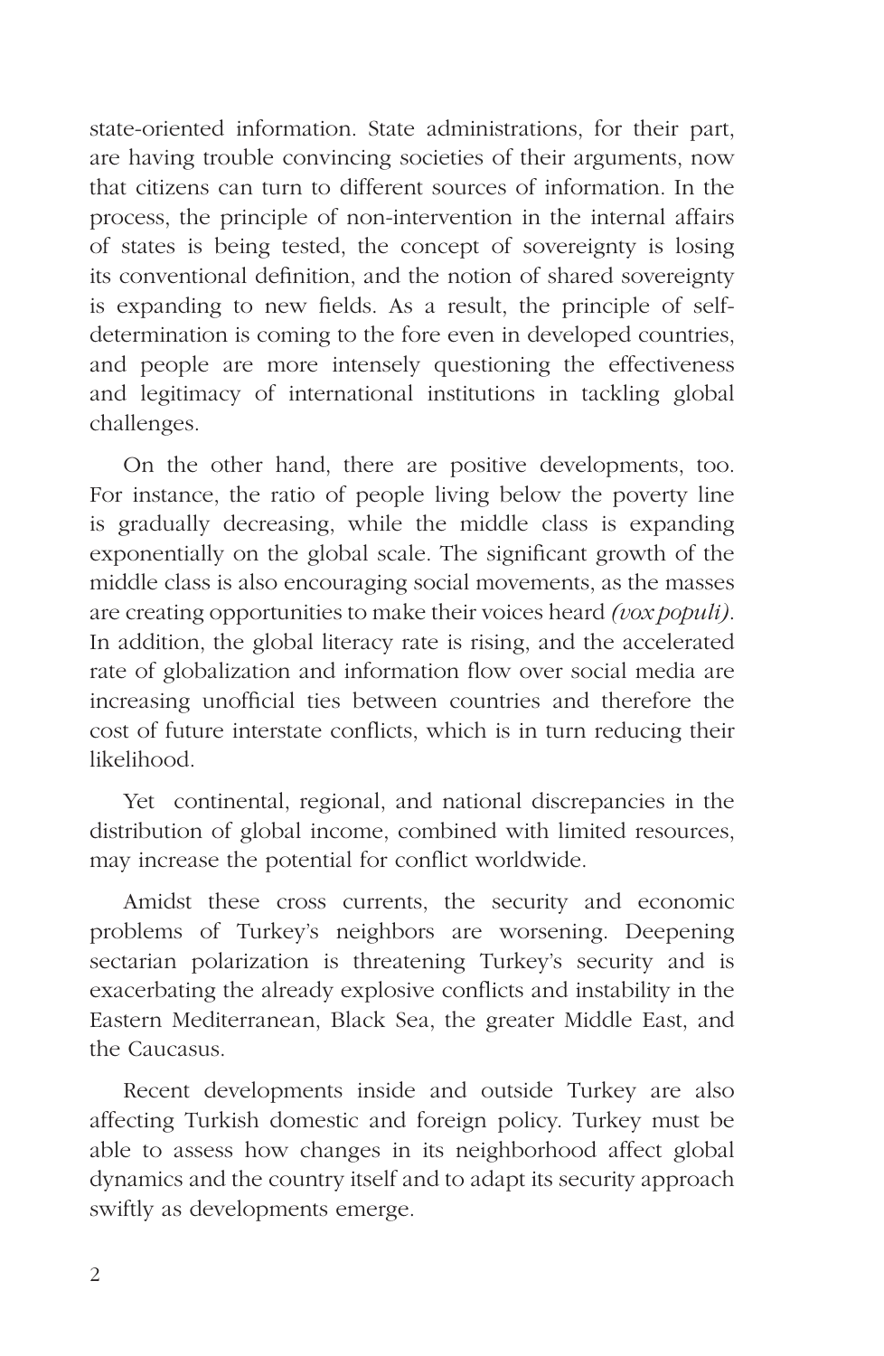state-oriented information. State administrations, for their part, are having trouble convincing societies of their arguments, now that citizens can turn to different sources of information. In the process, the principle of non-intervention in the internal affairs of states is being tested, the concept of sovereignty is losing its conventional definition, and the notion of shared sovereignty is expanding to new fields. As a result, the principle of self-determination is coming to the fore even in developed countries, and people are more intensely questioning the effectiveness and legitimacy of international institutions in tackling global challenges.

On the other hand, there are positive developments, too. For instance, the ratio of people living below the poverty line is gradually decreasing, while the middle class is expanding exponentially on the global scale. The significant growth of the middle class is also encouraging social movements, as the masses are creating opportunities to make their voices heard *(vox populi)*. In addition, the global literacy rate is rising, and the accelerated rate of globalization and information flow over social media are increasing unofficial ties between countries and therefore the cost of future interstate conflicts, which is in turn reducing their likelihood.

Yet continental, regional, and national discrepancies in the distribution of global income, combined with limited resources, may increase the potential for conflict worldwide.

Amidst these cross currents, the security and economic problems of Turkey's neighbors are worsening. Deepening sectarian polarization is threatening Turkey's security and is exacerbating the already explosive conflicts and instability in the Eastern Mediterranean, Black Sea, the greater Middle East, and the Caucasus.

Recent developments inside and outside Turkey are also affecting Turkish domestic and foreign policy. Turkey must be able to assess how changes in its neighborhood affect global dynamics and the country itself and to adapt its security approach swiftly as developments emerge.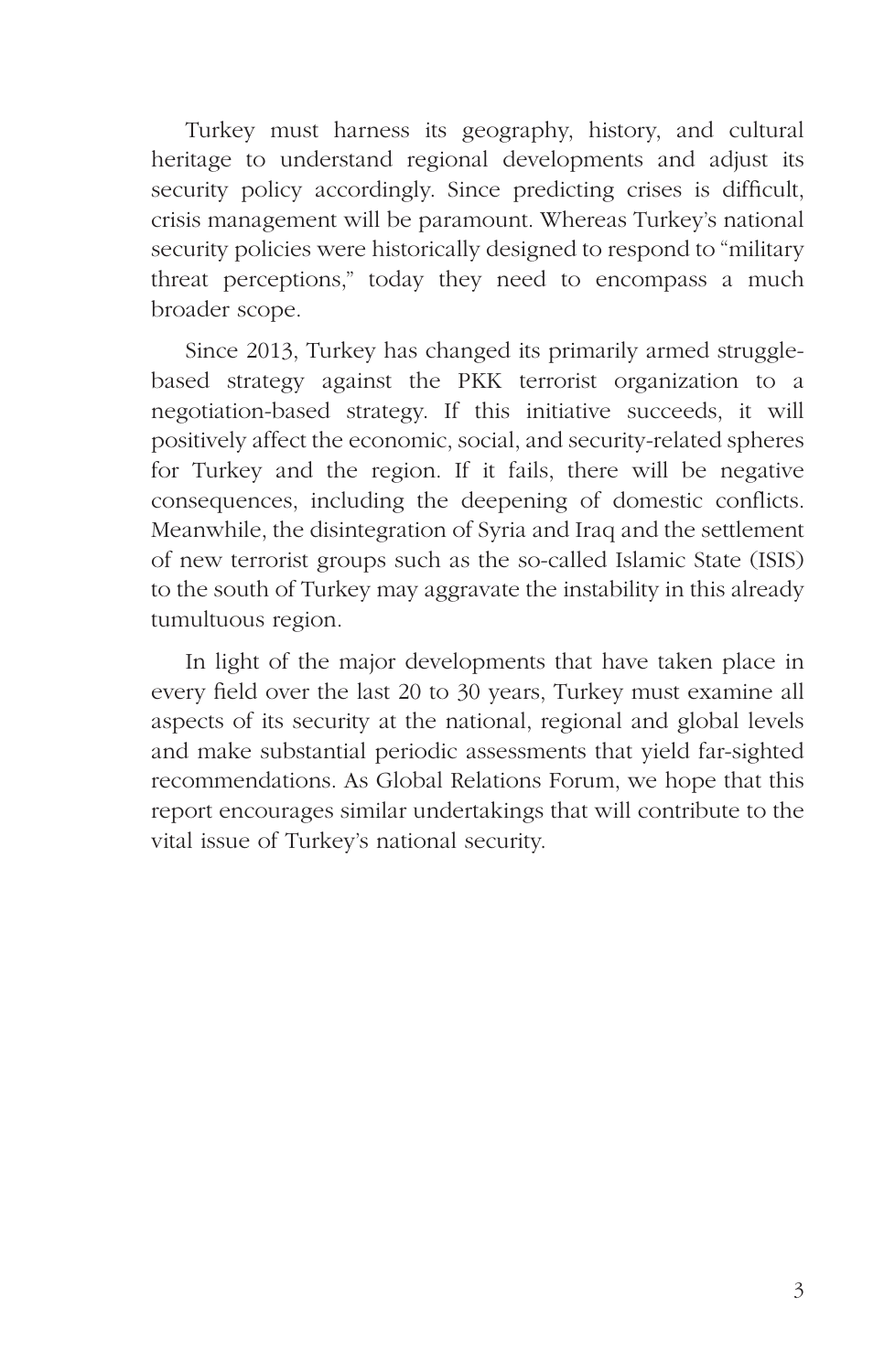Turkey must harness its geography, history, and cultural heritage to understand regional developments and adjust its security policy accordingly. Since predicting crises is difficult, crisis management will be paramount. Whereas Turkey's national security policies were historically designed to respond to "military threat perceptions," today they need to encompass a much broader scope.

Since 2013, Turkey has changed its primarily armed struggle-based strategy against the PKK terrorist organization to a negotiation-based strategy. If this initiative succeeds, it will positively affect the economic, social, and security-related spheres for Turkey and the region. If it fails, there will be negative consequences, including the deepening of domestic conflicts. Meanwhile, the disintegration of Syria and Iraq and the settlement of new terrorist groups such as the so-called Islamic State (ISIS) to the south of Turkey may aggravate the instability in this already tumultuous region.

In light of the major developments that have taken place in every field over the last 20 to 30 years, Turkey must examine all aspects of its security at the national, regional and global levels and make substantial periodic assessments that yield far-sighted recommendations. As Global Relations Forum, we hope that this report encourages similar undertakings that will contribute to the vital issue of Turkey's national security.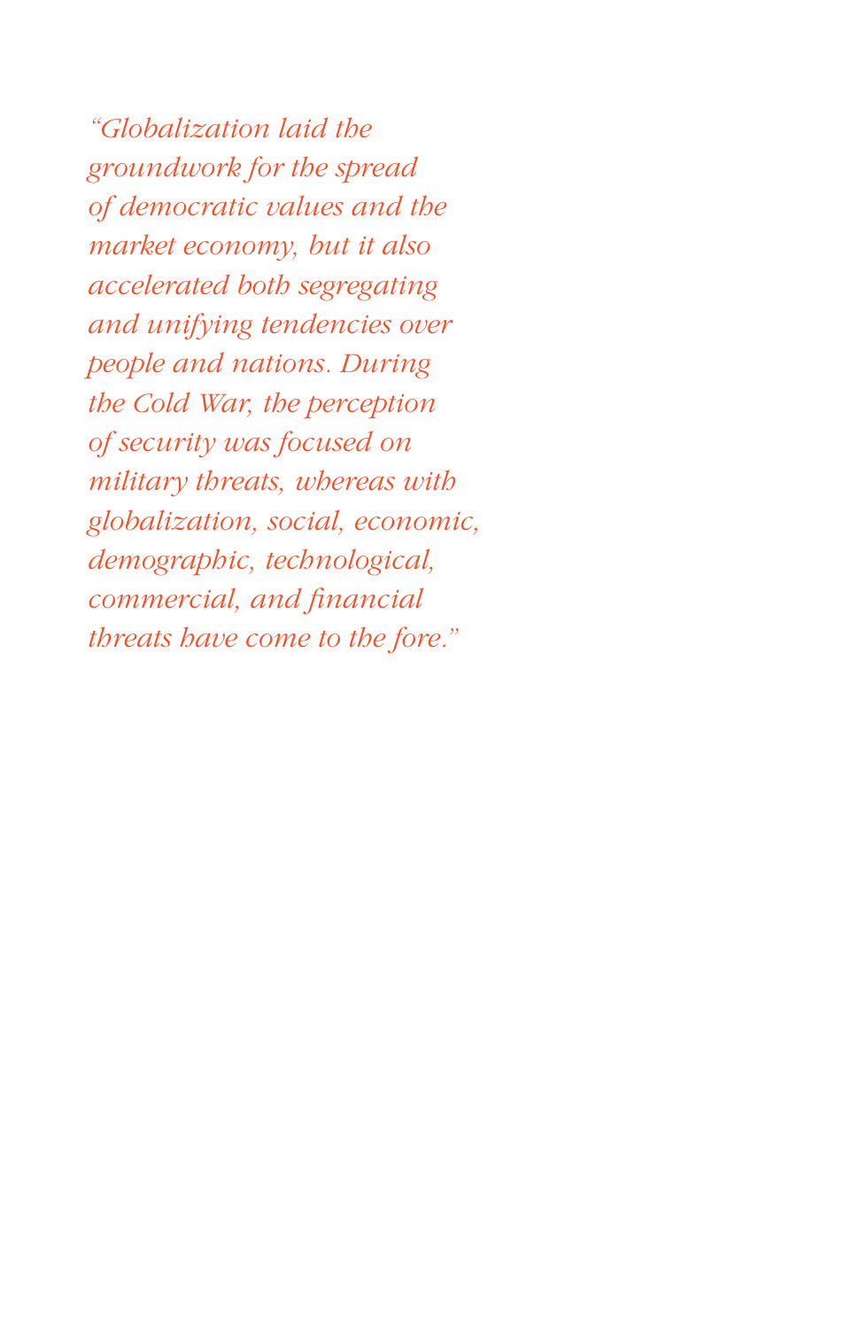*"Globalization laid the groundwork for the spread of democratic values and the market economy, but it also accelerated both segregating and unifying tendencies over people and nations. During the Cold War, the perception of security was focused on military threats, whereas with globalization, social, economic, demographic, technological, commercial, and financial threats have come to the fore."*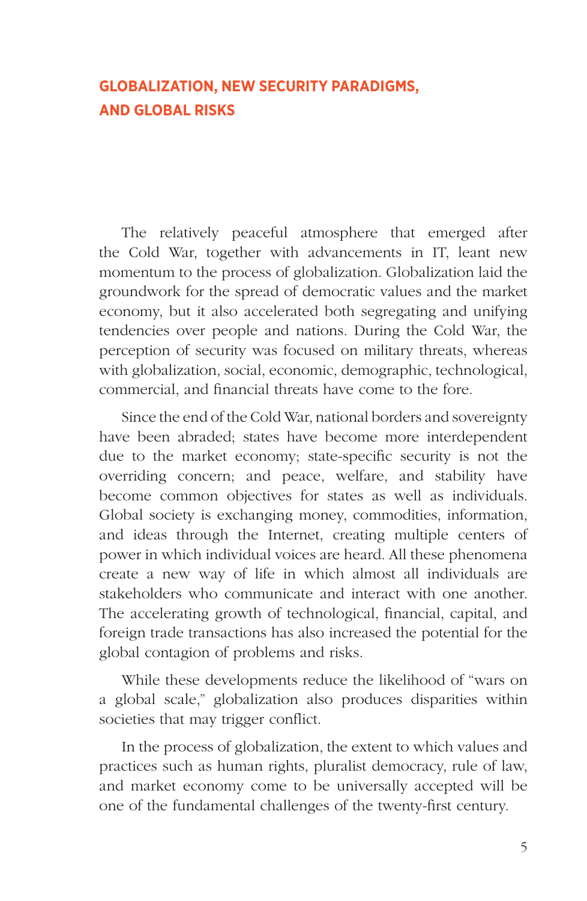## GLOBALIZATION, NEW SECURITY PARADIGMS, AND GLOBAL RISKS

The relatively peaceful atmosphere that emerged after the Cold War, together with advancements in IT, leant new momentum to the process of globalization. Globalization laid the groundwork for the spread of democratic values and the market economy, but it also accelerated both segregating and unifying tendencies over people and nations. During the Cold War, the perception of security was focused on military threats, whereas with globalization, social, economic, demographic, technological, commercial, and financial threats have come to the fore.

Since the end of the Cold War, national borders and sovereignty have been abraded; states have become more interdependent due to the market economy; state-specific security is not the overriding concern; and peace, welfare, and stability have become common objectives for states as well as individuals. Global society is exchanging money, commodities, information, and ideas through the Internet, creating multiple centers of power in which individual voices are heard. All these phenomena create a new way of life in which almost all individuals are stakeholders who communicate and interact with one another. The accelerating growth of technological, financial, capital, and foreign trade transactions has also increased the potential for the global contagion of problems and risks.

While these developments reduce the likelihood of "wars on a global scale," globalization also produces disparities within societies that may trigger conflict.

In the process of globalization, the extent to which values and practices such as human rights, pluralist democracy, rule of law, and market economy come to be universally accepted will be one of the fundamental challenges of the twenty-first century.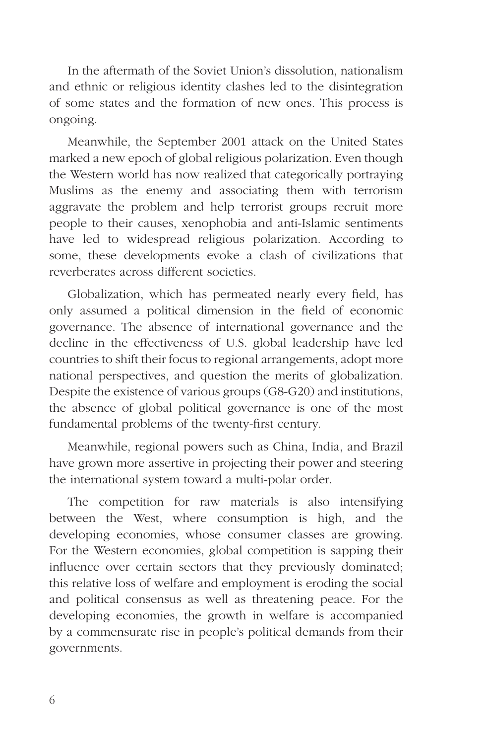In the aftermath of the Soviet Union's dissolution, nationalism and ethnic or religious identity clashes led to the disintegration of some states and the formation of new ones. This process is ongoing.

Meanwhile, the September 2001 attack on the United States marked a new epoch of global religious polarization. Even though the Western world has now realized that categorically portraying Muslims as the enemy and associating them with terrorism aggravate the problem and help terrorist groups recruit more people to their causes, xenophobia and anti-Islamic sentiments have led to widespread religious polarization. According to some, these developments evoke a clash of civilizations that reverberates across different societies.

Globalization, which has permeated nearly every field, has only assumed a political dimension in the field of economic governance. The absence of international governance and the decline in the effectiveness of U.S. global leadership have led countries to shift their focus to regional arrangements, adopt more national perspectives, and question the merits of globalization. Despite the existence of various groups (G8-G20) and institutions, the absence of global political governance is one of the most fundamental problems of the twenty-first century.

Meanwhile, regional powers such as China, India, and Brazil have grown more assertive in projecting their power and steering the international system toward a multi-polar order.

The competition for raw materials is also intensifying between the West, where consumption is high, and the developing economies, whose consumer classes are growing. For the Western economies, global competition is sapping their influence over certain sectors that they previously dominated; this relative loss of welfare and employment is eroding the social and political consensus as well as threatening peace. For the developing economies, the growth in welfare is accompanied by a commensurate rise in people's political demands from their governments.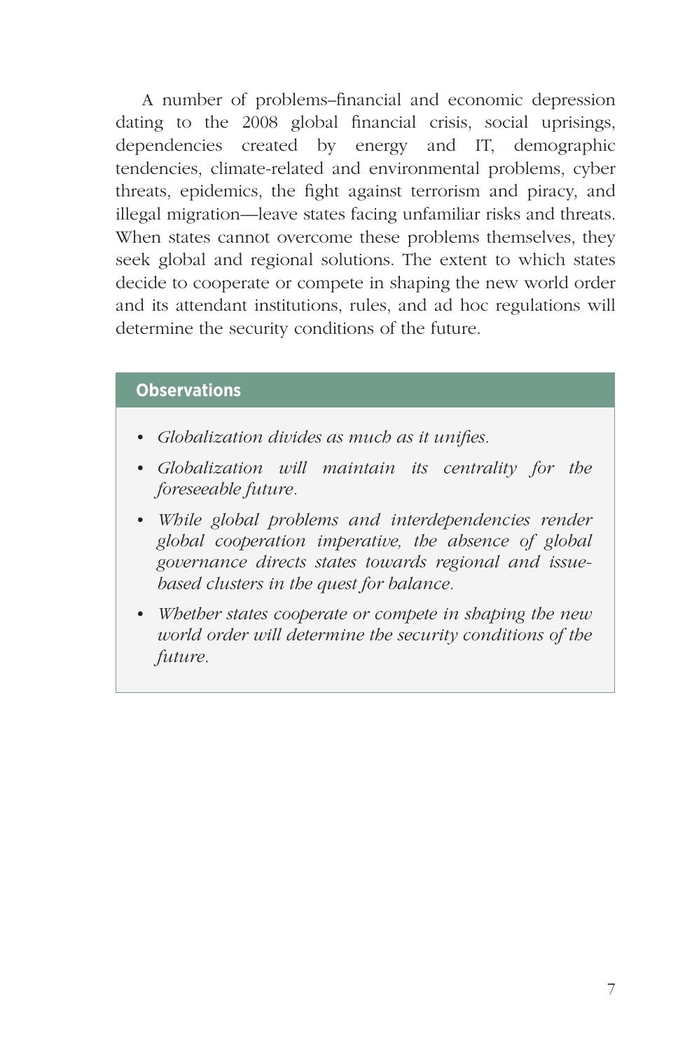A number of problems–financial and economic depression dating to the 2008 global financial crisis, social uprisings, dependencies created by energy and IT, demographic tendencies, climate-related and environmental problems, cyber threats, epidemics, the fight against terrorism and piracy, and illegal migration—leave states facing unfamiliar risks and threats. When states cannot overcome these problems themselves, they seek global and regional solutions. The extent to which states decide to cooperate or compete in shaping the new world order and its attendant institutions, rules, and ad hoc regulations will determine the security conditions of the future.

**Observations**

- *Globalization divides as much as it unifies.*
- *Globalization will maintain its centrality for the foreseeable future.*
- *While global problems and interdependencies render global cooperation imperative, the absence of global governance directs states towards regional and issue-based clusters in the quest for balance.*
- *Whether states cooperate or compete in shaping the new world order will determine the security conditions of the future.*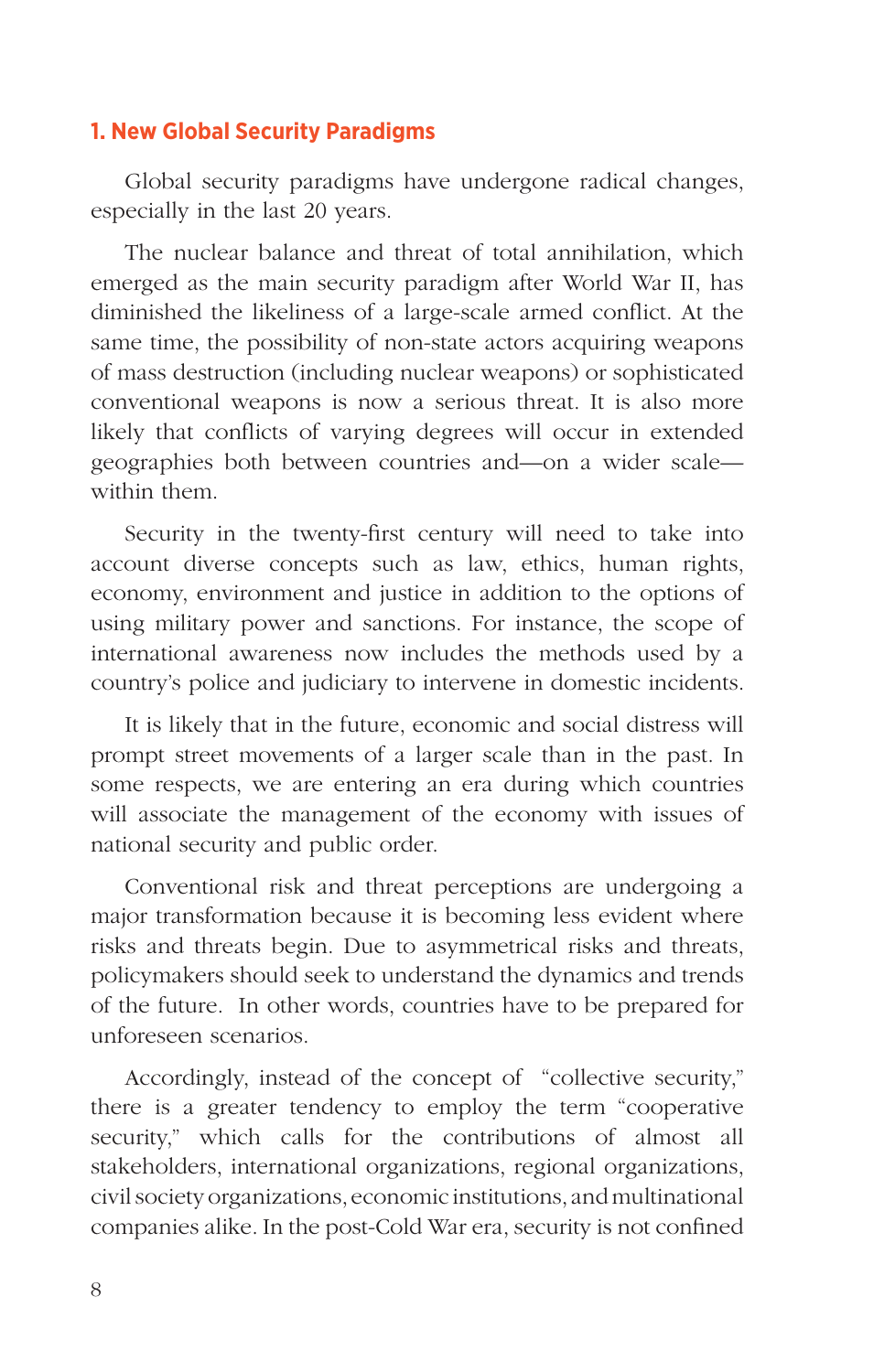## 1. New Global Security Paradigms

Global security paradigms have undergone radical changes, especially in the last 20 years.

The nuclear balance and threat of total annihilation, which emerged as the main security paradigm after World War II, has diminished the likeliness of a large-scale armed conflict. At the same time, the possibility of non-state actors acquiring weapons of mass destruction (including nuclear weapons) or sophisticated conventional weapons is now a serious threat. It is also more likely that conflicts of varying degrees will occur in extended geographies both between countries and—on a wider scale—within them.

Security in the twenty-first century will need to take into account diverse concepts such as law, ethics, human rights, economy, environment and justice in addition to the options of using military power and sanctions. For instance, the scope of international awareness now includes the methods used by a country's police and judiciary to intervene in domestic incidents.

It is likely that in the future, economic and social distress will prompt street movements of a larger scale than in the past. In some respects, we are entering an era during which countries will associate the management of the economy with issues of national security and public order.

Conventional risk and threat perceptions are undergoing a major transformation because it is becoming less evident where risks and threats begin. Due to asymmetrical risks and threats, policymakers should seek to understand the dynamics and trends of the future. In other words, countries have to be prepared for unforeseen scenarios.

Accordingly, instead of the concept of "collective security," there is a greater tendency to employ the term "cooperative security," which calls for the contributions of almost all stakeholders, international organizations, regional organizations, civil society organizations, economic institutions, and multinational companies alike. In the post-Cold War era, security is not confined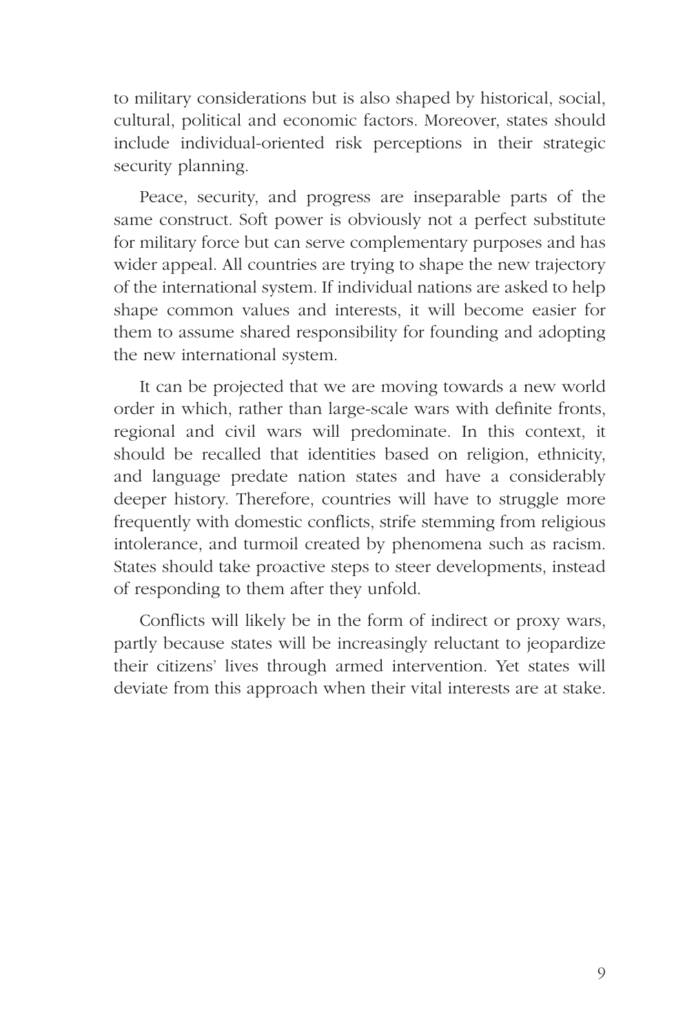to military considerations but is also shaped by historical, social, cultural, political and economic factors. Moreover, states should include individual-oriented risk perceptions in their strategic security planning.

Peace, security, and progress are inseparable parts of the same construct. Soft power is obviously not a perfect substitute for military force but can serve complementary purposes and has wider appeal. All countries are trying to shape the new trajectory of the international system. If individual nations are asked to help shape common values and interests, it will become easier for them to assume shared responsibility for founding and adopting the new international system.

It can be projected that we are moving towards a new world order in which, rather than large-scale wars with definite fronts, regional and civil wars will predominate. In this context, it should be recalled that identities based on religion, ethnicity, and language predate nation states and have a considerably deeper history. Therefore, countries will have to struggle more frequently with domestic conflicts, strife stemming from religious intolerance, and turmoil created by phenomena such as racism. States should take proactive steps to steer developments, instead of responding to them after they unfold.

Conflicts will likely be in the form of indirect or proxy wars, partly because states will be increasingly reluctant to jeopardize their citizens' lives through armed intervention. Yet states will deviate from this approach when their vital interests are at stake.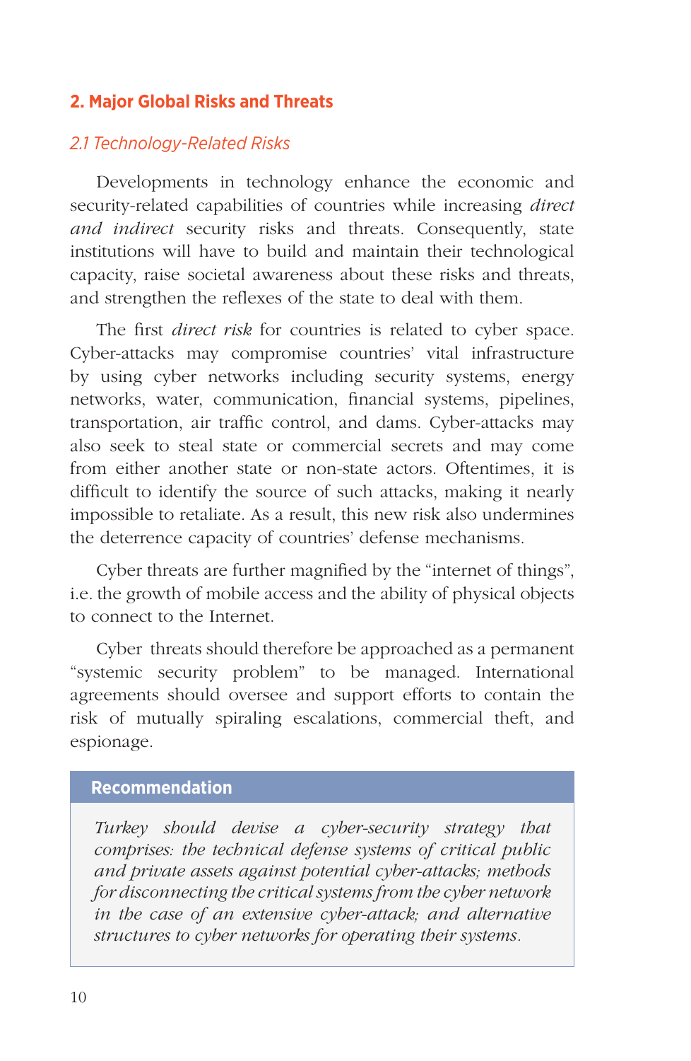## 2. Major Global Risks and Threats

### *2.1 Technology-Related Risks*

Developments in technology enhance the economic and security-related capabilities of countries while increasing *direct and indirect* security risks and threats. Consequently, state institutions will have to build and maintain their technological capacity, raise societal awareness about these risks and threats, and strengthen the reflexes of the state to deal with them.

The first *direct risk* for countries is related to cyber space. Cyber-attacks may compromise countries' vital infrastructure by using cyber networks including security systems, energy networks, water, communication, financial systems, pipelines, transportation, air traffic control, and dams. Cyber-attacks may also seek to steal state or commercial secrets and may come from either another state or non-state actors. Oftentimes, it is difficult to identify the source of such attacks, making it nearly impossible to retaliate. As a result, this new risk also undermines the deterrence capacity of countries' defense mechanisms.

Cyber threats are further magnified by the "internet of things", i.e. the growth of mobile access and the ability of physical objects to connect to the Internet.

Cyber threats should therefore be approached as a permanent "systemic security problem" to be managed. International agreements should oversee and support efforts to contain the risk of mutually spiraling escalations, commercial theft, and espionage.

**Recommendation**

*Turkey should devise a cyber-security strategy that comprises: the technical defense systems of critical public and private assets against potential cyber-attacks; methods for disconnecting the critical systems from the cyber network in the case of an extensive cyber-attack; and alternative structures to cyber networks for operating their systems.*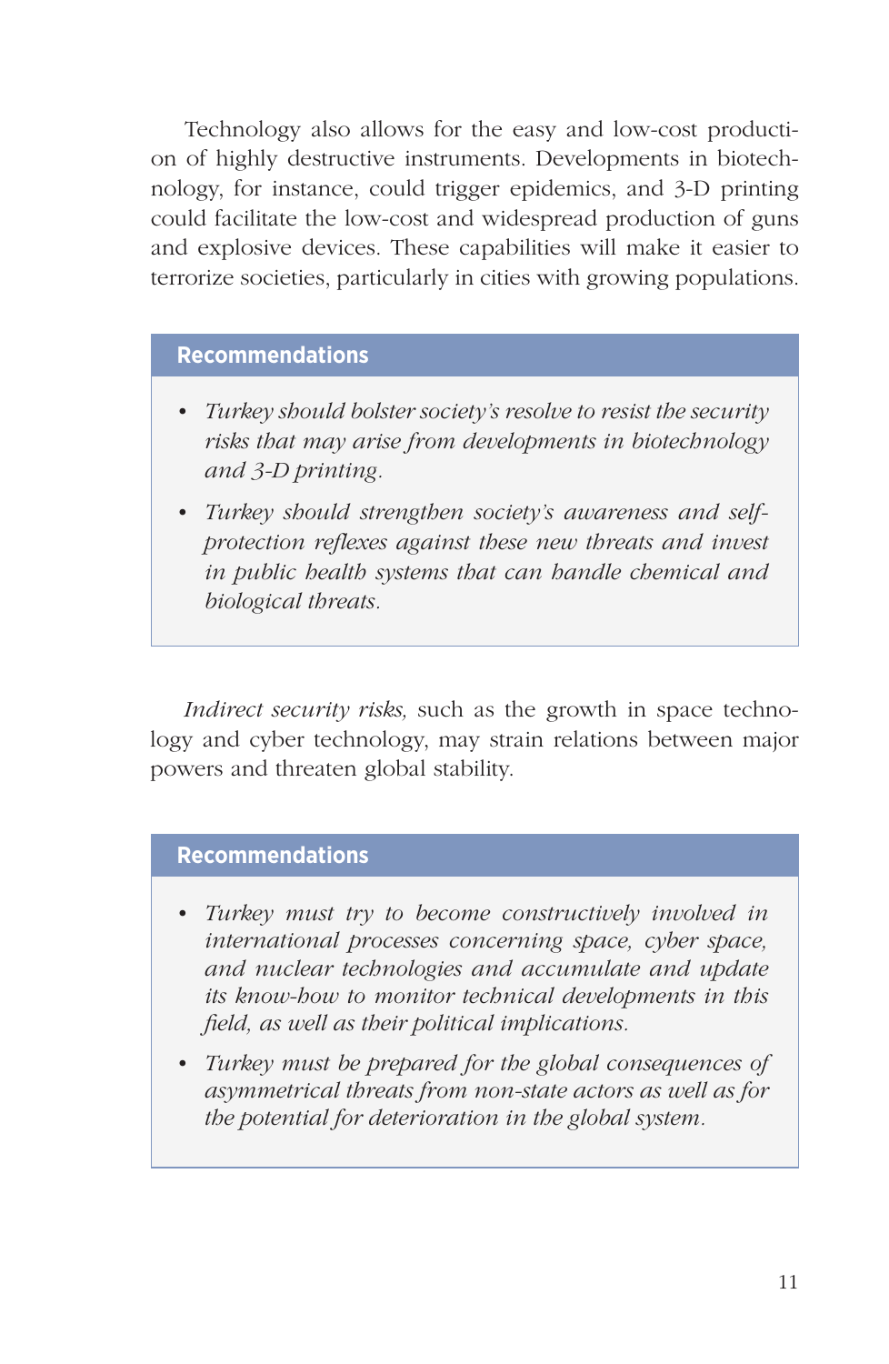Technology also allows for the easy and low-cost production of highly destructive instruments. Developments in biotechnology, for instance, could trigger epidemics, and 3-D printing could facilitate the low-cost and widespread production of guns and explosive devices. These capabilities will make it easier to terrorize societies, particularly in cities with growing populations.

**Recommendations**

- *Turkey should bolster society's resolve to resist the security risks that may arise from developments in biotechnology and 3-D printing.*
- *Turkey should strengthen society's awareness and self-protection reflexes against these new threats and invest in public health systems that can handle chemical and biological threats.*

*Indirect security risks,* such as the growth in space technology and cyber technology, may strain relations between major powers and threaten global stability.

**Recommendations**

- *Turkey must try to become constructively involved in international processes concerning space, cyber space, and nuclear technologies and accumulate and update its know-how to monitor technical developments in this field, as well as their political implications.*
- *Turkey must be prepared for the global consequences of asymmetrical threats from non-state actors as well as for the potential for deterioration in the global system.*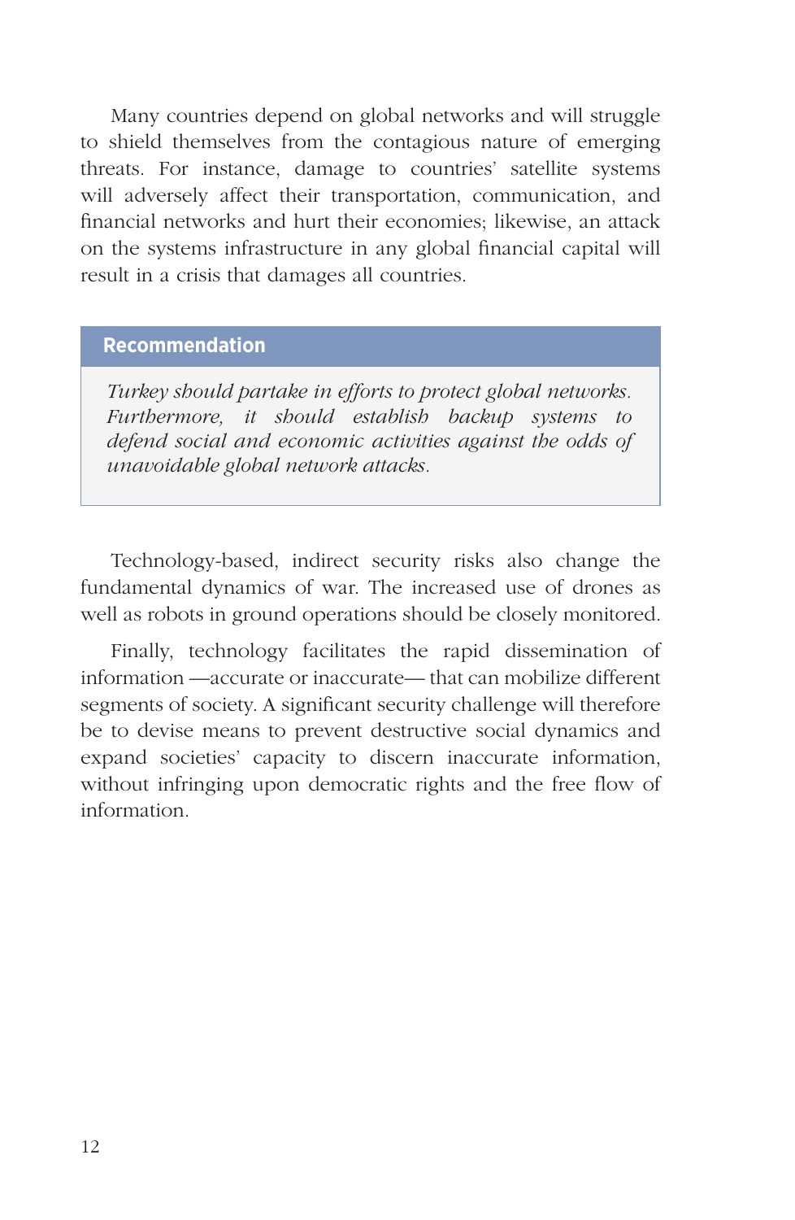Many countries depend on global networks and will struggle to shield themselves from the contagious nature of emerging threats. For instance, damage to countries' satellite systems will adversely affect their transportation, communication, and financial networks and hurt their economies; likewise, an attack on the systems infrastructure in any global financial capital will result in a crisis that damages all countries.

> **Recommendation**
>
> *Turkey should partake in efforts to protect global networks. Furthermore, it should establish backup systems to defend social and economic activities against the odds of unavoidable global network attacks.*

Technology-based, indirect security risks also change the fundamental dynamics of war. The increased use of drones as well as robots in ground operations should be closely monitored.

Finally, technology facilitates the rapid dissemination of information —accurate or inaccurate— that can mobilize different segments of society. A significant security challenge will therefore be to devise means to prevent destructive social dynamics and expand societies' capacity to discern inaccurate information, without infringing upon democratic rights and the free flow of information.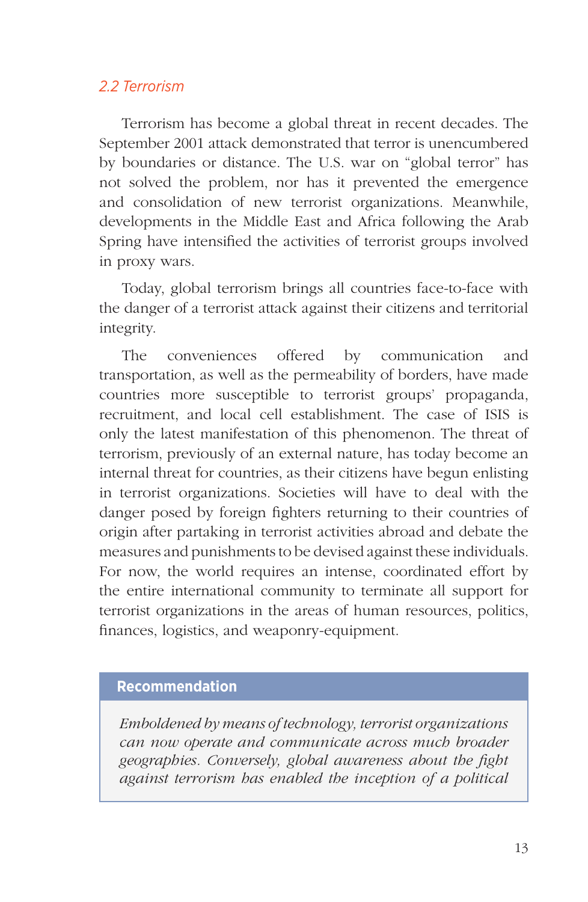### 2.2 Terrorism

Terrorism has become a global threat in recent decades. The September 2001 attack demonstrated that terror is unencumbered by boundaries or distance. The U.S. war on “global terror” has not solved the problem, nor has it prevented the emergence and consolidation of new terrorist organizations. Meanwhile, developments in the Middle East and Africa following the Arab Spring have intensified the activities of terrorist groups involved in proxy wars.

Today, global terrorism brings all countries face-to-face with the danger of a terrorist attack against their citizens and territorial integrity.

The conveniences offered by communication and transportation, as well as the permeability of borders, have made countries more susceptible to terrorist groups’ propaganda, recruitment, and local cell establishment. The case of ISIS is only the latest manifestation of this phenomenon. The threat of terrorism, previously of an external nature, has today become an internal threat for countries, as their citizens have begun enlisting in terrorist organizations. Societies will have to deal with the danger posed by foreign fighters returning to their countries of origin after partaking in terrorist activities abroad and debate the measures and punishments to be devised against these individuals. For now, the world requires an intense, coordinated effort by the entire international community to terminate all support for terrorist organizations in the areas of human resources, politics, finances, logistics, and weaponry-equipment.

**Recommendation**

*Emboldened by means of technology, terrorist organizations can now operate and communicate across much broader geographies. Conversely, global awareness about the fight against terrorism has enabled the inception of a political*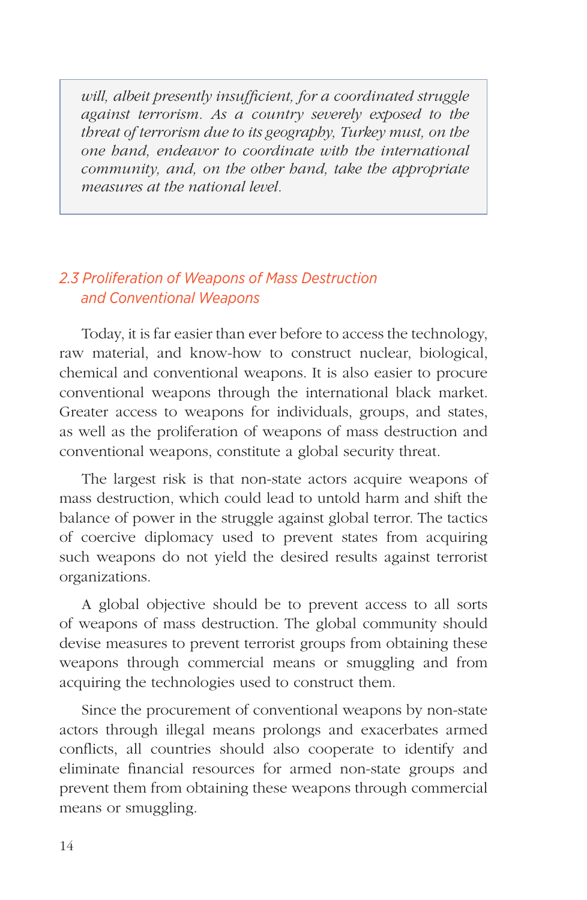*will, albeit presently insufficient, for a coordinated struggle against terrorism. As a country severely exposed to the threat of terrorism due to its geography, Turkey must, on the one hand, endeavor to coordinate with the international community, and, on the other hand, take the appropriate measures at the national level.*

## 2.3 Proliferation of Weapons of Mass Destruction and Conventional Weapons

Today, it is far easier than ever before to access the technology, raw material, and know-how to construct nuclear, biological, chemical and conventional weapons. It is also easier to procure conventional weapons through the international black market. Greater access to weapons for individuals, groups, and states, as well as the proliferation of weapons of mass destruction and conventional weapons, constitute a global security threat.

The largest risk is that non-state actors acquire weapons of mass destruction, which could lead to untold harm and shift the balance of power in the struggle against global terror. The tactics of coercive diplomacy used to prevent states from acquiring such weapons do not yield the desired results against terrorist organizations.

A global objective should be to prevent access to all sorts of weapons of mass destruction. The global community should devise measures to prevent terrorist groups from obtaining these weapons through commercial means or smuggling and from acquiring the technologies used to construct them.

Since the procurement of conventional weapons by non-state actors through illegal means prolongs and exacerbates armed conflicts, all countries should also cooperate to identify and eliminate financial resources for armed non-state groups and prevent them from obtaining these weapons through commercial means or smuggling.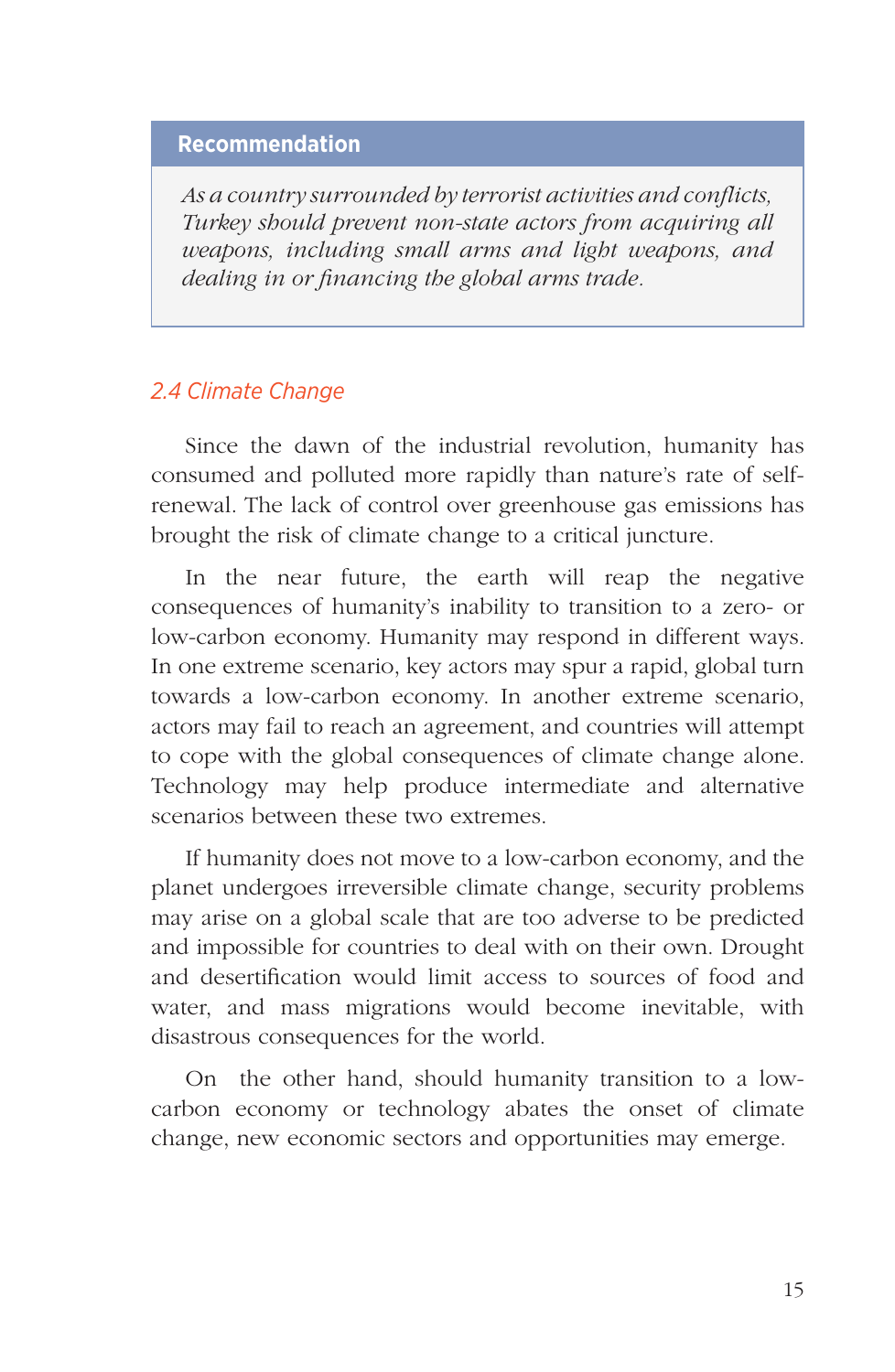**Recommendation**

*As a country surrounded by terrorist activities and conflicts, Turkey should prevent non-state actors from acquiring all weapons, including small arms and light weapons, and dealing in or financing the global arms trade.*

### 2.4 Climate Change

Since the dawn of the industrial revolution, humanity has consumed and polluted more rapidly than nature's rate of self-renewal. The lack of control over greenhouse gas emissions has brought the risk of climate change to a critical juncture.

In the near future, the earth will reap the negative consequences of humanity's inability to transition to a zero- or low-carbon economy. Humanity may respond in different ways. In one extreme scenario, key actors may spur a rapid, global turn towards a low-carbon economy. In another extreme scenario, actors may fail to reach an agreement, and countries will attempt to cope with the global consequences of climate change alone. Technology may help produce intermediate and alternative scenarios between these two extremes.

If humanity does not move to a low-carbon economy, and the planet undergoes irreversible climate change, security problems may arise on a global scale that are too adverse to be predicted and impossible for countries to deal with on their own. Drought and desertification would limit access to sources of food and water, and mass migrations would become inevitable, with disastrous consequences for the world.

On the other hand, should humanity transition to a low-carbon economy or technology abates the onset of climate change, new economic sectors and opportunities may emerge.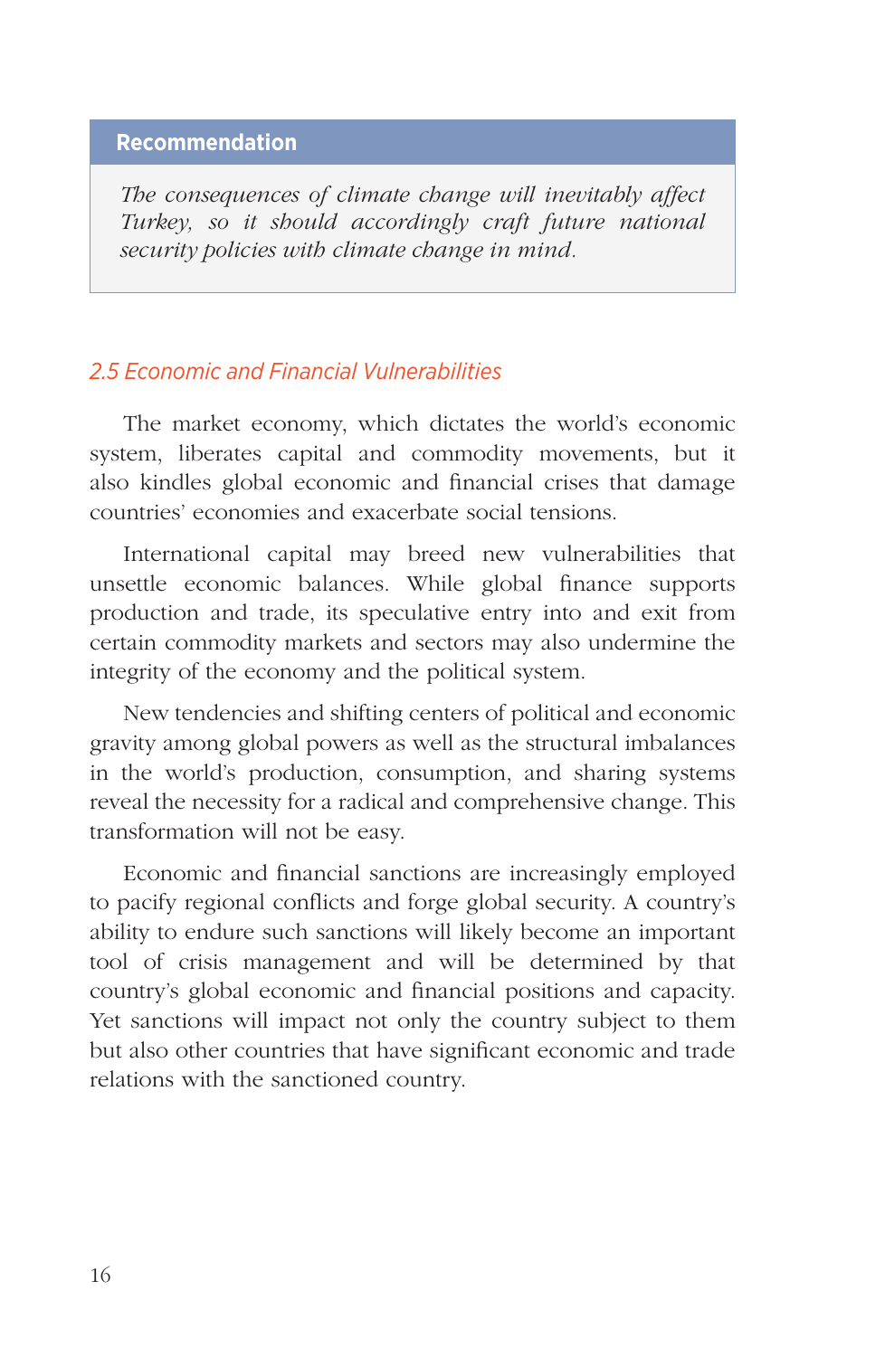**Recommendation**

*The consequences of climate change will inevitably affect Turkey, so it should accordingly craft future national security policies with climate change in mind.*

## 2.5 Economic and Financial Vulnerabilities

The market economy, which dictates the world's economic system, liberates capital and commodity movements, but it also kindles global economic and financial crises that damage countries' economies and exacerbate social tensions.

International capital may breed new vulnerabilities that unsettle economic balances. While global finance supports production and trade, its speculative entry into and exit from certain commodity markets and sectors may also undermine the integrity of the economy and the political system.

New tendencies and shifting centers of political and economic gravity among global powers as well as the structural imbalances in the world's production, consumption, and sharing systems reveal the necessity for a radical and comprehensive change. This transformation will not be easy.

Economic and financial sanctions are increasingly employed to pacify regional conflicts and forge global security. A country's ability to endure such sanctions will likely become an important tool of crisis management and will be determined by that country's global economic and financial positions and capacity. Yet sanctions will impact not only the country subject to them but also other countries that have significant economic and trade relations with the sanctioned country.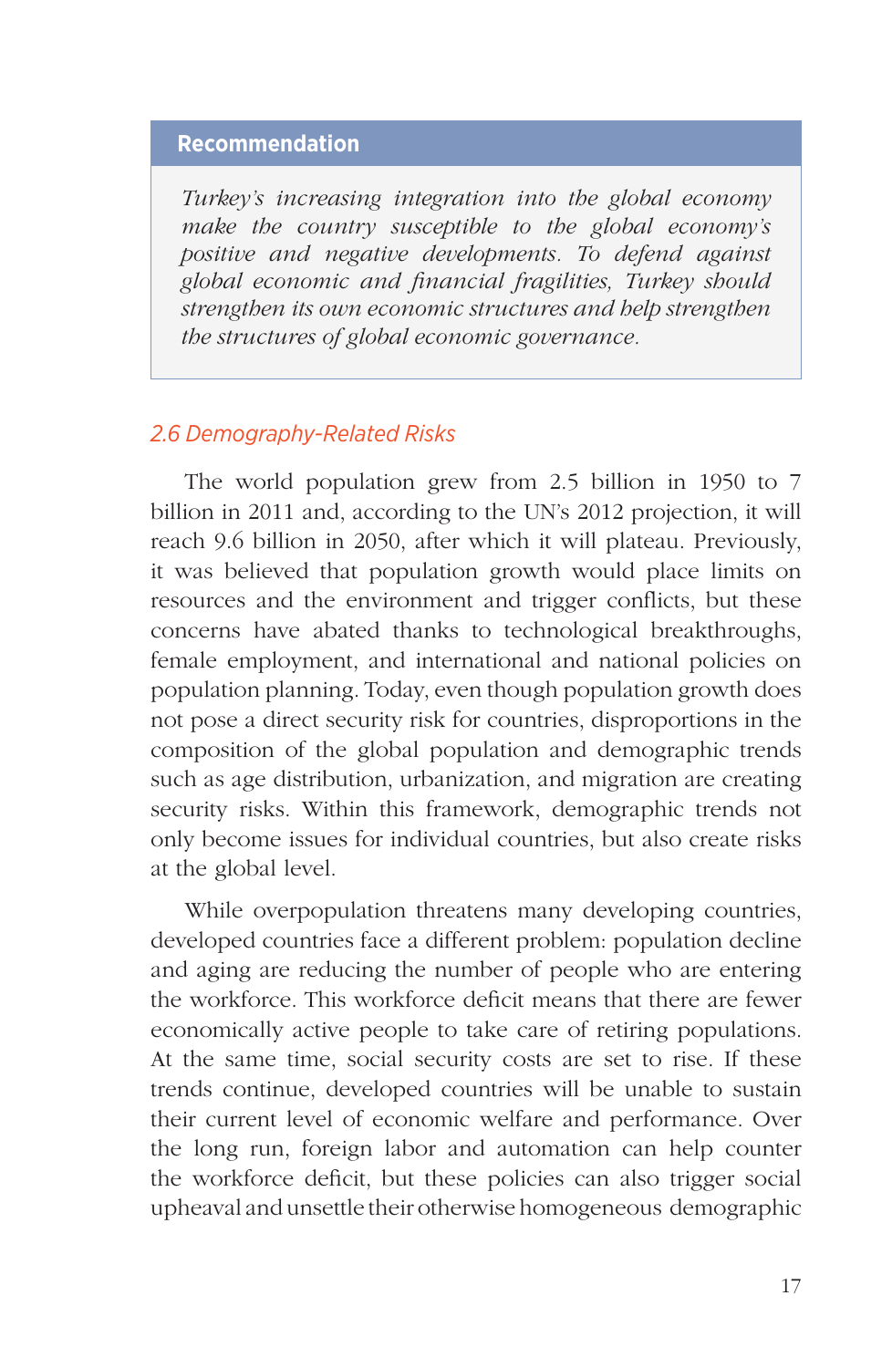> **Recommendation**
>
> *Turkey's increasing integration into the global economy make the country susceptible to the global economy's positive and negative developments. To defend against global economic and financial fragilities, Turkey should strengthen its own economic structures and help strengthen the structures of global economic governance.*

### *2.6 Demography-Related Risks*

The world population grew from 2.5 billion in 1950 to 7 billion in 2011 and, according to the UN's 2012 projection, it will reach 9.6 billion in 2050, after which it will plateau. Previously, it was believed that population growth would place limits on resources and the environment and trigger conflicts, but these concerns have abated thanks to technological breakthroughs, female employment, and international and national policies on population planning. Today, even though population growth does not pose a direct security risk for countries, disproportions in the composition of the global population and demographic trends such as age distribution, urbanization, and migration are creating security risks. Within this framework, demographic trends not only become issues for individual countries, but also create risks at the global level.

While overpopulation threatens many developing countries, developed countries face a different problem: population decline and aging are reducing the number of people who are entering the workforce. This workforce deficit means that there are fewer economically active people to take care of retiring populations. At the same time, social security costs are set to rise. If these trends continue, developed countries will be unable to sustain their current level of economic welfare and performance. Over the long run, foreign labor and automation can help counter the workforce deficit, but these policies can also trigger social upheaval and unsettle their otherwise homogeneous demographic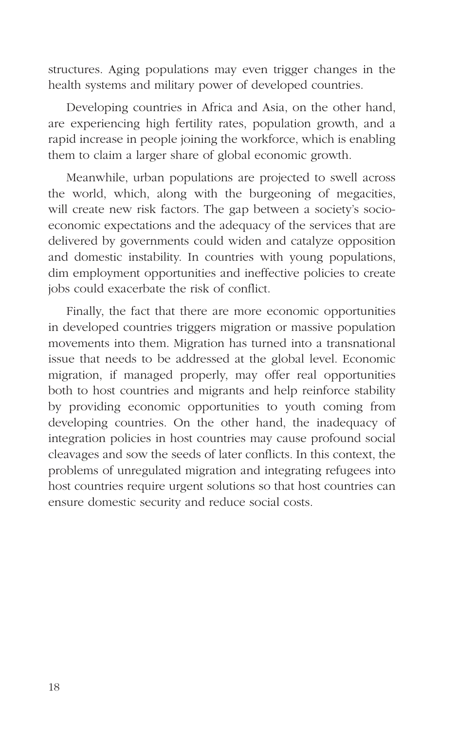structures. Aging populations may even trigger changes in the health systems and military power of developed countries.

Developing countries in Africa and Asia, on the other hand, are experiencing high fertility rates, population growth, and a rapid increase in people joining the workforce, which is enabling them to claim a larger share of global economic growth.

Meanwhile, urban populations are projected to swell across the world, which, along with the burgeoning of megacities, will create new risk factors. The gap between a society's socio-economic expectations and the adequacy of the services that are delivered by governments could widen and catalyze opposition and domestic instability. In countries with young populations, dim employment opportunities and ineffective policies to create jobs could exacerbate the risk of conflict.

Finally, the fact that there are more economic opportunities in developed countries triggers migration or massive population movements into them. Migration has turned into a transnational issue that needs to be addressed at the global level. Economic migration, if managed properly, may offer real opportunities both to host countries and migrants and help reinforce stability by providing economic opportunities to youth coming from developing countries. On the other hand, the inadequacy of integration policies in host countries may cause profound social cleavages and sow the seeds of later conflicts. In this context, the problems of unregulated migration and integrating refugees into host countries require urgent solutions so that host countries can ensure domestic security and reduce social costs.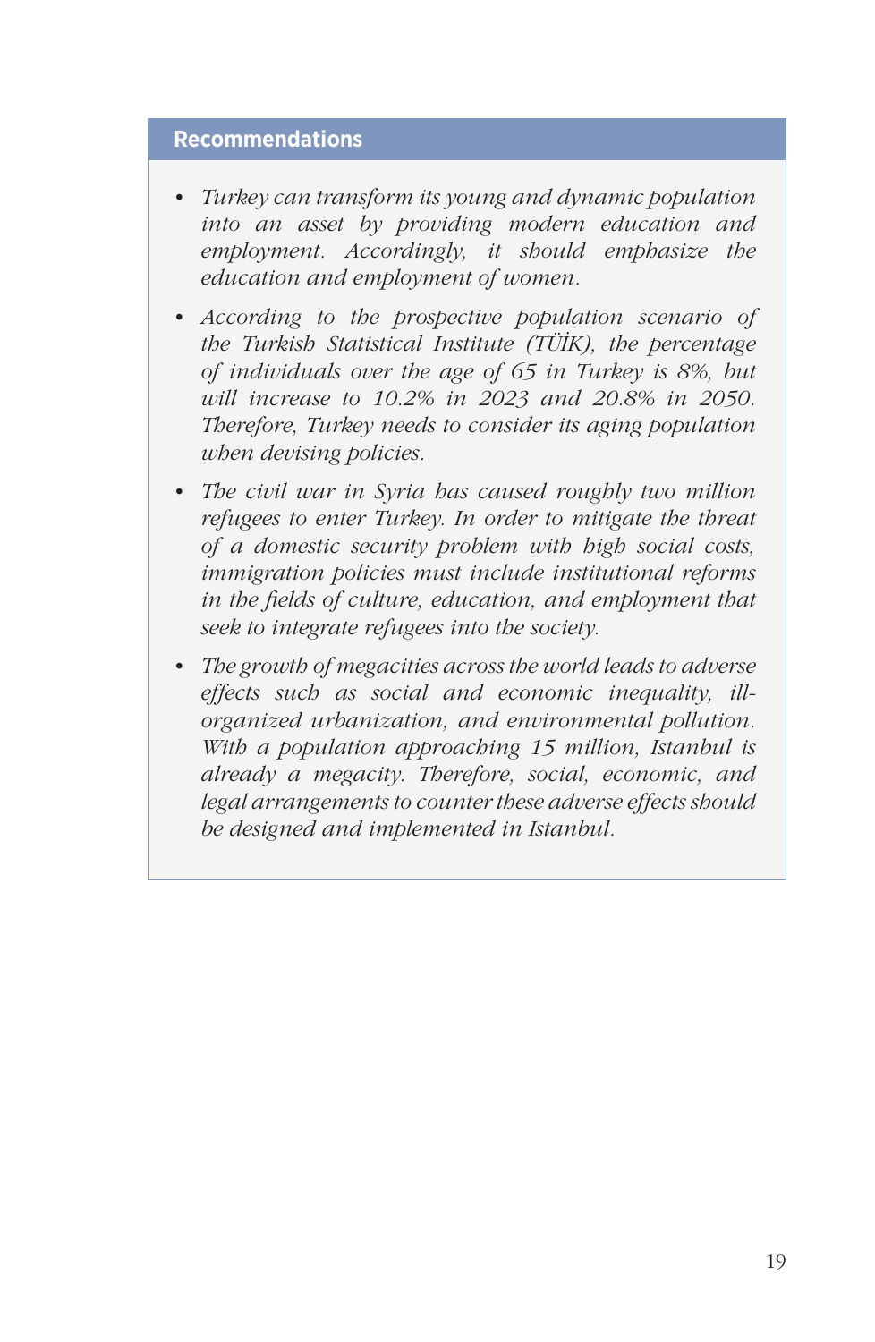## Recommendations

- *Turkey can transform its young and dynamic population into an asset by providing modern education and employment. Accordingly, it should emphasize the education and employment of women.*
- *According to the prospective population scenario of the Turkish Statistical Institute (TÜİK), the percentage of individuals over the age of 65 in Turkey is 8%, but will increase to 10.2% in 2023 and 20.8% in 2050. Therefore, Turkey needs to consider its aging population when devising policies.*
- *The civil war in Syria has caused roughly two million refugees to enter Turkey. In order to mitigate the threat of a domestic security problem with high social costs, immigration policies must include institutional reforms in the fields of culture, education, and employment that seek to integrate refugees into the society.*
- *The growth of megacities across the world leads to adverse effects such as social and economic inequality, ill-organized urbanization, and environmental pollution. With a population approaching 15 million, Istanbul is already a megacity. Therefore, social, economic, and legal arrangements to counter these adverse effects should be designed and implemented in Istanbul.*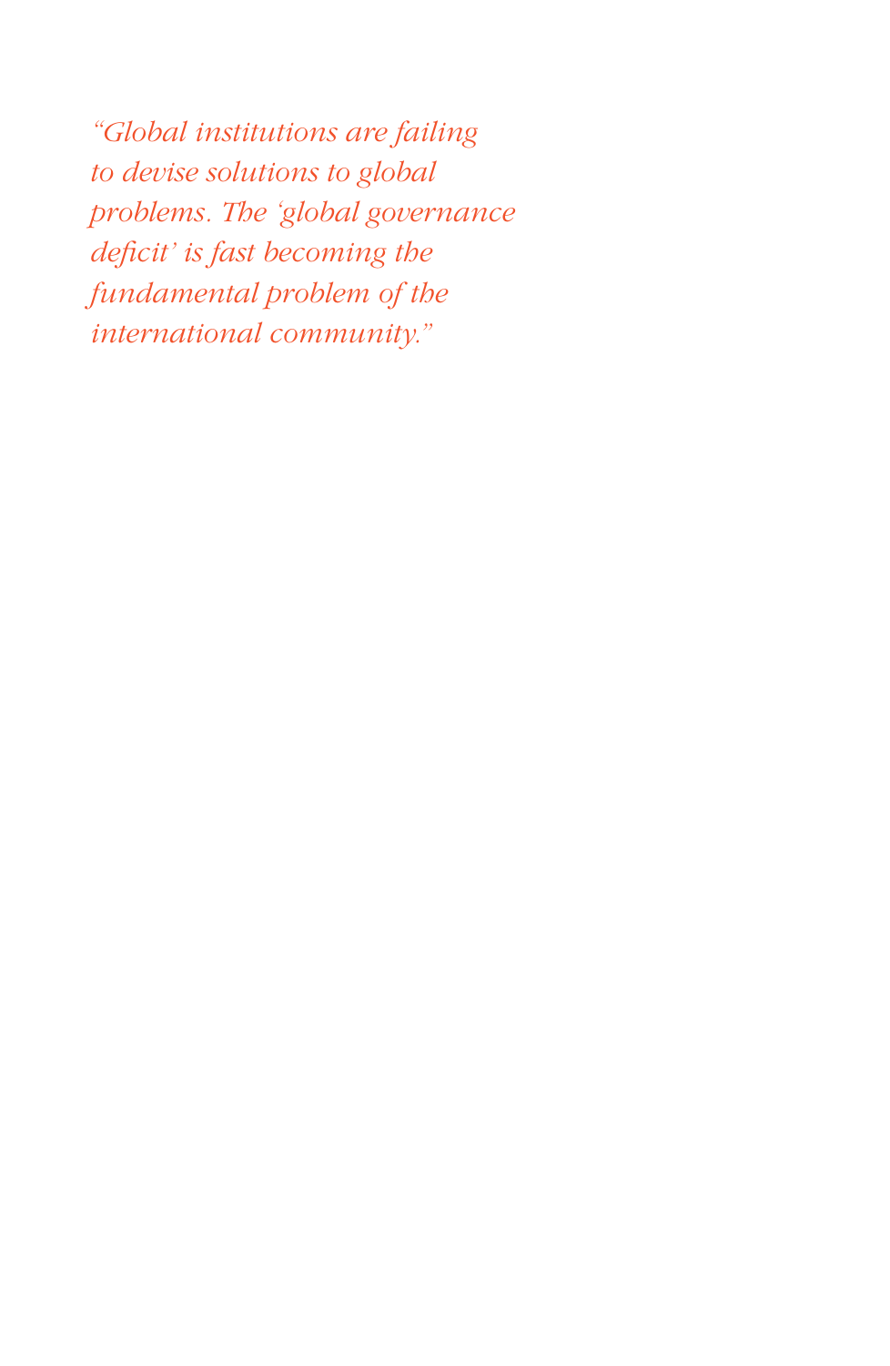*"Global institutions are failing to devise solutions to global problems. The 'global governance deficit' is fast becoming the fundamental problem of the international community."*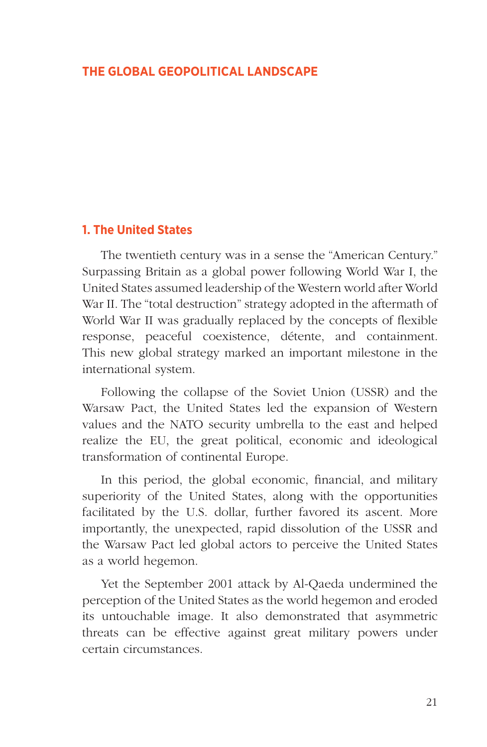# THE GLOBAL GEOPOLITICAL LANDSCAPE

## 1. The United States

The twentieth century was in a sense the "American Century." Surpassing Britain as a global power following World War I, the United States assumed leadership of the Western world after World War II. The "total destruction" strategy adopted in the aftermath of World War II was gradually replaced by the concepts of flexible response, peaceful coexistence, détente, and containment. This new global strategy marked an important milestone in the international system.

Following the collapse of the Soviet Union (USSR) and the Warsaw Pact, the United States led the expansion of Western values and the NATO security umbrella to the east and helped realize the EU, the great political, economic and ideological transformation of continental Europe.

In this period, the global economic, financial, and military superiority of the United States, along with the opportunities facilitated by the U.S. dollar, further favored its ascent. More importantly, the unexpected, rapid dissolution of the USSR and the Warsaw Pact led global actors to perceive the United States as a world hegemon.

Yet the September 2001 attack by Al-Qaeda undermined the perception of the United States as the world hegemon and eroded its untouchable image. It also demonstrated that asymmetric threats can be effective against great military powers under certain circumstances.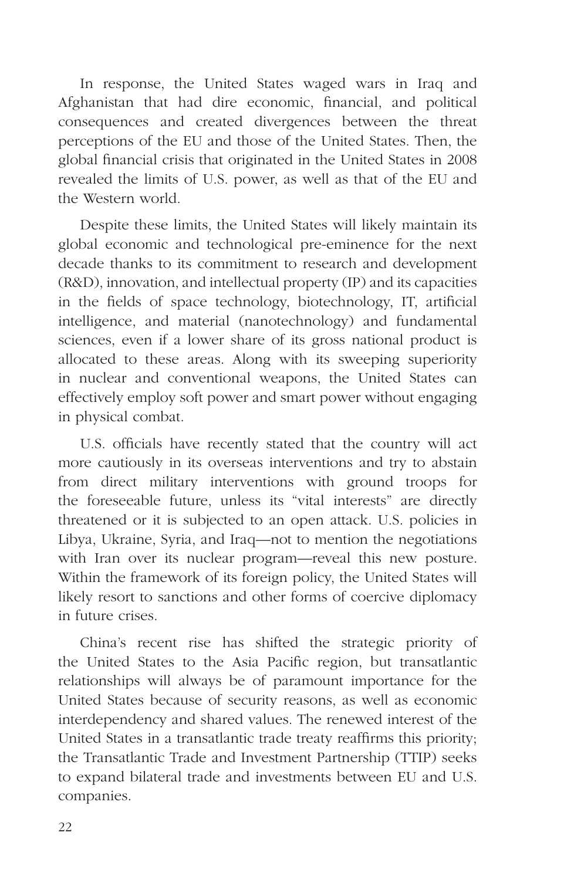In response, the United States waged wars in Iraq and Afghanistan that had dire economic, financial, and political consequences and created divergences between the threat perceptions of the EU and those of the United States. Then, the global financial crisis that originated in the United States in 2008 revealed the limits of U.S. power, as well as that of the EU and the Western world.

Despite these limits, the United States will likely maintain its global economic and technological pre-eminence for the next decade thanks to its commitment to research and development (R&D), innovation, and intellectual property (IP) and its capacities in the fields of space technology, biotechnology, IT, artificial intelligence, and material (nanotechnology) and fundamental sciences, even if a lower share of its gross national product is allocated to these areas. Along with its sweeping superiority in nuclear and conventional weapons, the United States can effectively employ soft power and smart power without engaging in physical combat.

U.S. officials have recently stated that the country will act more cautiously in its overseas interventions and try to abstain from direct military interventions with ground troops for the foreseeable future, unless its "vital interests" are directly threatened or it is subjected to an open attack. U.S. policies in Libya, Ukraine, Syria, and Iraq—not to mention the negotiations with Iran over its nuclear program—reveal this new posture. Within the framework of its foreign policy, the United States will likely resort to sanctions and other forms of coercive diplomacy in future crises.

China's recent rise has shifted the strategic priority of the United States to the Asia Pacific region, but transatlantic relationships will always be of paramount importance for the United States because of security reasons, as well as economic interdependency and shared values. The renewed interest of the United States in a transatlantic trade treaty reaffirms this priority; the Transatlantic Trade and Investment Partnership (TTIP) seeks to expand bilateral trade and investments between EU and U.S. companies.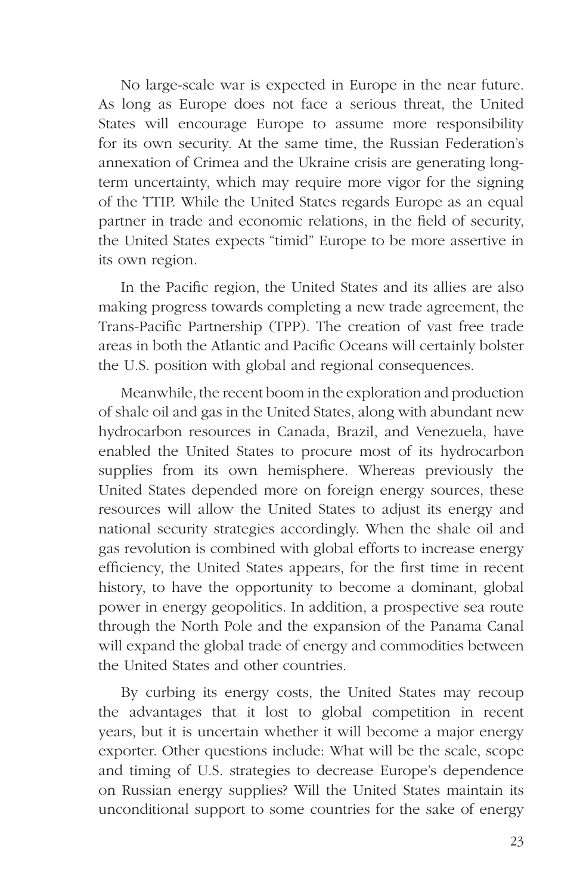No large-scale war is expected in Europe in the near future. As long as Europe does not face a serious threat, the United States will encourage Europe to assume more responsibility for its own security. At the same time, the Russian Federation's annexation of Crimea and the Ukraine crisis are generating long-term uncertainty, which may require more vigor for the signing of the TTIP. While the United States regards Europe as an equal partner in trade and economic relations, in the field of security, the United States expects "timid" Europe to be more assertive in its own region.

In the Pacific region, the United States and its allies are also making progress towards completing a new trade agreement, the Trans-Pacific Partnership (TPP). The creation of vast free trade areas in both the Atlantic and Pacific Oceans will certainly bolster the U.S. position with global and regional consequences.

Meanwhile, the recent boom in the exploration and production of shale oil and gas in the United States, along with abundant new hydrocarbon resources in Canada, Brazil, and Venezuela, have enabled the United States to procure most of its hydrocarbon supplies from its own hemisphere. Whereas previously the United States depended more on foreign energy sources, these resources will allow the United States to adjust its energy and national security strategies accordingly. When the shale oil and gas revolution is combined with global efforts to increase energy efficiency, the United States appears, for the first time in recent history, to have the opportunity to become a dominant, global power in energy geopolitics. In addition, a prospective sea route through the North Pole and the expansion of the Panama Canal will expand the global trade of energy and commodities between the United States and other countries.

By curbing its energy costs, the United States may recoup the advantages that it lost to global competition in recent years, but it is uncertain whether it will become a major energy exporter. Other questions include: What will be the scale, scope and timing of U.S. strategies to decrease Europe's dependence on Russian energy supplies? Will the United States maintain its unconditional support to some countries for the sake of energy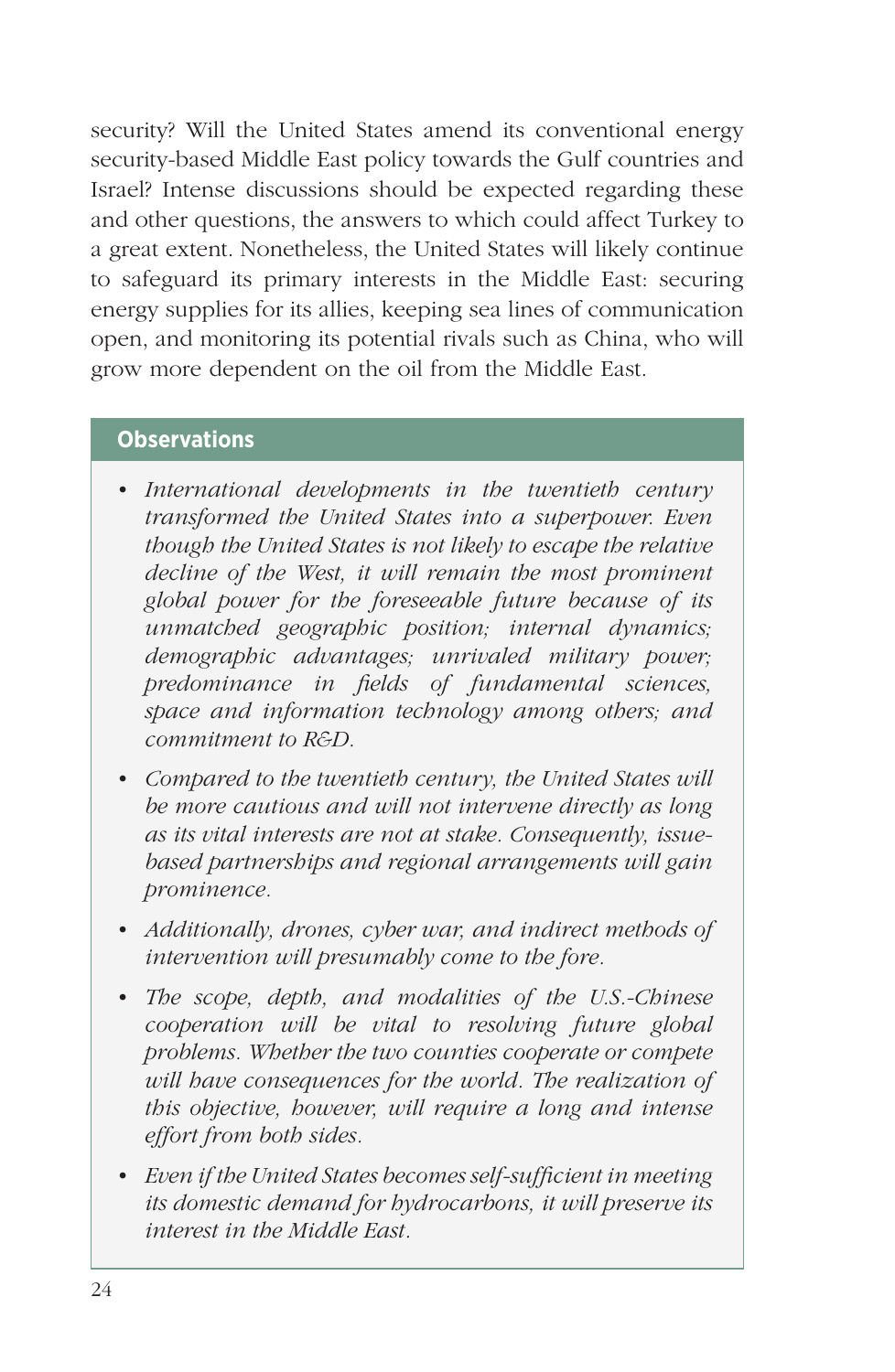security? Will the United States amend its conventional energy security-based Middle East policy towards the Gulf countries and Israel? Intense discussions should be expected regarding these and other questions, the answers to which could affect Turkey to a great extent. Nonetheless, the United States will likely continue to safeguard its primary interests in the Middle East: securing energy supplies for its allies, keeping sea lines of communication open, and monitoring its potential rivals such as China, who will grow more dependent on the oil from the Middle East.

**Observations**

- *International developments in the twentieth century transformed the United States into a superpower. Even though the United States is not likely to escape the relative decline of the West, it will remain the most prominent global power for the foreseeable future because of its unmatched geographic position; internal dynamics; demographic advantages; unrivaled military power; predominance in fields of fundamental sciences, space and information technology among others; and commitment to R&D.*
- *Compared to the twentieth century, the United States will be more cautious and will not intervene directly as long as its vital interests are not at stake. Consequently, issue-based partnerships and regional arrangements will gain prominence.*
- *Additionally, drones, cyber war, and indirect methods of intervention will presumably come to the fore.*
- *The scope, depth, and modalities of the U.S.-Chinese cooperation will be vital to resolving future global problems. Whether the two counties cooperate or compete will have consequences for the world. The realization of this objective, however, will require a long and intense effort from both sides.*
- *Even if the United States becomes self-sufficient in meeting its domestic demand for hydrocarbons, it will preserve its interest in the Middle East.*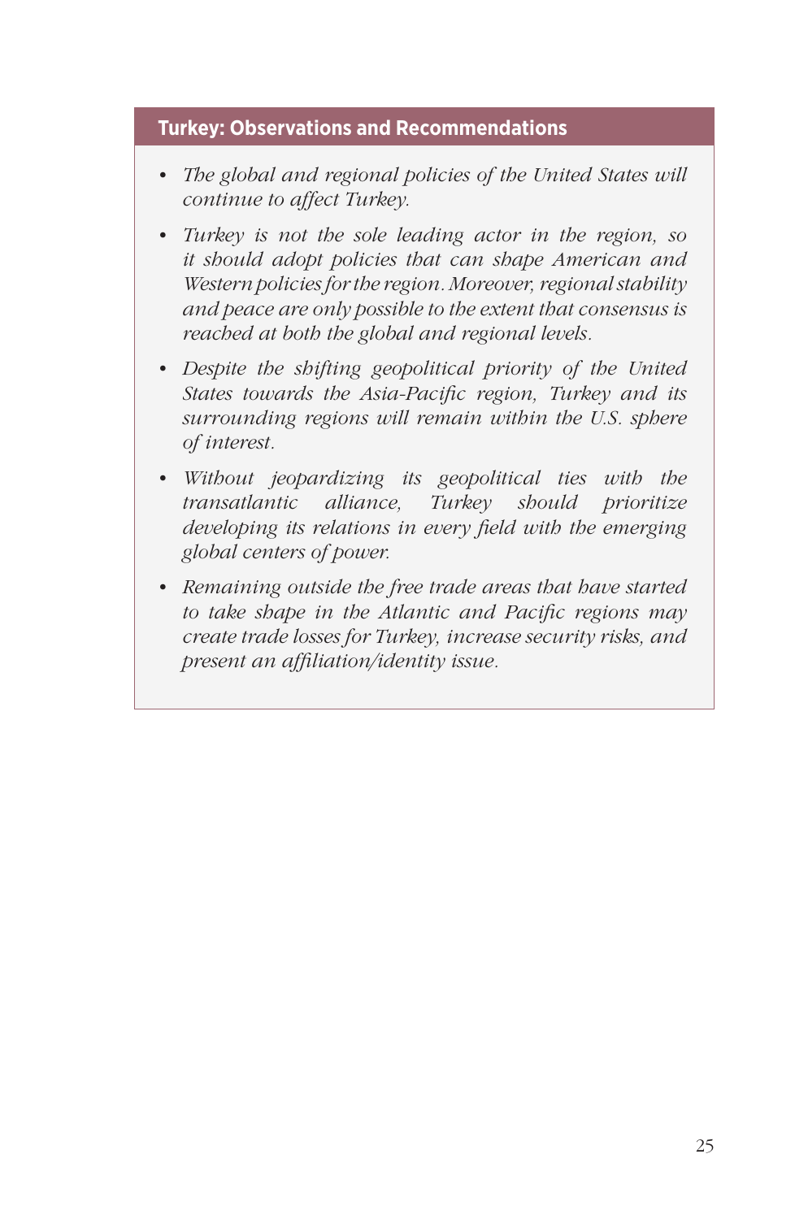### Turkey: Observations and Recommendations

- *The global and regional policies of the United States will continue to affect Turkey.*
- *Turkey is not the sole leading actor in the region, so it should adopt policies that can shape American and Western policies for the region. Moreover, regional stability and peace are only possible to the extent that consensus is reached at both the global and regional levels.*
- *Despite the shifting geopolitical priority of the United States towards the Asia-Pacific region, Turkey and its surrounding regions will remain within the U.S. sphere of interest.*
- *Without jeopardizing its geopolitical ties with the transatlantic alliance, Turkey should prioritize developing its relations in every field with the emerging global centers of power.*
- *Remaining outside the free trade areas that have started to take shape in the Atlantic and Pacific regions may create trade losses for Turkey, increase security risks, and present an affiliation/identity issue.*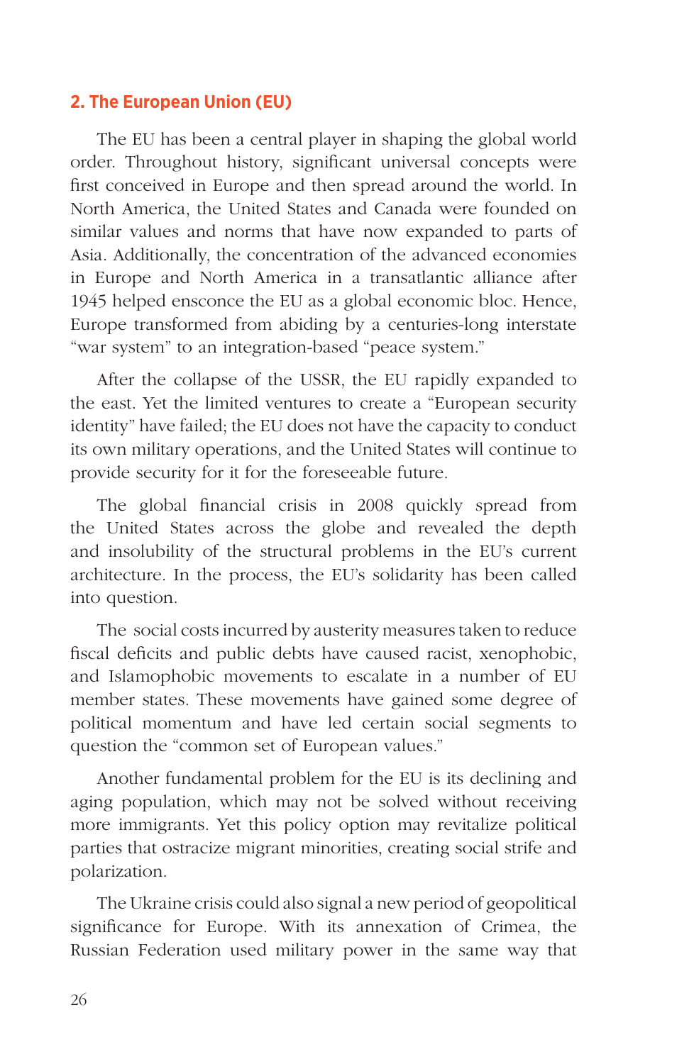## 2. The European Union (EU)

The EU has been a central player in shaping the global world order. Throughout history, significant universal concepts were first conceived in Europe and then spread around the world. In North America, the United States and Canada were founded on similar values and norms that have now expanded to parts of Asia. Additionally, the concentration of the advanced economies in Europe and North America in a transatlantic alliance after 1945 helped ensconce the EU as a global economic bloc. Hence, Europe transformed from abiding by a centuries-long interstate "war system" to an integration-based "peace system."

After the collapse of the USSR, the EU rapidly expanded to the east. Yet the limited ventures to create a "European security identity" have failed; the EU does not have the capacity to conduct its own military operations, and the United States will continue to provide security for it for the foreseeable future.

The global financial crisis in 2008 quickly spread from the United States across the globe and revealed the depth and insolubility of the structural problems in the EU's current architecture. In the process, the EU's solidarity has been called into question.

The social costs incurred by austerity measures taken to reduce fiscal deficits and public debts have caused racist, xenophobic, and Islamophobic movements to escalate in a number of EU member states. These movements have gained some degree of political momentum and have led certain social segments to question the "common set of European values."

Another fundamental problem for the EU is its declining and aging population, which may not be solved without receiving more immigrants. Yet this policy option may revitalize political parties that ostracize migrant minorities, creating social strife and polarization.

The Ukraine crisis could also signal a new period of geopolitical significance for Europe. With its annexation of Crimea, the Russian Federation used military power in the same way that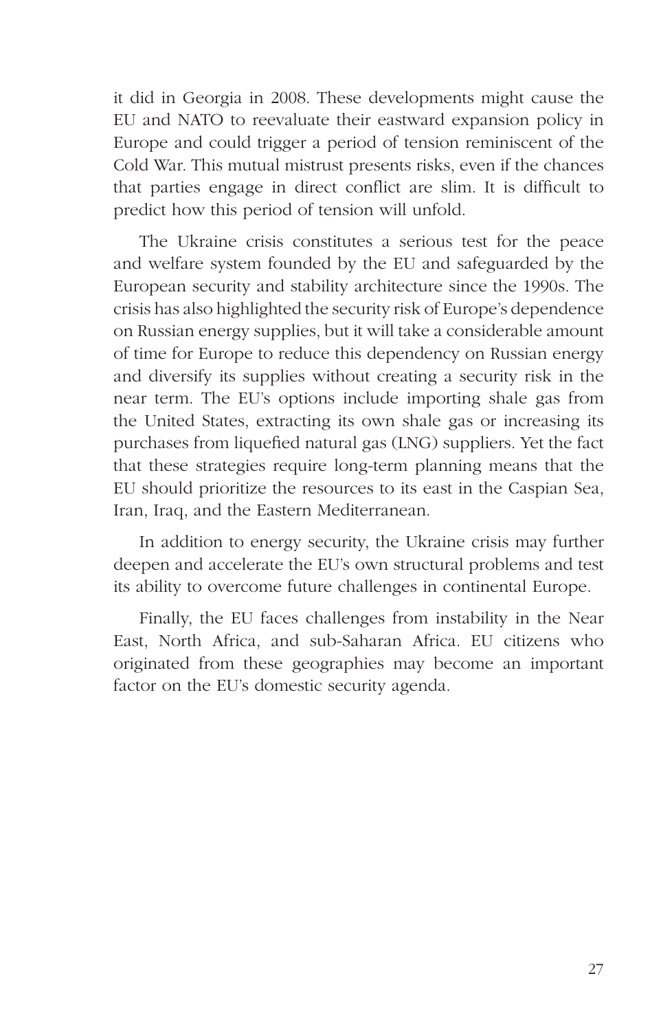it did in Georgia in 2008. These developments might cause the EU and NATO to reevaluate their eastward expansion policy in Europe and could trigger a period of tension reminiscent of the Cold War. This mutual mistrust presents risks, even if the chances that parties engage in direct conflict are slim. It is difficult to predict how this period of tension will unfold.

The Ukraine crisis constitutes a serious test for the peace and welfare system founded by the EU and safeguarded by the European security and stability architecture since the 1990s. The crisis has also highlighted the security risk of Europe's dependence on Russian energy supplies, but it will take a considerable amount of time for Europe to reduce this dependency on Russian energy and diversify its supplies without creating a security risk in the near term. The EU's options include importing shale gas from the United States, extracting its own shale gas or increasing its purchases from liquefied natural gas (LNG) suppliers. Yet the fact that these strategies require long-term planning means that the EU should prioritize the resources to its east in the Caspian Sea, Iran, Iraq, and the Eastern Mediterranean.

In addition to energy security, the Ukraine crisis may further deepen and accelerate the EU's own structural problems and test its ability to overcome future challenges in continental Europe.

Finally, the EU faces challenges from instability in the Near East, North Africa, and sub-Saharan Africa. EU citizens who originated from these geographies may become an important factor on the EU's domestic security agenda.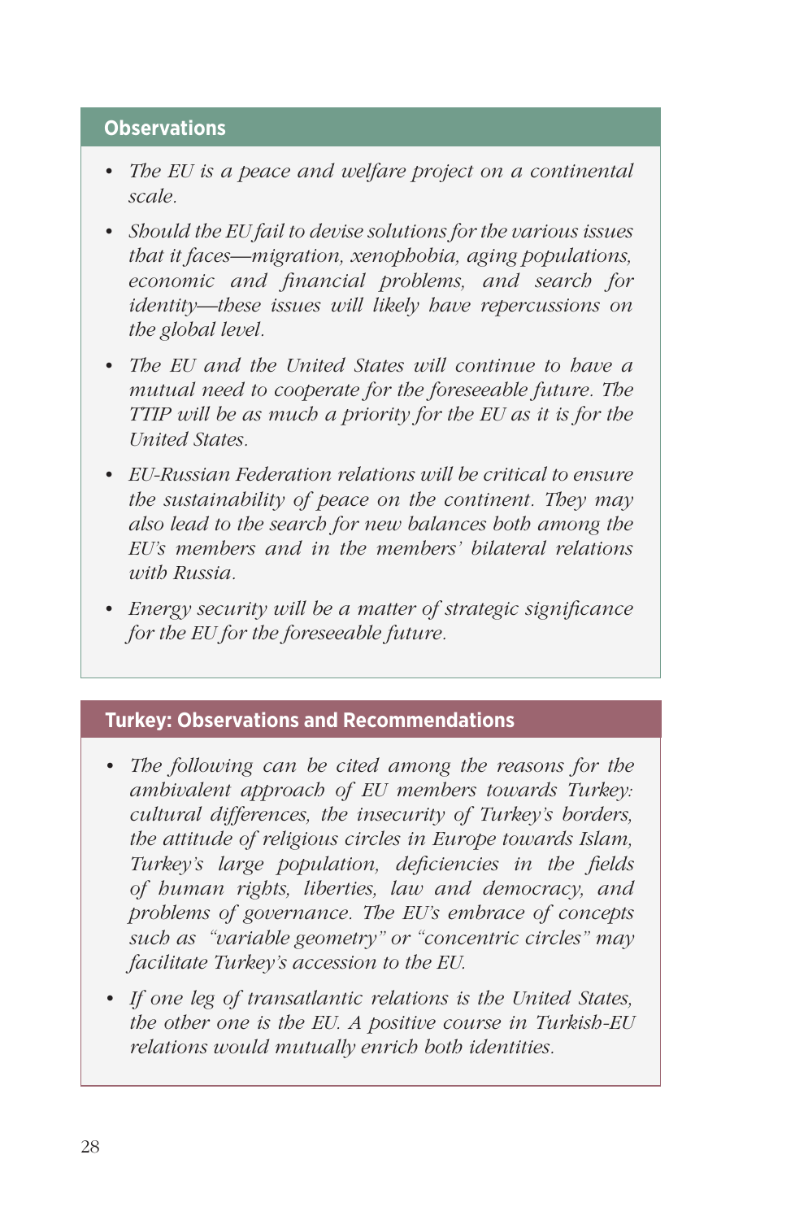### Observations

- *The EU is a peace and welfare project on a continental scale.*
- *Should the EU fail to devise solutions for the various issues that it faces—migration, xenophobia, aging populations, economic and financial problems, and search for identity—these issues will likely have repercussions on the global level.*
- *The EU and the United States will continue to have a mutual need to cooperate for the foreseeable future. The TTIP will be as much a priority for the EU as it is for the United States.*
- *EU-Russian Federation relations will be critical to ensure the sustainability of peace on the continent. They may also lead to the search for new balances both among the EU's members and in the members' bilateral relations with Russia.*
- *Energy security will be a matter of strategic significance for the EU for the foreseeable future.*

### Turkey: Observations and Recommendations

- *The following can be cited among the reasons for the ambivalent approach of EU members towards Turkey: cultural differences, the insecurity of Turkey's borders, the attitude of religious circles in Europe towards Islam, Turkey's large population, deficiencies in the fields of human rights, liberties, law and democracy, and problems of governance. The EU's embrace of concepts such as "variable geometry" or "concentric circles" may facilitate Turkey's accession to the EU.*
- *If one leg of transatlantic relations is the United States, the other one is the EU. A positive course in Turkish-EU relations would mutually enrich both identities.*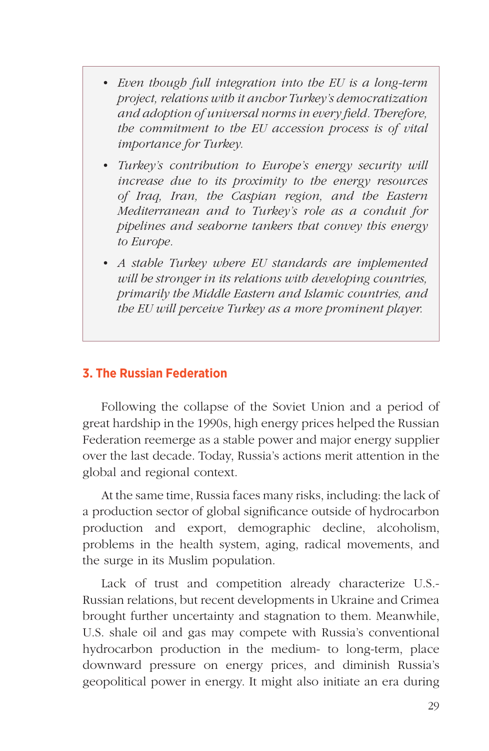- *Even though full integration into the EU is a long-term project, relations with it anchor Turkey's democratization and adoption of universal norms in every field. Therefore, the commitment to the EU accession process is of vital importance for Turkey.*
- *Turkey's contribution to Europe's energy security will increase due to its proximity to the energy resources of Iraq, Iran, the Caspian region, and the Eastern Mediterranean and to Turkey's role as a conduit for pipelines and seaborne tankers that convey this energy to Europe.*
- *A stable Turkey where EU standards are implemented will be stronger in its relations with developing countries, primarily the Middle Eastern and Islamic countries, and the EU will perceive Turkey as a more prominent player.*

## 3. The Russian Federation

Following the collapse of the Soviet Union and a period of great hardship in the 1990s, high energy prices helped the Russian Federation reemerge as a stable power and major energy supplier over the last decade. Today, Russia's actions merit attention in the global and regional context.

At the same time, Russia faces many risks, including: the lack of a production sector of global significance outside of hydrocarbon production and export, demographic decline, alcoholism, problems in the health system, aging, radical movements, and the surge in its Muslim population.

Lack of trust and competition already characterize U.S.-Russian relations, but recent developments in Ukraine and Crimea brought further uncertainty and stagnation to them. Meanwhile, U.S. shale oil and gas may compete with Russia's conventional hydrocarbon production in the medium- to long-term, place downward pressure on energy prices, and diminish Russia's geopolitical power in energy. It might also initiate an era during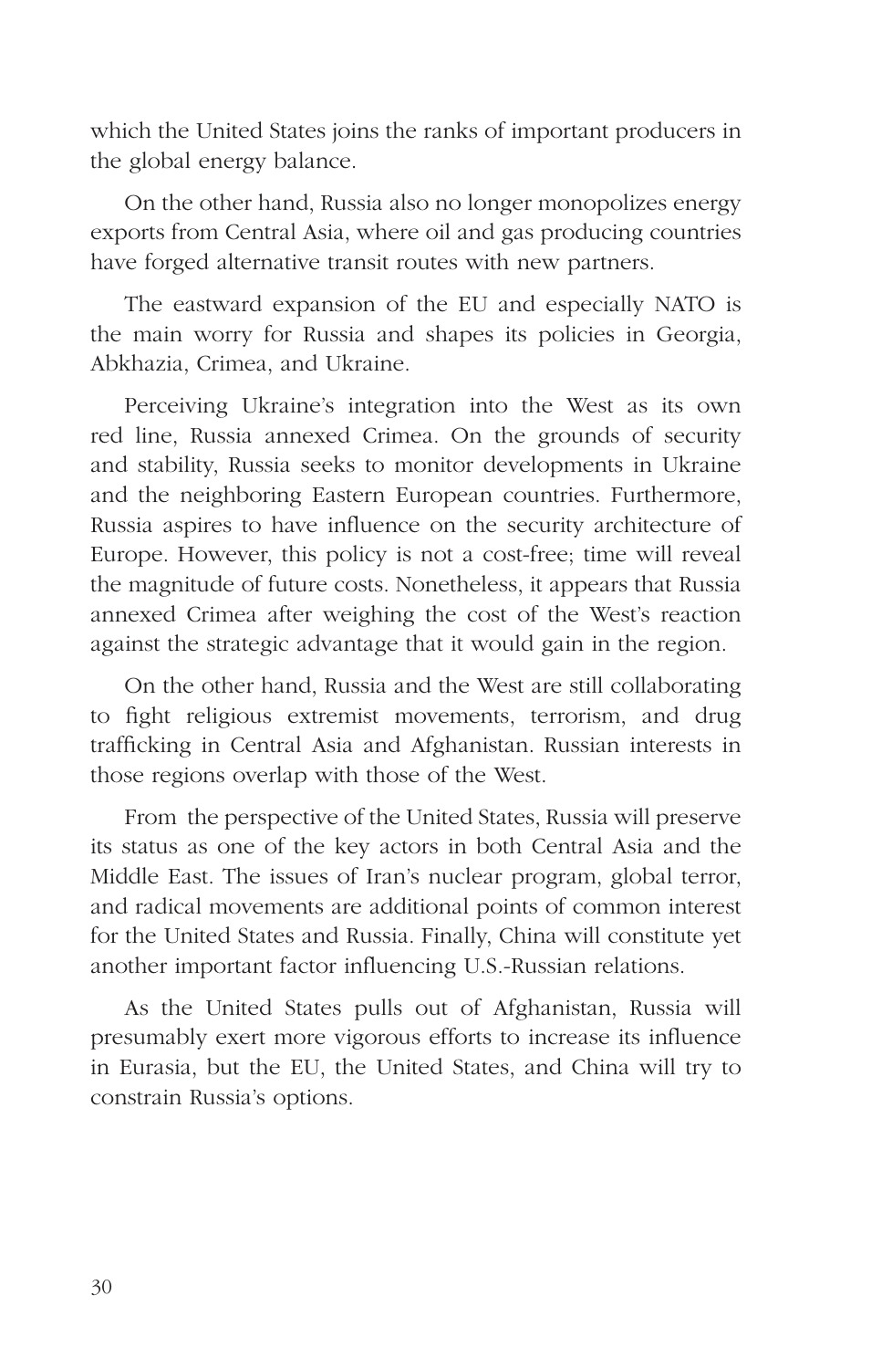which the United States joins the ranks of important producers in the global energy balance.

On the other hand, Russia also no longer monopolizes energy exports from Central Asia, where oil and gas producing countries have forged alternative transit routes with new partners.

The eastward expansion of the EU and especially NATO is the main worry for Russia and shapes its policies in Georgia, Abkhazia, Crimea, and Ukraine.

Perceiving Ukraine's integration into the West as its own red line, Russia annexed Crimea. On the grounds of security and stability, Russia seeks to monitor developments in Ukraine and the neighboring Eastern European countries. Furthermore, Russia aspires to have influence on the security architecture of Europe. However, this policy is not a cost-free; time will reveal the magnitude of future costs. Nonetheless, it appears that Russia annexed Crimea after weighing the cost of the West's reaction against the strategic advantage that it would gain in the region.

On the other hand, Russia and the West are still collaborating to fight religious extremist movements, terrorism, and drug trafficking in Central Asia and Afghanistan. Russian interests in those regions overlap with those of the West.

From the perspective of the United States, Russia will preserve its status as one of the key actors in both Central Asia and the Middle East. The issues of Iran's nuclear program, global terror, and radical movements are additional points of common interest for the United States and Russia. Finally, China will constitute yet another important factor influencing U.S.-Russian relations.

As the United States pulls out of Afghanistan, Russia will presumably exert more vigorous efforts to increase its influence in Eurasia, but the EU, the United States, and China will try to constrain Russia's options.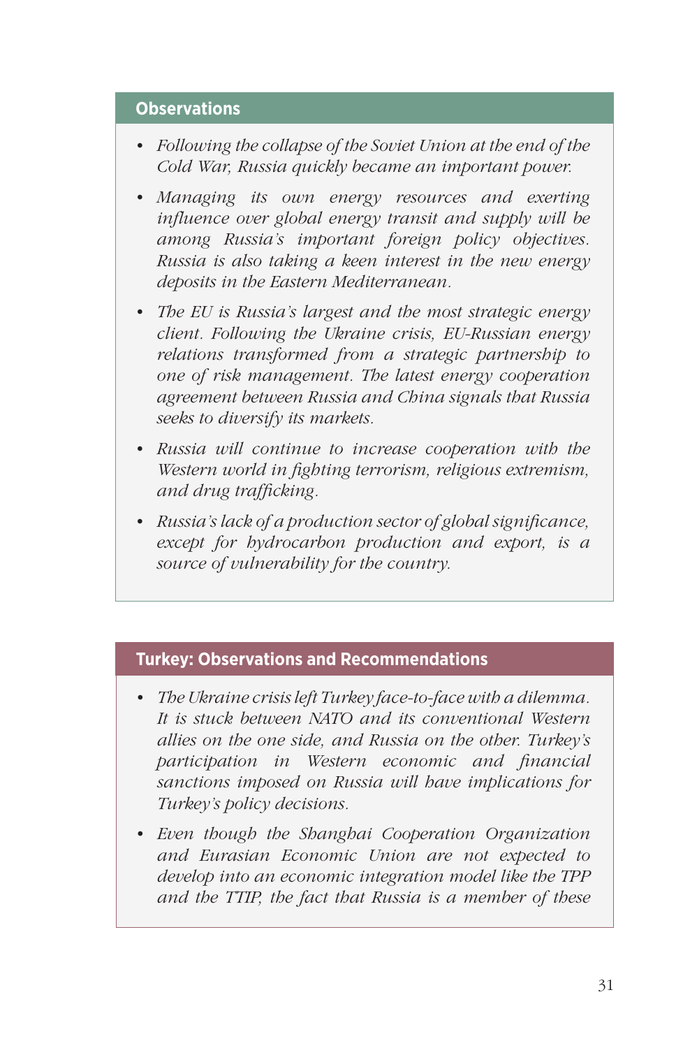### Observations

- *Following the collapse of the Soviet Union at the end of the Cold War, Russia quickly became an important power.*
- *Managing its own energy resources and exerting influence over global energy transit and supply will be among Russia's important foreign policy objectives. Russia is also taking a keen interest in the new energy deposits in the Eastern Mediterranean.*
- *The EU is Russia's largest and the most strategic energy client. Following the Ukraine crisis, EU-Russian energy relations transformed from a strategic partnership to one of risk management. The latest energy cooperation agreement between Russia and China signals that Russia seeks to diversify its markets.*
- *Russia will continue to increase cooperation with the Western world in fighting terrorism, religious extremism, and drug trafficking.*
- *Russia's lack of a production sector of global significance, except for hydrocarbon production and export, is a source of vulnerability for the country.*

### Turkey: Observations and Recommendations

- *The Ukraine crisis left Turkey face-to-face with a dilemma. It is stuck between NATO and its conventional Western allies on the one side, and Russia on the other. Turkey's participation in Western economic and financial sanctions imposed on Russia will have implications for Turkey's policy decisions.*
- *Even though the Shanghai Cooperation Organization and Eurasian Economic Union are not expected to develop into an economic integration model like the TPP and the TTIP, the fact that Russia is a member of these*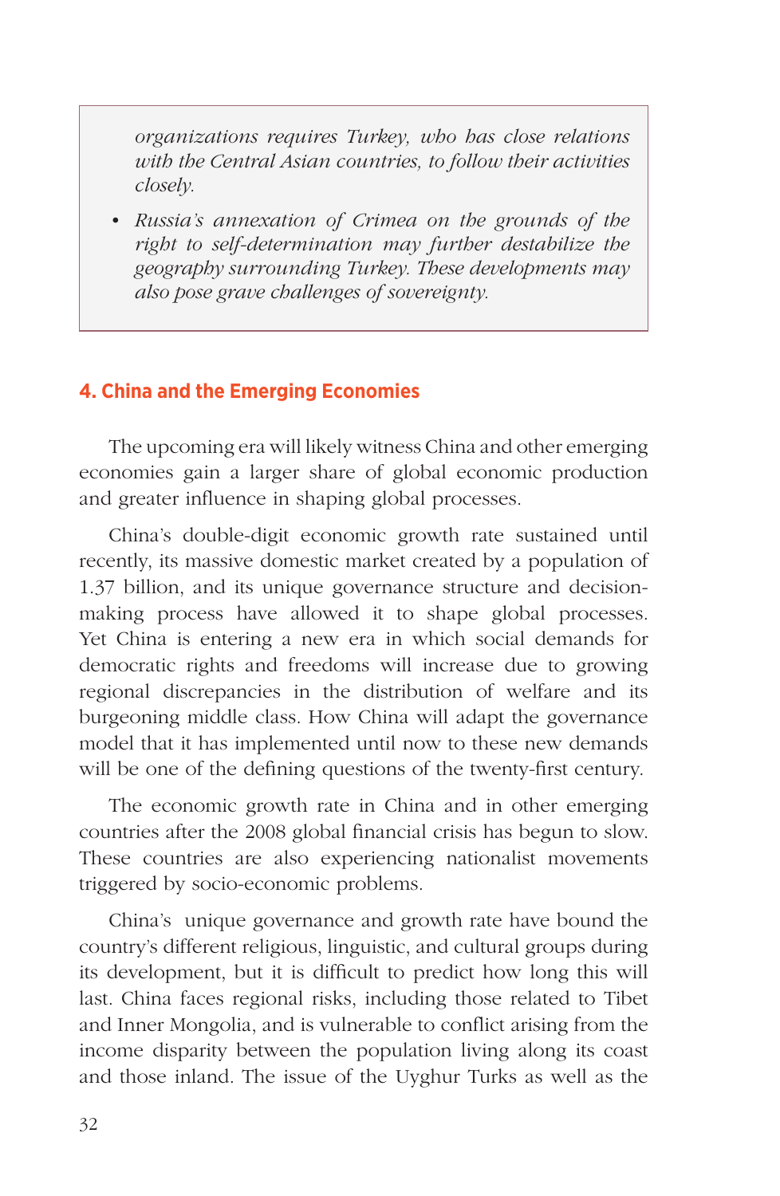*organizations requires Turkey, who has close relations with the Central Asian countries, to follow their activities closely.*

- *Russia's annexation of Crimea on the grounds of the right to self-determination may further destabilize the geography surrounding Turkey. These developments may also pose grave challenges of sovereignty.*

## 4. China and the Emerging Economies

The upcoming era will likely witness China and other emerging economies gain a larger share of global economic production and greater influence in shaping global processes.

China's double-digit economic growth rate sustained until recently, its massive domestic market created by a population of 1.37 billion, and its unique governance structure and decision-making process have allowed it to shape global processes. Yet China is entering a new era in which social demands for democratic rights and freedoms will increase due to growing regional discrepancies in the distribution of welfare and its burgeoning middle class. How China will adapt the governance model that it has implemented until now to these new demands will be one of the defining questions of the twenty-first century.

The economic growth rate in China and in other emerging countries after the 2008 global financial crisis has begun to slow. These countries are also experiencing nationalist movements triggered by socio-economic problems.

China's unique governance and growth rate have bound the country's different religious, linguistic, and cultural groups during its development, but it is difficult to predict how long this will last. China faces regional risks, including those related to Tibet and Inner Mongolia, and is vulnerable to conflict arising from the income disparity between the population living along its coast and those inland. The issue of the Uyghur Turks as well as the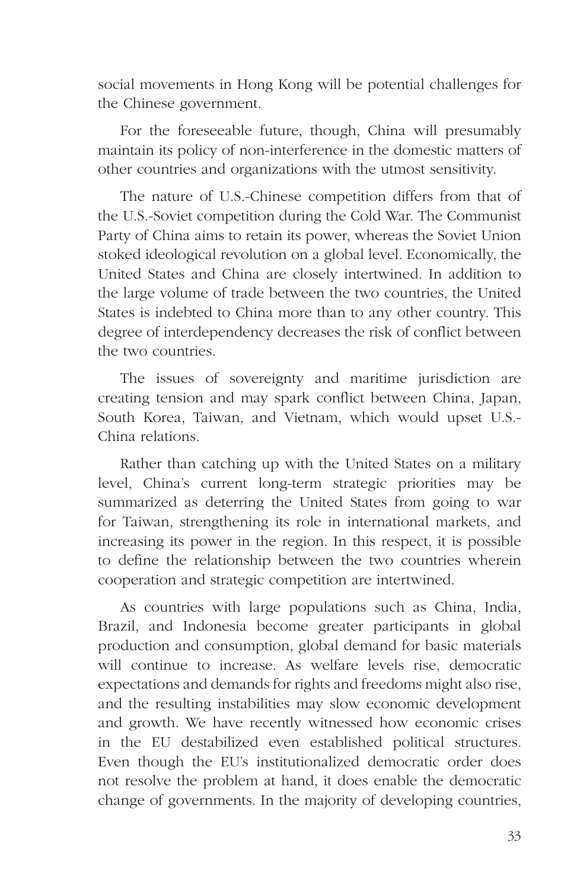social movements in Hong Kong will be potential challenges for the Chinese government.

For the foreseeable future, though, China will presumably maintain its policy of non-interference in the domestic matters of other countries and organizations with the utmost sensitivity.

The nature of U.S.-Chinese competition differs from that of the U.S.-Soviet competition during the Cold War. The Communist Party of China aims to retain its power, whereas the Soviet Union stoked ideological revolution on a global level. Economically, the United States and China are closely intertwined. In addition to the large volume of trade between the two countries, the United States is indebted to China more than to any other country. This degree of interdependency decreases the risk of conflict between the two countries.

The issues of sovereignty and maritime jurisdiction are creating tension and may spark conflict between China, Japan, South Korea, Taiwan, and Vietnam, which would upset U.S.-China relations.

Rather than catching up with the United States on a military level, China's current long-term strategic priorities may be summarized as deterring the United States from going to war for Taiwan, strengthening its role in international markets, and increasing its power in the region. In this respect, it is possible to define the relationship between the two countries wherein cooperation and strategic competition are intertwined.

As countries with large populations such as China, India, Brazil, and Indonesia become greater participants in global production and consumption, global demand for basic materials will continue to increase. As welfare levels rise, democratic expectations and demands for rights and freedoms might also rise, and the resulting instabilities may slow economic development and growth. We have recently witnessed how economic crises in the EU destabilized even established political structures. Even though the EU's institutionalized democratic order does not resolve the problem at hand, it does enable the democratic change of governments. In the majority of developing countries,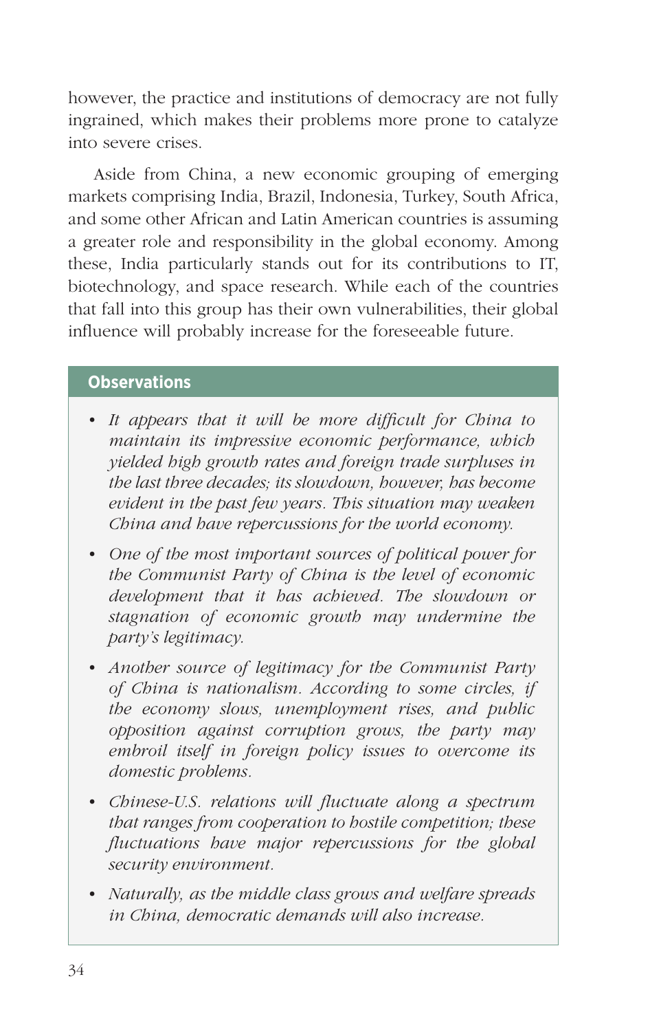however, the practice and institutions of democracy are not fully ingrained, which makes their problems more prone to catalyze into severe crises.

Aside from China, a new economic grouping of emerging markets comprising India, Brazil, Indonesia, Turkey, South Africa, and some other African and Latin American countries is assuming a greater role and responsibility in the global economy. Among these, India particularly stands out for its contributions to IT, biotechnology, and space research. While each of the countries that fall into this group has their own vulnerabilities, their global influence will probably increase for the foreseeable future.

**Observations**

- *It appears that it will be more difficult for China to maintain its impressive economic performance, which yielded high growth rates and foreign trade surpluses in the last three decades; its slowdown, however, has become evident in the past few years. This situation may weaken China and have repercussions for the world economy.*
- *One of the most important sources of political power for the Communist Party of China is the level of economic development that it has achieved. The slowdown or stagnation of economic growth may undermine the party's legitimacy.*
- *Another source of legitimacy for the Communist Party of China is nationalism. According to some circles, if the economy slows, unemployment rises, and public opposition against corruption grows, the party may embroil itself in foreign policy issues to overcome its domestic problems.*
- *Chinese-U.S. relations will fluctuate along a spectrum that ranges from cooperation to hostile competition; these fluctuations have major repercussions for the global security environment.*
- *Naturally, as the middle class grows and welfare spreads in China, democratic demands will also increase.*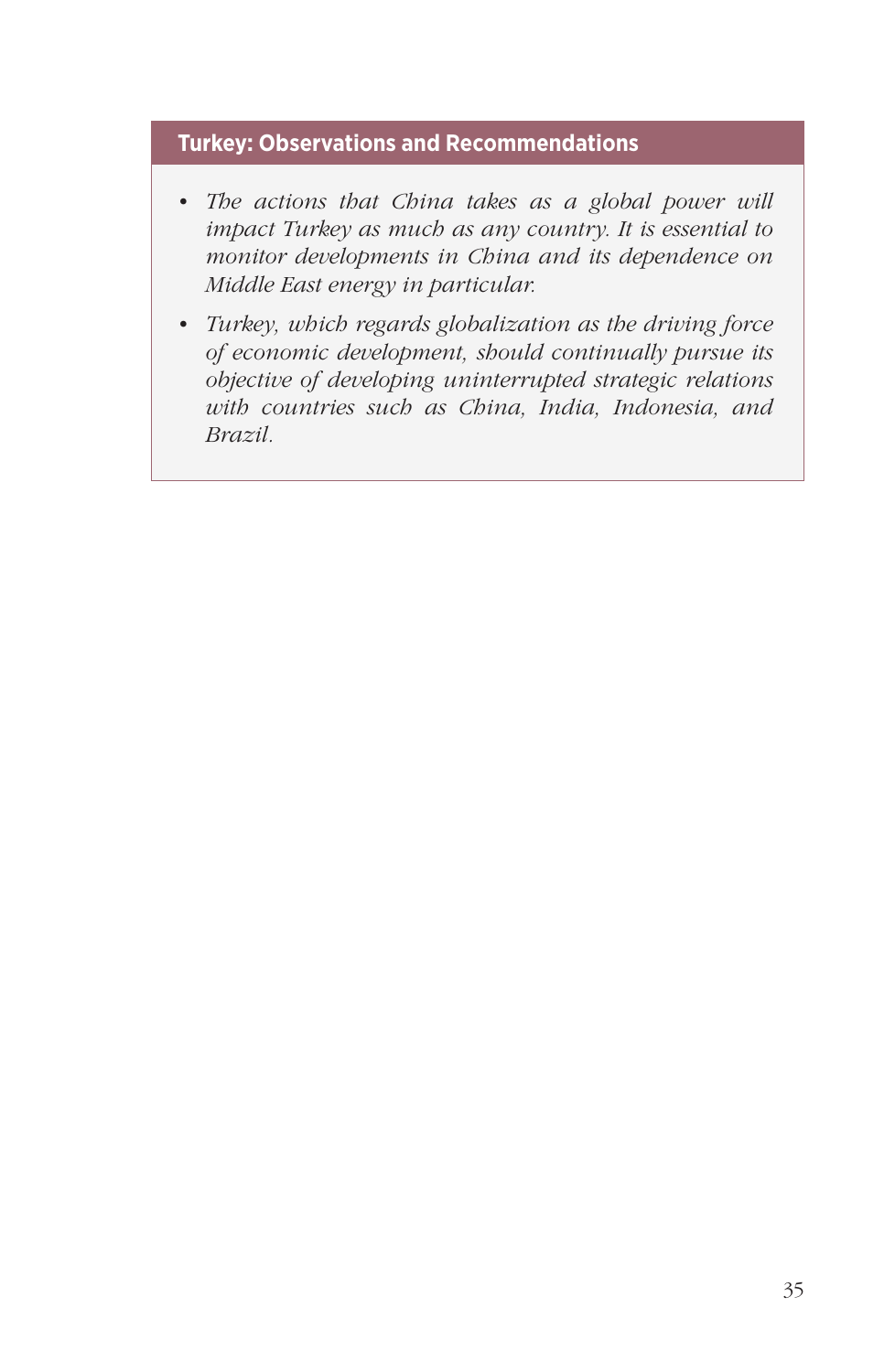### Turkey: Observations and Recommendations

- *The actions that China takes as a global power will impact Turkey as much as any country. It is essential to monitor developments in China and its dependence on Middle East energy in particular.*
- *Turkey, which regards globalization as the driving force of economic development, should continually pursue its objective of developing uninterrupted strategic relations with countries such as China, India, Indonesia, and Brazil.*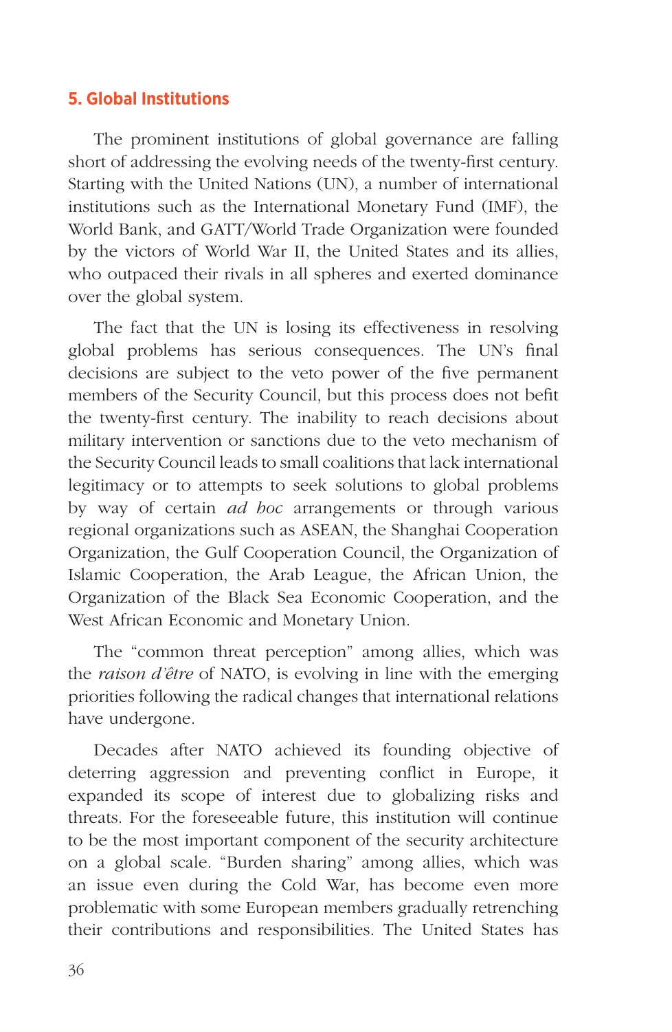## 5. Global Institutions

The prominent institutions of global governance are falling short of addressing the evolving needs of the twenty-first century. Starting with the United Nations (UN), a number of international institutions such as the International Monetary Fund (IMF), the World Bank, and GATT/World Trade Organization were founded by the victors of World War II, the United States and its allies, who outpaced their rivals in all spheres and exerted dominance over the global system.

The fact that the UN is losing its effectiveness in resolving global problems has serious consequences. The UN's final decisions are subject to the veto power of the five permanent members of the Security Council, but this process does not befit the twenty-first century. The inability to reach decisions about military intervention or sanctions due to the veto mechanism of the Security Council leads to small coalitions that lack international legitimacy or to attempts to seek solutions to global problems by way of certain *ad hoc* arrangements or through various regional organizations such as ASEAN, the Shanghai Cooperation Organization, the Gulf Cooperation Council, the Organization of Islamic Cooperation, the Arab League, the African Union, the Organization of the Black Sea Economic Cooperation, and the West African Economic and Monetary Union.

The "common threat perception" among allies, which was the *raison d'être* of NATO, is evolving in line with the emerging priorities following the radical changes that international relations have undergone.

Decades after NATO achieved its founding objective of deterring aggression and preventing conflict in Europe, it expanded its scope of interest due to globalizing risks and threats. For the foreseeable future, this institution will continue to be the most important component of the security architecture on a global scale. "Burden sharing" among allies, which was an issue even during the Cold War, has become even more problematic with some European members gradually retrenching their contributions and responsibilities. The United States has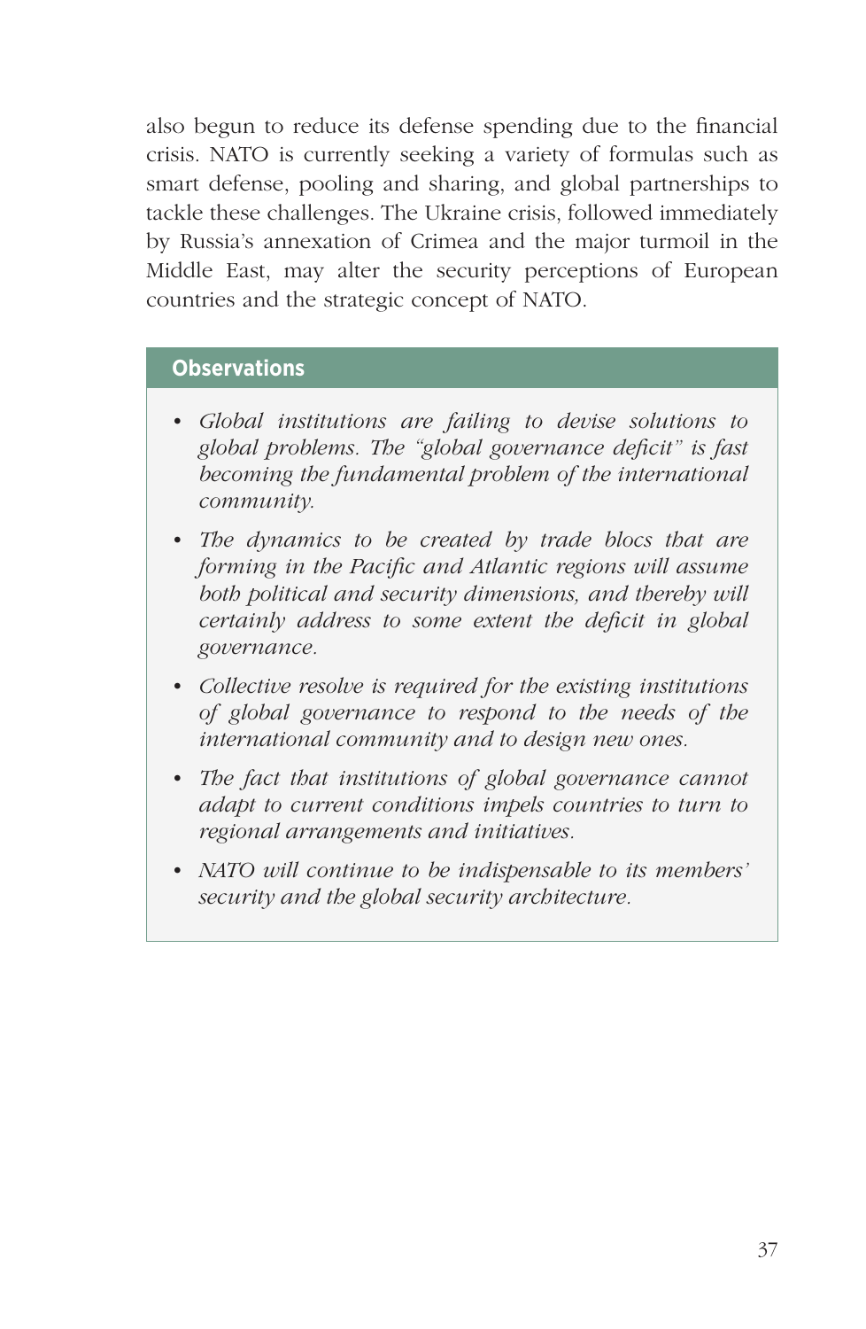also begun to reduce its defense spending due to the financial crisis. NATO is currently seeking a variety of formulas such as smart defense, pooling and sharing, and global partnerships to tackle these challenges. The Ukraine crisis, followed immediately by Russia's annexation of Crimea and the major turmoil in the Middle East, may alter the security perceptions of European countries and the strategic concept of NATO.

### Observations

- *Global institutions are failing to devise solutions to global problems. The "global governance deficit" is fast becoming the fundamental problem of the international community.*
- *The dynamics to be created by trade blocs that are forming in the Pacific and Atlantic regions will assume both political and security dimensions, and thereby will certainly address to some extent the deficit in global governance.*
- *Collective resolve is required for the existing institutions of global governance to respond to the needs of the international community and to design new ones.*
- *The fact that institutions of global governance cannot adapt to current conditions impels countries to turn to regional arrangements and initiatives.*
- *NATO will continue to be indispensable to its members' security and the global security architecture.*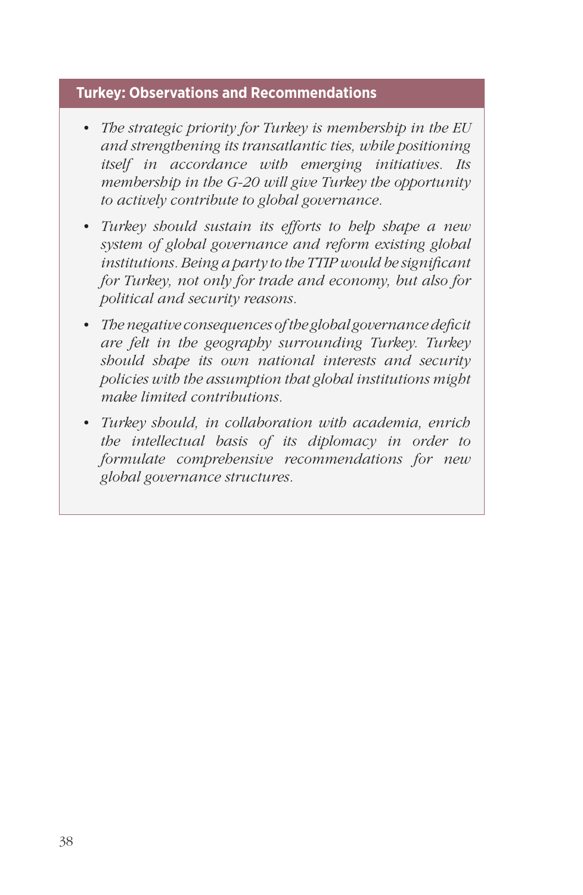### Turkey: Observations and Recommendations

- *The strategic priority for Turkey is membership in the EU and strengthening its transatlantic ties, while positioning itself in accordance with emerging initiatives. Its membership in the G-20 will give Turkey the opportunity to actively contribute to global governance.*

- *Turkey should sustain its efforts to help shape a new system of global governance and reform existing global institutions. Being a party to the TTIP would be significant for Turkey, not only for trade and economy, but also for political and security reasons.*

- *The negative consequences of the global governance deficit are felt in the geography surrounding Turkey. Turkey should shape its own national interests and security policies with the assumption that global institutions might make limited contributions.*

- *Turkey should, in collaboration with academia, enrich the intellectual basis of its diplomacy in order to formulate comprehensive recommendations for new global governance structures.*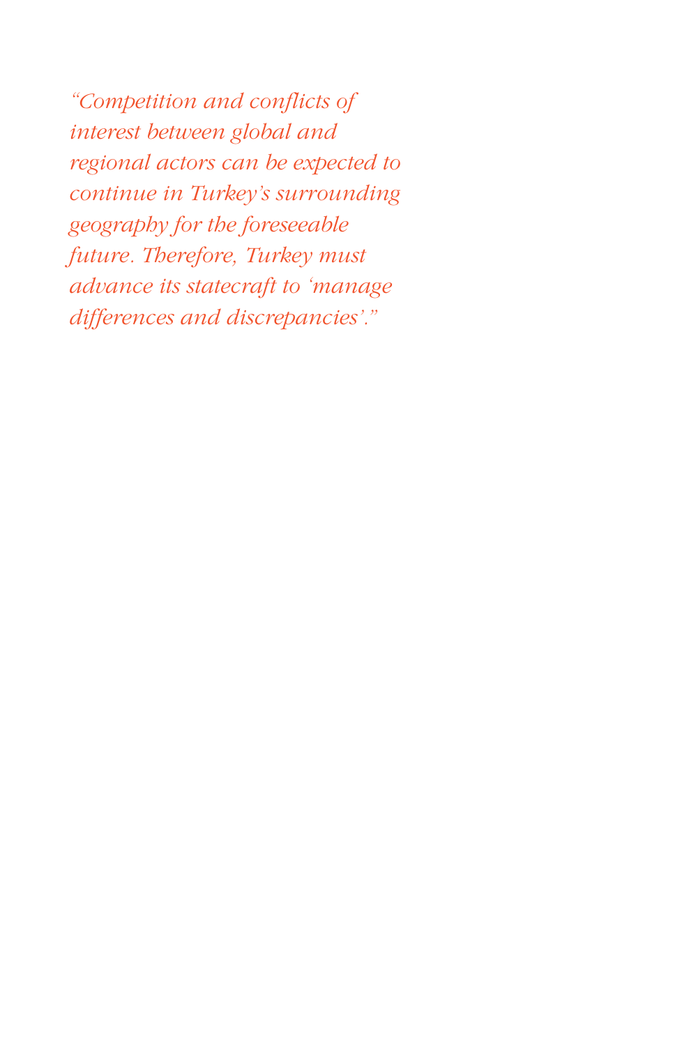*"Competition and conflicts of interest between global and regional actors can be expected to continue in Turkey's surrounding geography for the foreseeable future. Therefore, Turkey must advance its statecraft to 'manage differences and discrepancies'."*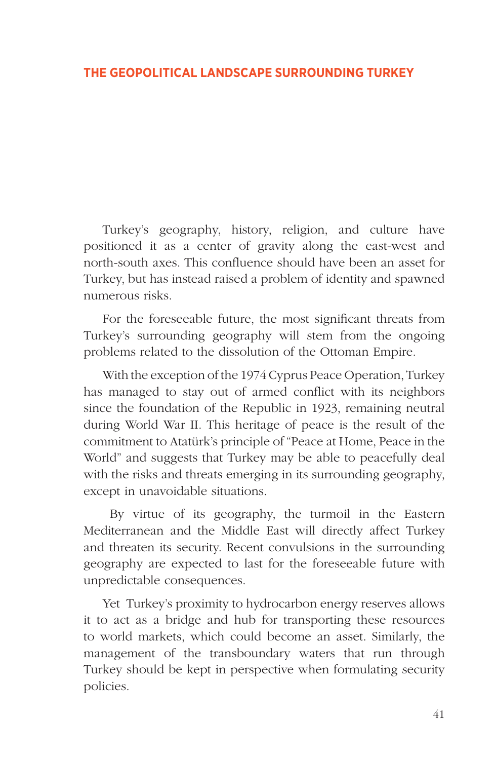# THE GEOPOLITICAL LANDSCAPE SURROUNDING TURKEY

Turkey's geography, history, religion, and culture have positioned it as a center of gravity along the east-west and north-south axes. This confluence should have been an asset for Turkey, but has instead raised a problem of identity and spawned numerous risks.

For the foreseeable future, the most significant threats from Turkey's surrounding geography will stem from the ongoing problems related to the dissolution of the Ottoman Empire.

With the exception of the 1974 Cyprus Peace Operation, Turkey has managed to stay out of armed conflict with its neighbors since the foundation of the Republic in 1923, remaining neutral during World War II. This heritage of peace is the result of the commitment to Atatürk's principle of "Peace at Home, Peace in the World" and suggests that Turkey may be able to peacefully deal with the risks and threats emerging in its surrounding geography, except in unavoidable situations.

By virtue of its geography, the turmoil in the Eastern Mediterranean and the Middle East will directly affect Turkey and threaten its security. Recent convulsions in the surrounding geography are expected to last for the foreseeable future with unpredictable consequences.

Yet Turkey's proximity to hydrocarbon energy reserves allows it to act as a bridge and hub for transporting these resources to world markets, which could become an asset. Similarly, the management of the transboundary waters that run through Turkey should be kept in perspective when formulating security policies.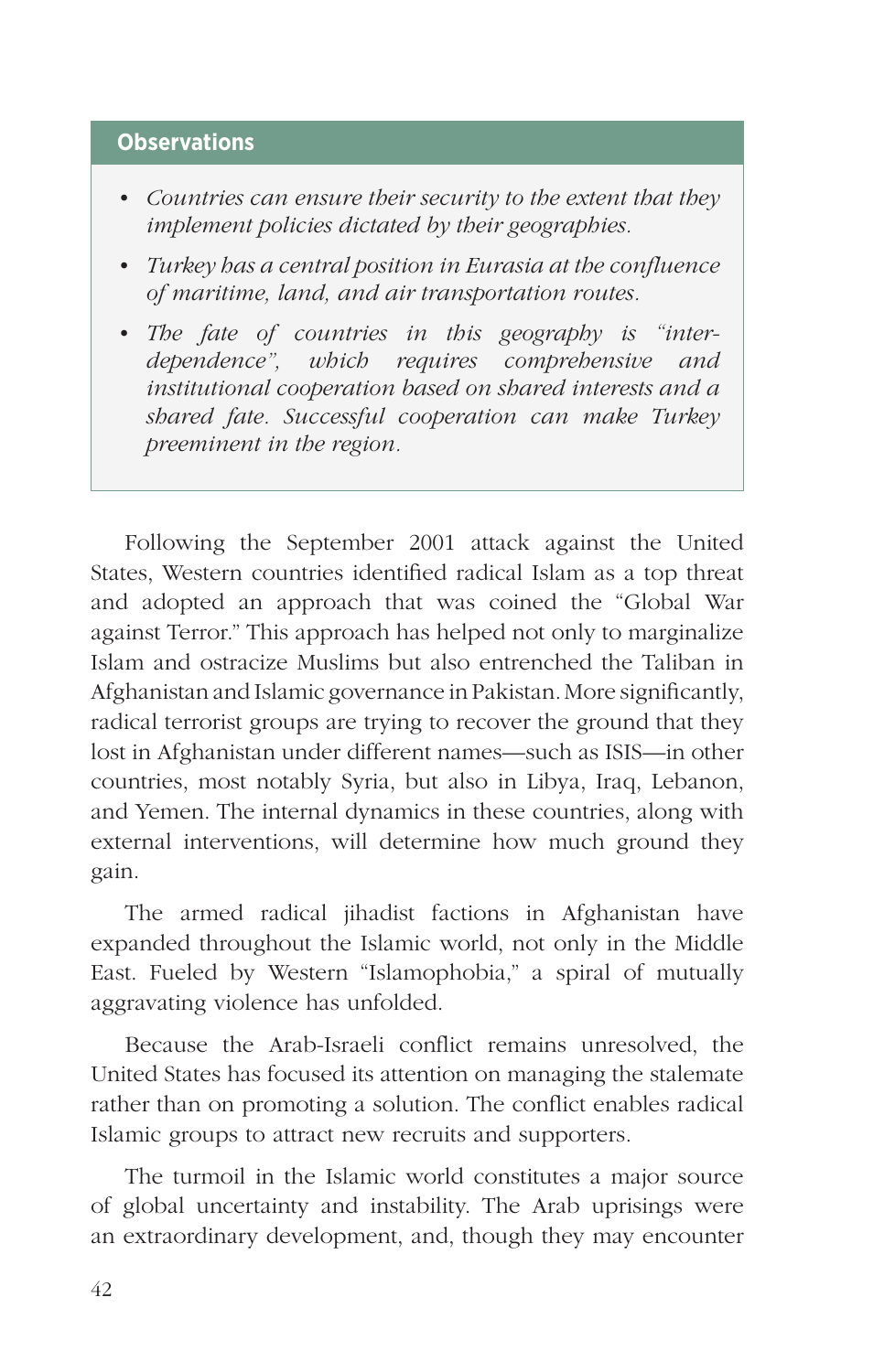**Observations**

- *Countries can ensure their security to the extent that they implement policies dictated by their geographies.*
- *Turkey has a central position in Eurasia at the confluence of maritime, land, and air transportation routes.*
- *The fate of countries in this geography is "inter-dependence", which requires comprehensive and institutional cooperation based on shared interests and a shared fate. Successful cooperation can make Turkey preeminent in the region.*

Following the September 2001 attack against the United States, Western countries identified radical Islam as a top threat and adopted an approach that was coined the "Global War against Terror." This approach has helped not only to marginalize Islam and ostracize Muslims but also entrenched the Taliban in Afghanistan and Islamic governance in Pakistan. More significantly, radical terrorist groups are trying to recover the ground that they lost in Afghanistan under different names—such as ISIS—in other countries, most notably Syria, but also in Libya, Iraq, Lebanon, and Yemen. The internal dynamics in these countries, along with external interventions, will determine how much ground they gain.

The armed radical jihadist factions in Afghanistan have expanded throughout the Islamic world, not only in the Middle East. Fueled by Western "Islamophobia," a spiral of mutually aggravating violence has unfolded.

Because the Arab-Israeli conflict remains unresolved, the United States has focused its attention on managing the stalemate rather than on promoting a solution. The conflict enables radical Islamic groups to attract new recruits and supporters.

The turmoil in the Islamic world constitutes a major source of global uncertainty and instability. The Arab uprisings were an extraordinary development, and, though they may encounter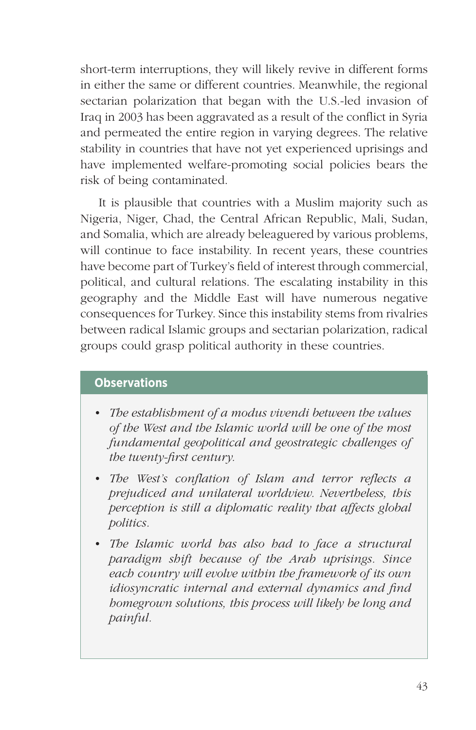short-term interruptions, they will likely revive in different forms in either the same or different countries. Meanwhile, the regional sectarian polarization that began with the U.S.-led invasion of Iraq in 2003 has been aggravated as a result of the conflict in Syria and permeated the entire region in varying degrees. The relative stability in countries that have not yet experienced uprisings and have implemented welfare-promoting social policies bears the risk of being contaminated.

It is plausible that countries with a Muslim majority such as Nigeria, Niger, Chad, the Central African Republic, Mali, Sudan, and Somalia, which are already beleaguered by various problems, will continue to face instability. In recent years, these countries have become part of Turkey's field of interest through commercial, political, and cultural relations. The escalating instability in this geography and the Middle East will have numerous negative consequences for Turkey. Since this instability stems from rivalries between radical Islamic groups and sectarian polarization, radical groups could grasp political authority in these countries.

**Observations**

- *The establishment of a modus vivendi between the values of the West and the Islamic world will be one of the most fundamental geopolitical and geostrategic challenges of the twenty-first century.*
- *The West's conflation of Islam and terror reflects a prejudiced and unilateral worldview. Nevertheless, this perception is still a diplomatic reality that affects global politics.*
- *The Islamic world has also had to face a structural paradigm shift because of the Arab uprisings. Since each country will evolve within the framework of its own idiosyncratic internal and external dynamics and find homegrown solutions, this process will likely be long and painful.*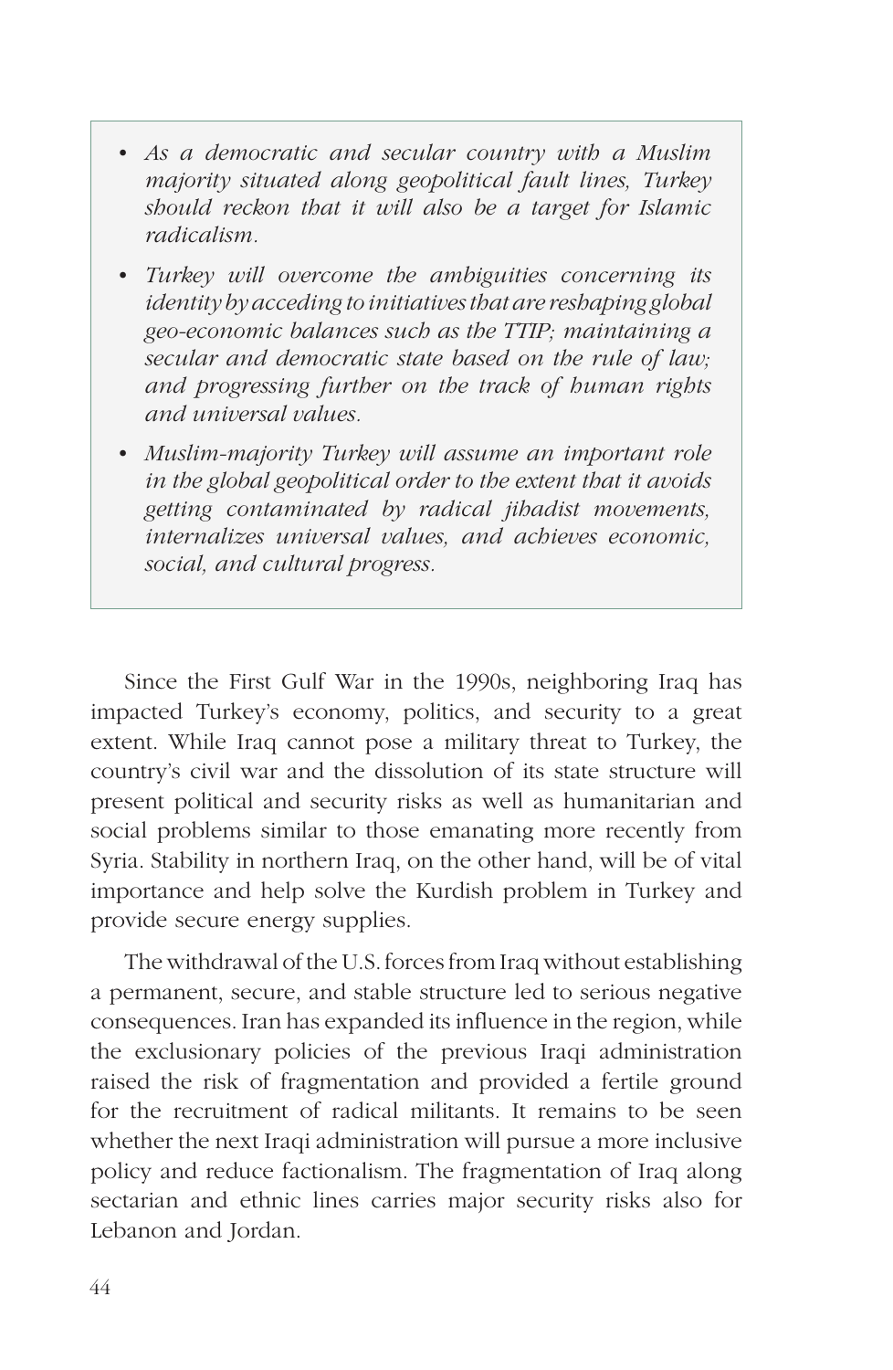- *As a democratic and secular country with a Muslim majority situated along geopolitical fault lines, Turkey should reckon that it will also be a target for Islamic radicalism.*
- *Turkey will overcome the ambiguities concerning its identity by acceding to initiatives that are reshaping global geo-economic balances such as the TTIP; maintaining a secular and democratic state based on the rule of law; and progressing further on the track of human rights and universal values.*
- *Muslim-majority Turkey will assume an important role in the global geopolitical order to the extent that it avoids getting contaminated by radical jihadist movements, internalizes universal values, and achieves economic, social, and cultural progress.*

Since the First Gulf War in the 1990s, neighboring Iraq has impacted Turkey's economy, politics, and security to a great extent. While Iraq cannot pose a military threat to Turkey, the country's civil war and the dissolution of its state structure will present political and security risks as well as humanitarian and social problems similar to those emanating more recently from Syria. Stability in northern Iraq, on the other hand, will be of vital importance and help solve the Kurdish problem in Turkey and provide secure energy supplies.

The withdrawal of the U.S. forces from Iraq without establishing a permanent, secure, and stable structure led to serious negative consequences. Iran has expanded its influence in the region, while the exclusionary policies of the previous Iraqi administration raised the risk of fragmentation and provided a fertile ground for the recruitment of radical militants. It remains to be seen whether the next Iraqi administration will pursue a more inclusive policy and reduce factionalism. The fragmentation of Iraq along sectarian and ethnic lines carries major security risks also for Lebanon and Jordan.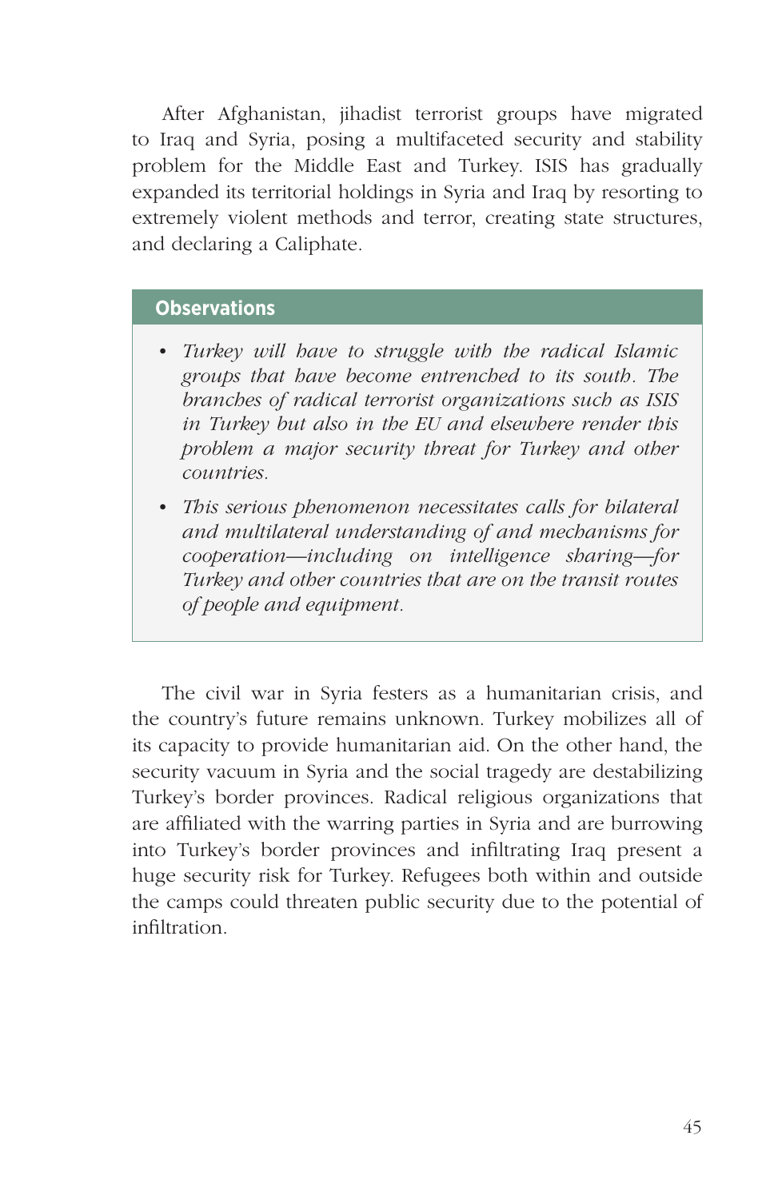After Afghanistan, jihadist terrorist groups have migrated to Iraq and Syria, posing a multifaceted security and stability problem for the Middle East and Turkey. ISIS has gradually expanded its territorial holdings in Syria and Iraq by resorting to extremely violent methods and terror, creating state structures, and declaring a Caliphate.

**Observations**

- *Turkey will have to struggle with the radical Islamic groups that have become entrenched to its south. The branches of radical terrorist organizations such as ISIS in Turkey but also in the EU and elsewhere render this problem a major security threat for Turkey and other countries.*
- *This serious phenomenon necessitates calls for bilateral and multilateral understanding of and mechanisms for cooperation—including on intelligence sharing—for Turkey and other countries that are on the transit routes of people and equipment.*

The civil war in Syria festers as a humanitarian crisis, and the country's future remains unknown. Turkey mobilizes all of its capacity to provide humanitarian aid. On the other hand, the security vacuum in Syria and the social tragedy are destabilizing Turkey's border provinces. Radical religious organizations that are affiliated with the warring parties in Syria and are burrowing into Turkey's border provinces and infiltrating Iraq present a huge security risk for Turkey. Refugees both within and outside the camps could threaten public security due to the potential of infiltration.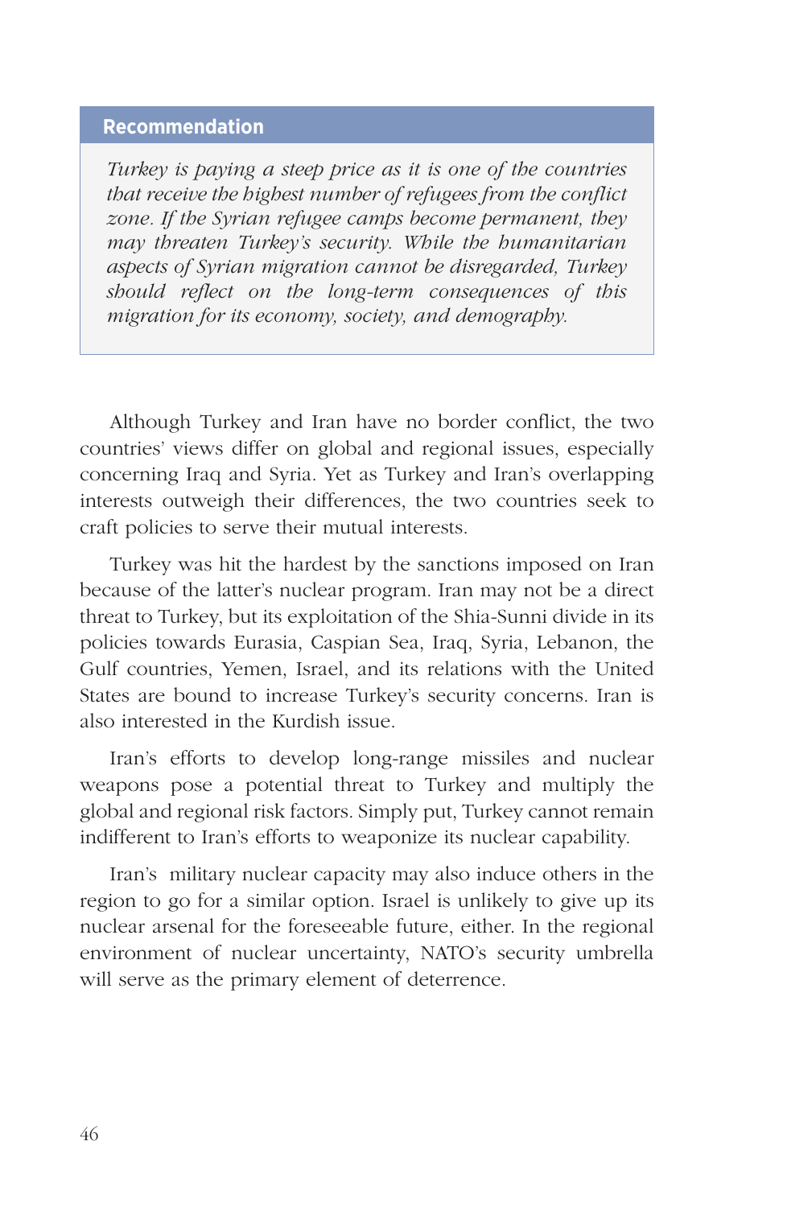**Recommendation**

*Turkey is paying a steep price as it is one of the countries that receive the highest number of refugees from the conflict zone. If the Syrian refugee camps become permanent, they may threaten Turkey's security. While the humanitarian aspects of Syrian migration cannot be disregarded, Turkey should reflect on the long-term consequences of this migration for its economy, society, and demography.*

Although Turkey and Iran have no border conflict, the two countries' views differ on global and regional issues, especially concerning Iraq and Syria. Yet as Turkey and Iran's overlapping interests outweigh their differences, the two countries seek to craft policies to serve their mutual interests.

Turkey was hit the hardest by the sanctions imposed on Iran because of the latter's nuclear program. Iran may not be a direct threat to Turkey, but its exploitation of the Shia-Sunni divide in its policies towards Eurasia, Caspian Sea, Iraq, Syria, Lebanon, the Gulf countries, Yemen, Israel, and its relations with the United States are bound to increase Turkey's security concerns. Iran is also interested in the Kurdish issue.

Iran's efforts to develop long-range missiles and nuclear weapons pose a potential threat to Turkey and multiply the global and regional risk factors. Simply put, Turkey cannot remain indifferent to Iran's efforts to weaponize its nuclear capability.

Iran's military nuclear capacity may also induce others in the region to go for a similar option. Israel is unlikely to give up its nuclear arsenal for the foreseeable future, either. In the regional environment of nuclear uncertainty, NATO's security umbrella will serve as the primary element of deterrence.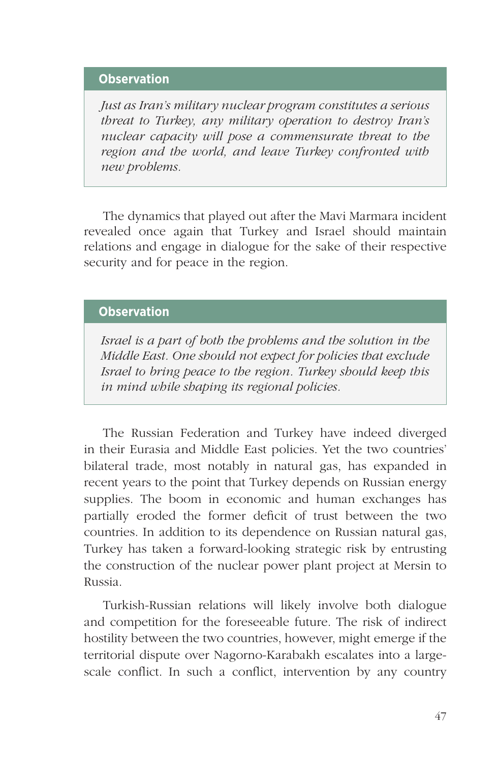**Observation**

*Just as Iran's military nuclear program constitutes a serious threat to Turkey, any military operation to destroy Iran's nuclear capacity will pose a commensurate threat to the region and the world, and leave Turkey confronted with new problems.*

The dynamics that played out after the Mavi Marmara incident revealed once again that Turkey and Israel should maintain relations and engage in dialogue for the sake of their respective security and for peace in the region.

**Observation**

*Israel is a part of both the problems and the solution in the Middle East. One should not expect for policies that exclude Israel to bring peace to the region. Turkey should keep this in mind while shaping its regional policies.*

The Russian Federation and Turkey have indeed diverged in their Eurasia and Middle East policies. Yet the two countries' bilateral trade, most notably in natural gas, has expanded in recent years to the point that Turkey depends on Russian energy supplies. The boom in economic and human exchanges has partially eroded the former deficit of trust between the two countries. In addition to its dependence on Russian natural gas, Turkey has taken a forward-looking strategic risk by entrusting the construction of the nuclear power plant project at Mersin to Russia.

Turkish-Russian relations will likely involve both dialogue and competition for the foreseeable future. The risk of indirect hostility between the two countries, however, might emerge if the territorial dispute over Nagorno-Karabakh escalates into a large-scale conflict. In such a conflict, intervention by any country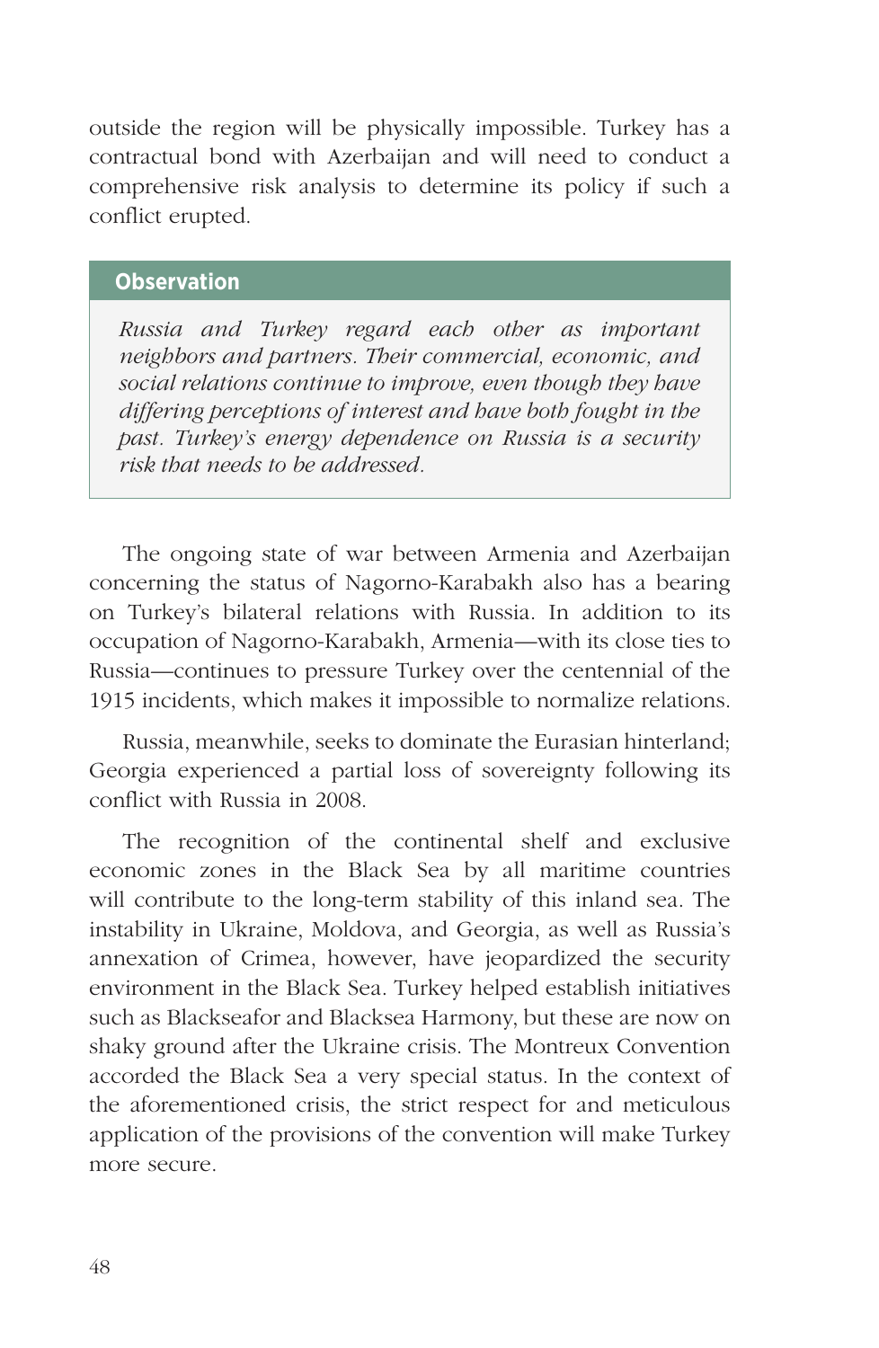outside the region will be physically impossible. Turkey has a contractual bond with Azerbaijan and will need to conduct a comprehensive risk analysis to determine its policy if such a conflict erupted.

> **Observation**
>
> *Russia and Turkey regard each other as important neighbors and partners. Their commercial, economic, and social relations continue to improve, even though they have differing perceptions of interest and have both fought in the past. Turkey's energy dependence on Russia is a security risk that needs to be addressed.*

The ongoing state of war between Armenia and Azerbaijan concerning the status of Nagorno-Karabakh also has a bearing on Turkey's bilateral relations with Russia. In addition to its occupation of Nagorno-Karabakh, Armenia—with its close ties to Russia—continues to pressure Turkey over the centennial of the 1915 incidents, which makes it impossible to normalize relations.

Russia, meanwhile, seeks to dominate the Eurasian hinterland; Georgia experienced a partial loss of sovereignty following its conflict with Russia in 2008.

The recognition of the continental shelf and exclusive economic zones in the Black Sea by all maritime countries will contribute to the long-term stability of this inland sea. The instability in Ukraine, Moldova, and Georgia, as well as Russia's annexation of Crimea, however, have jeopardized the security environment in the Black Sea. Turkey helped establish initiatives such as Blackseafor and Blacksea Harmony, but these are now on shaky ground after the Ukraine crisis. The Montreux Convention accorded the Black Sea a very special status. In the context of the aforementioned crisis, the strict respect for and meticulous application of the provisions of the convention will make Turkey more secure.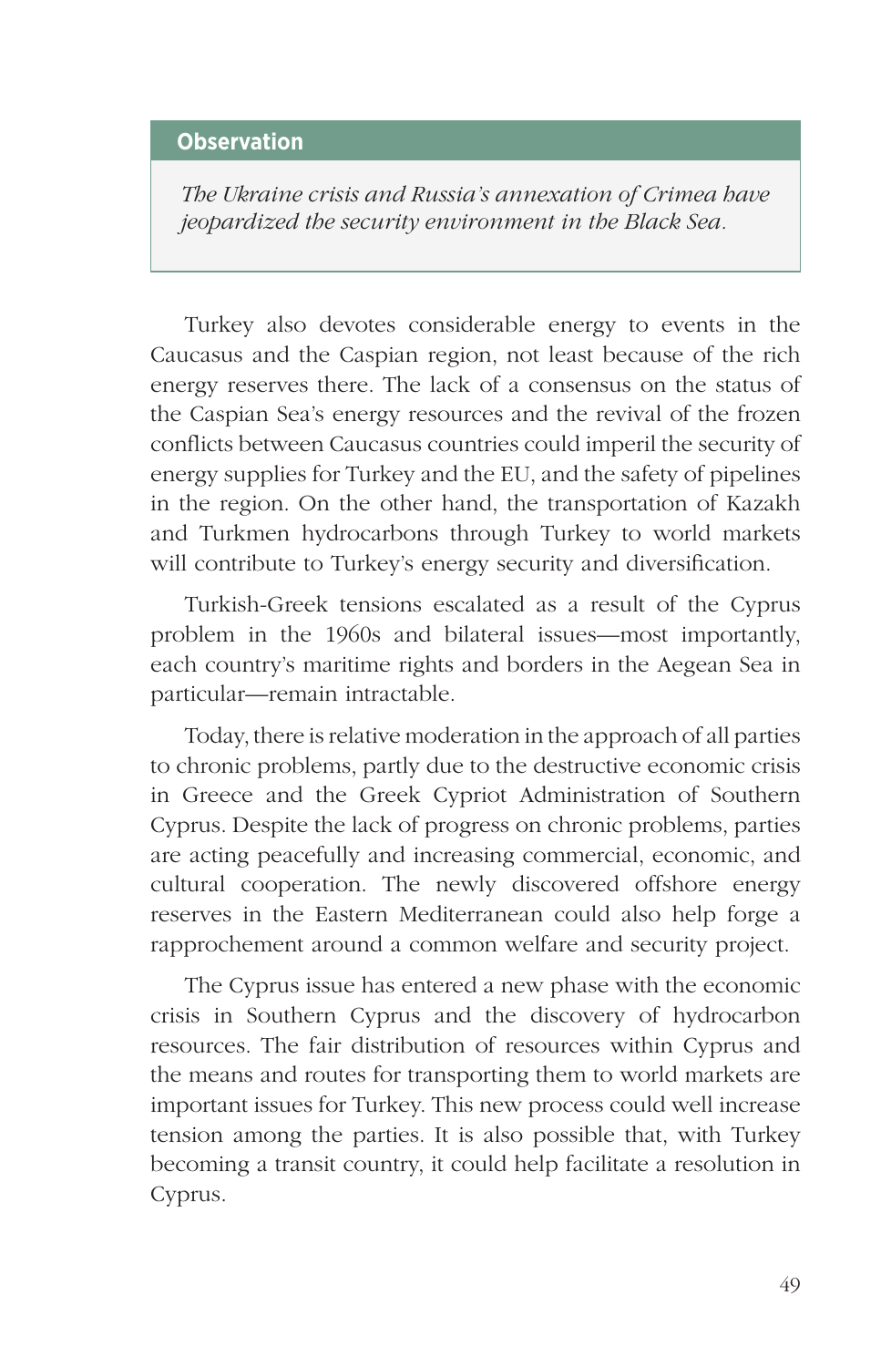**Observation**

*The Ukraine crisis and Russia's annexation of Crimea have jeopardized the security environment in the Black Sea.*

Turkey also devotes considerable energy to events in the Caucasus and the Caspian region, not least because of the rich energy reserves there. The lack of a consensus on the status of the Caspian Sea's energy resources and the revival of the frozen conflicts between Caucasus countries could imperil the security of energy supplies for Turkey and the EU, and the safety of pipelines in the region. On the other hand, the transportation of Kazakh and Turkmen hydrocarbons through Turkey to world markets will contribute to Turkey's energy security and diversification.

Turkish-Greek tensions escalated as a result of the Cyprus problem in the 1960s and bilateral issues—most importantly, each country's maritime rights and borders in the Aegean Sea in particular—remain intractable.

Today, there is relative moderation in the approach of all parties to chronic problems, partly due to the destructive economic crisis in Greece and the Greek Cypriot Administration of Southern Cyprus. Despite the lack of progress on chronic problems, parties are acting peacefully and increasing commercial, economic, and cultural cooperation. The newly discovered offshore energy reserves in the Eastern Mediterranean could also help forge a rapprochement around a common welfare and security project.

The Cyprus issue has entered a new phase with the economic crisis in Southern Cyprus and the discovery of hydrocarbon resources. The fair distribution of resources within Cyprus and the means and routes for transporting them to world markets are important issues for Turkey. This new process could well increase tension among the parties. It is also possible that, with Turkey becoming a transit country, it could help facilitate a resolution in Cyprus.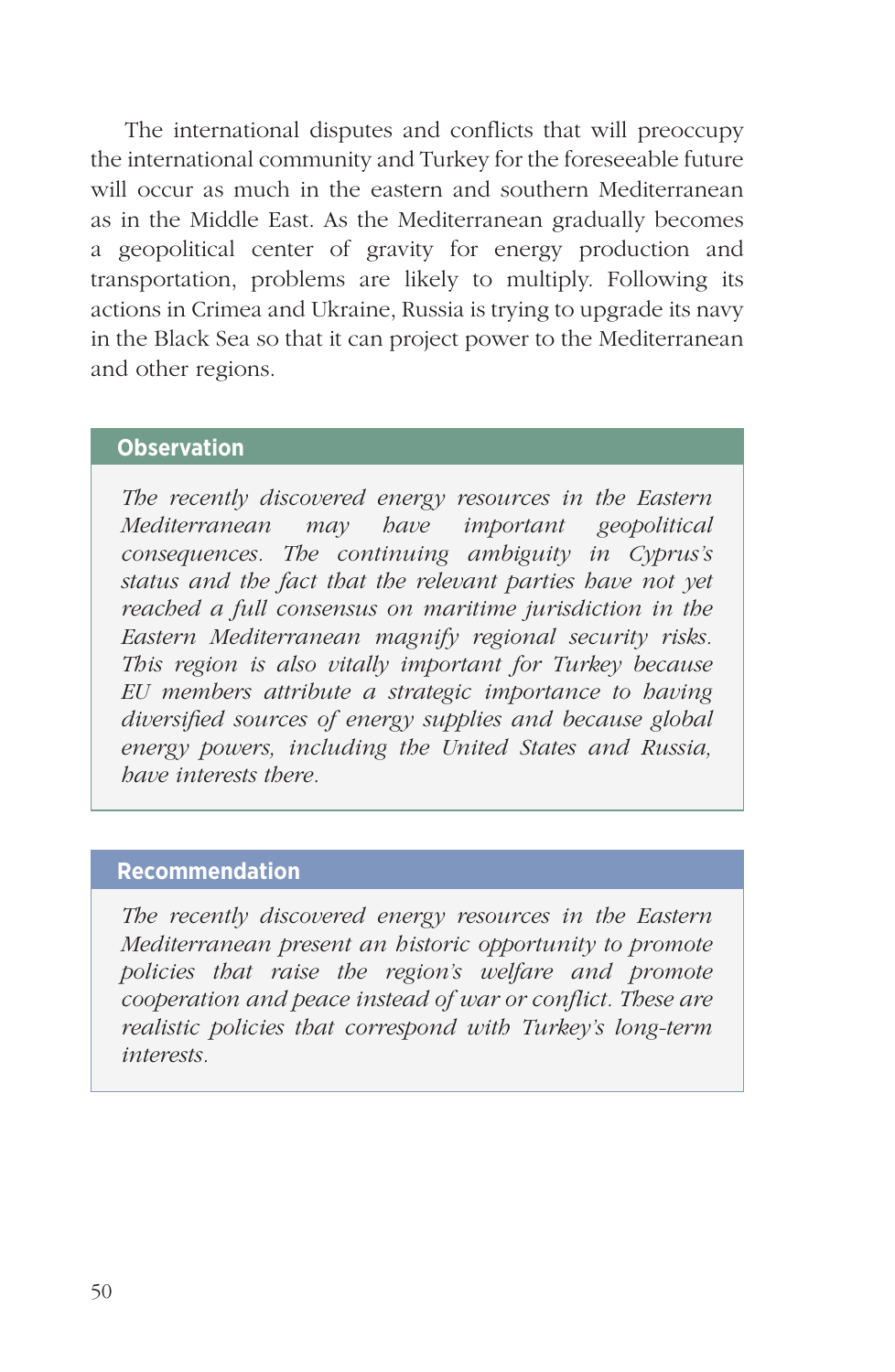The international disputes and conflicts that will preoccupy the international community and Turkey for the foreseeable future will occur as much in the eastern and southern Mediterranean as in the Middle East. As the Mediterranean gradually becomes a geopolitical center of gravity for energy production and transportation, problems are likely to multiply. Following its actions in Crimea and Ukraine, Russia is trying to upgrade its navy in the Black Sea so that it can project power to the Mediterranean and other regions.

**Observation**

*The recently discovered energy resources in the Eastern Mediterranean may have important geopolitical consequences. The continuing ambiguity in Cyprus's status and the fact that the relevant parties have not yet reached a full consensus on maritime jurisdiction in the Eastern Mediterranean magnify regional security risks. This region is also vitally important for Turkey because EU members attribute a strategic importance to having diversified sources of energy supplies and because global energy powers, including the United States and Russia, have interests there.*

**Recommendation**

*The recently discovered energy resources in the Eastern Mediterranean present an historic opportunity to promote policies that raise the region's welfare and promote cooperation and peace instead of war or conflict. These are realistic policies that correspond with Turkey's long-term interests.*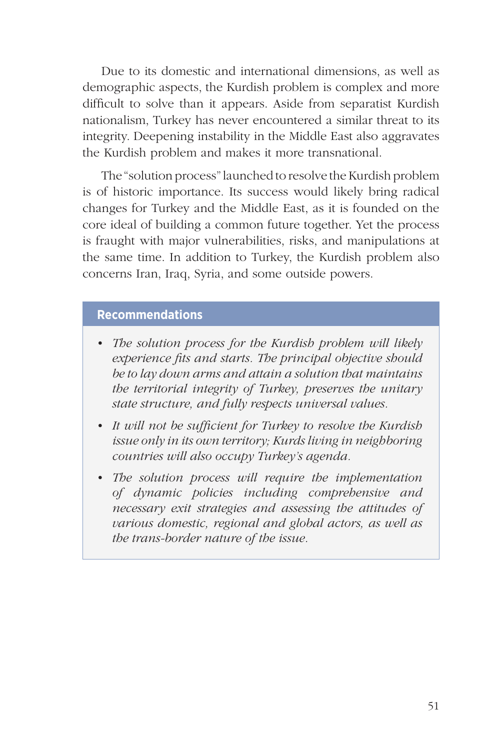Due to its domestic and international dimensions, as well as demographic aspects, the Kurdish problem is complex and more difficult to solve than it appears. Aside from separatist Kurdish nationalism, Turkey has never encountered a similar threat to its integrity. Deepening instability in the Middle East also aggravates the Kurdish problem and makes it more transnational.

The "solution process" launched to resolve the Kurdish problem is of historic importance. Its success would likely bring radical changes for Turkey and the Middle East, as it is founded on the core ideal of building a common future together. Yet the process is fraught with major vulnerabilities, risks, and manipulations at the same time. In addition to Turkey, the Kurdish problem also concerns Iran, Iraq, Syria, and some outside powers.

### Recommendations

- *The solution process for the Kurdish problem will likely experience fits and starts. The principal objective should be to lay down arms and attain a solution that maintains the territorial integrity of Turkey, preserves the unitary state structure, and fully respects universal values.*
- *It will not be sufficient for Turkey to resolve the Kurdish issue only in its own territory; Kurds living in neighboring countries will also occupy Turkey's agenda.*
- *The solution process will require the implementation of dynamic policies including comprehensive and necessary exit strategies and assessing the attitudes of various domestic, regional and global actors, as well as the trans-border nature of the issue.*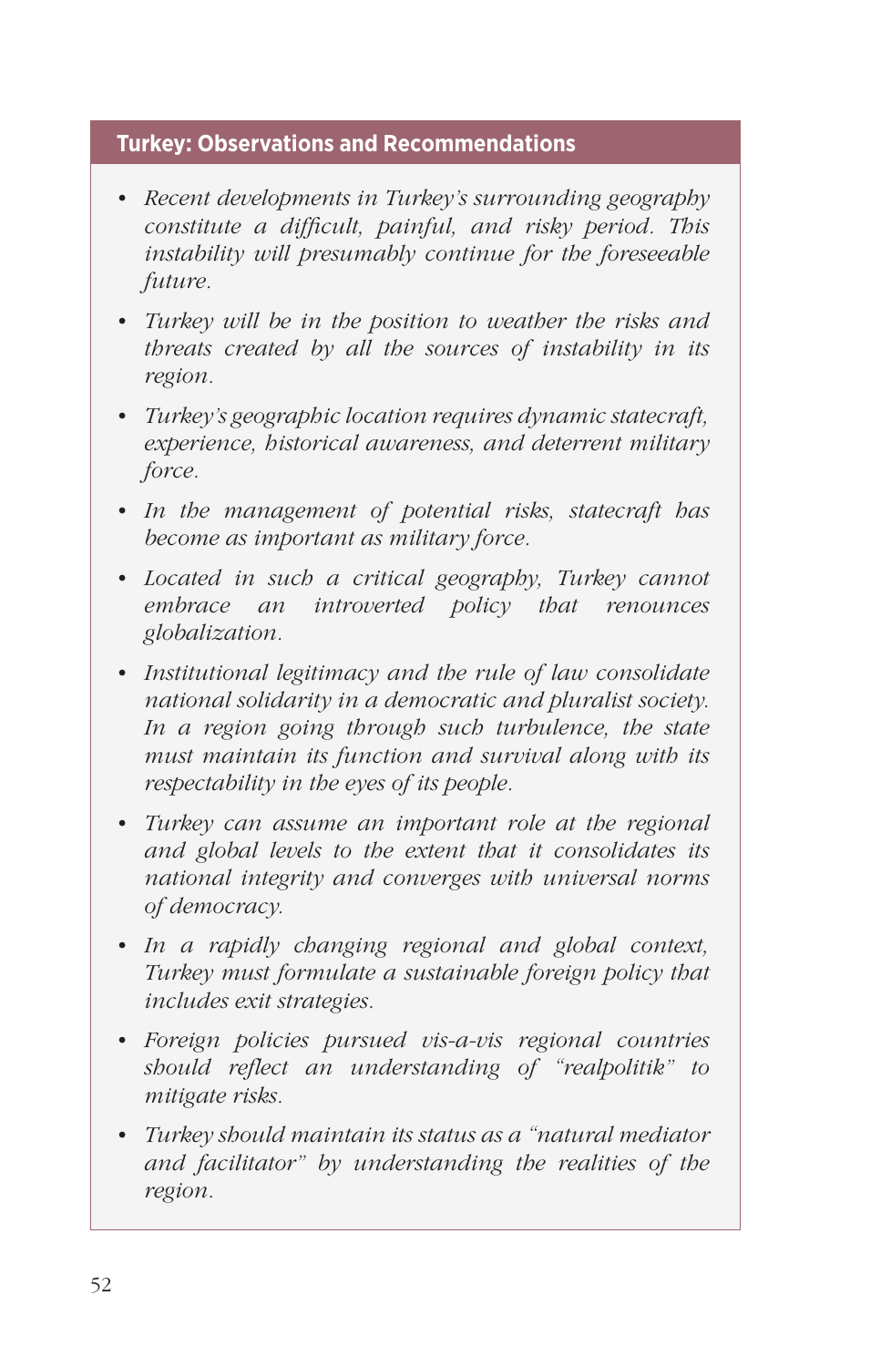## Turkey: Observations and Recommendations

- *Recent developments in Turkey's surrounding geography constitute a difficult, painful, and risky period. This instability will presumably continue for the foreseeable future.*
- *Turkey will be in the position to weather the risks and threats created by all the sources of instability in its region.*
- *Turkey's geographic location requires dynamic statecraft, experience, historical awareness, and deterrent military force.*
- *In the management of potential risks, statecraft has become as important as military force.*
- *Located in such a critical geography, Turkey cannot embrace an introverted policy that renounces globalization.*
- *Institutional legitimacy and the rule of law consolidate national solidarity in a democratic and pluralist society. In a region going through such turbulence, the state must maintain its function and survival along with its respectability in the eyes of its people.*
- *Turkey can assume an important role at the regional and global levels to the extent that it consolidates its national integrity and converges with universal norms of democracy.*
- *In a rapidly changing regional and global context, Turkey must formulate a sustainable foreign policy that includes exit strategies.*
- *Foreign policies pursued vis-a-vis regional countries should reflect an understanding of "realpolitik" to mitigate risks.*
- *Turkey should maintain its status as a "natural mediator and facilitator" by understanding the realities of the region.*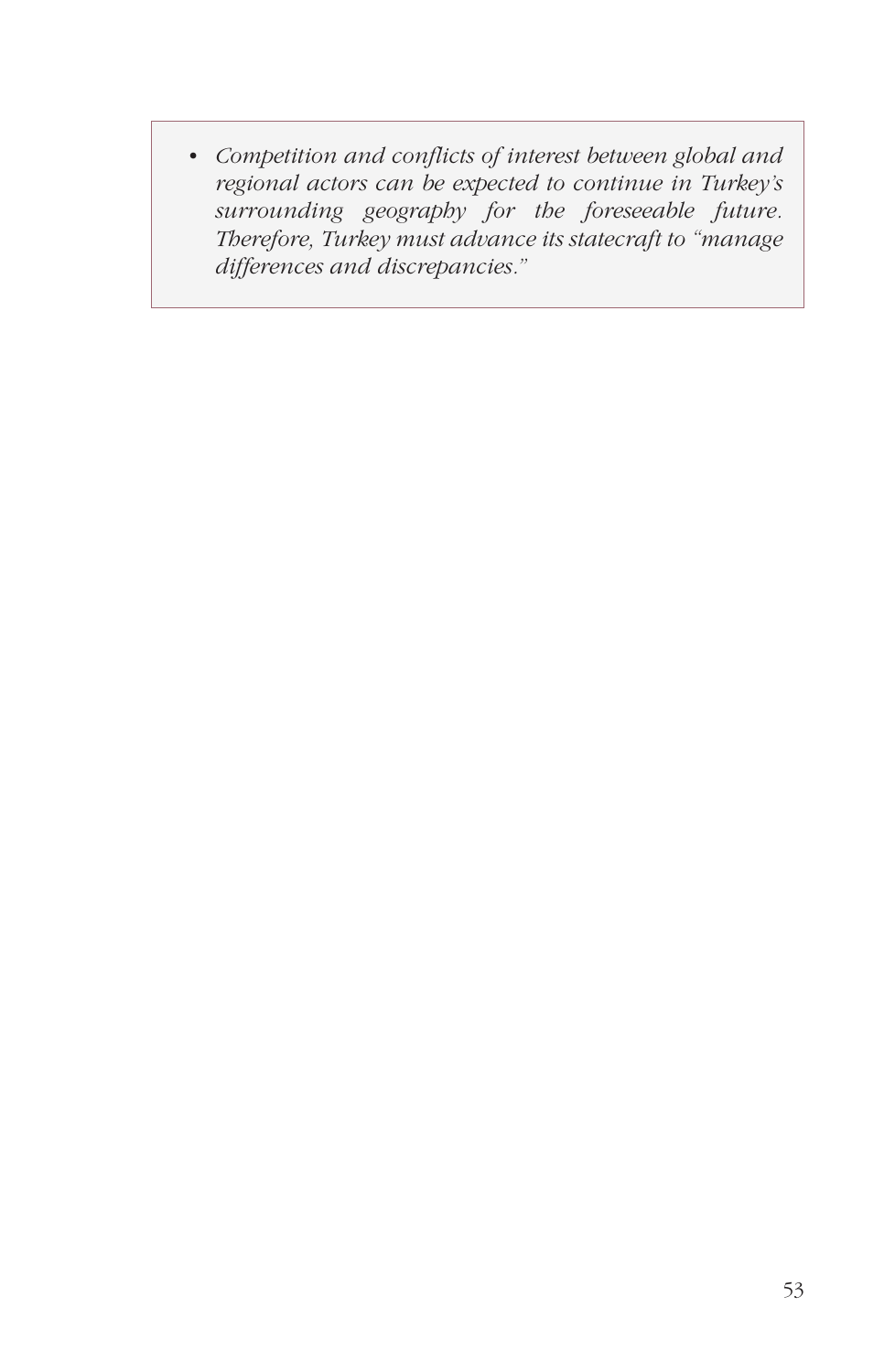- *Competition and conflicts of interest between global and regional actors can be expected to continue in Turkey's surrounding geography for the foreseeable future. Therefore, Turkey must advance its statecraft to "manage differences and discrepancies."*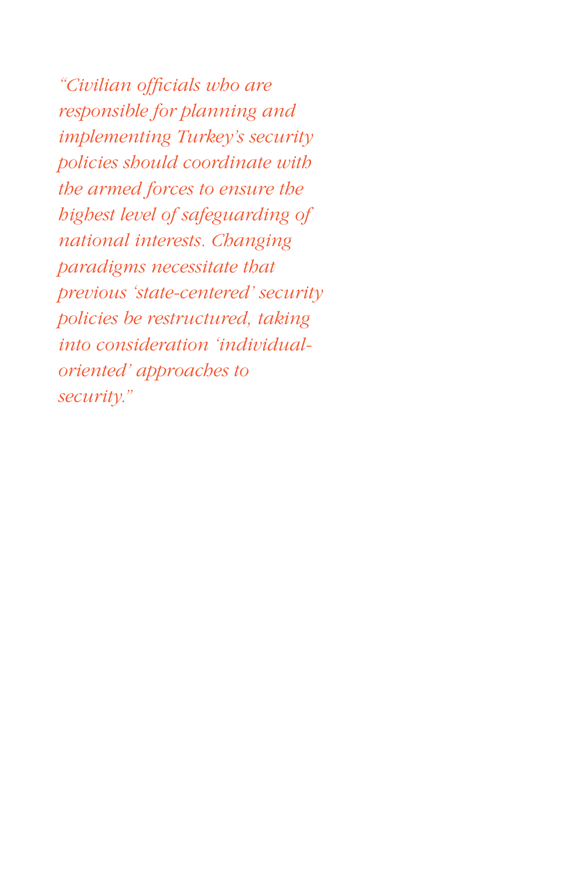*"Civilian officials who are responsible for planning and implementing Turkey's security policies should coordinate with the armed forces to ensure the highest level of safeguarding of national interests. Changing paradigms necessitate that previous 'state-centered' security policies be restructured, taking into consideration 'individual-oriented' approaches to security."*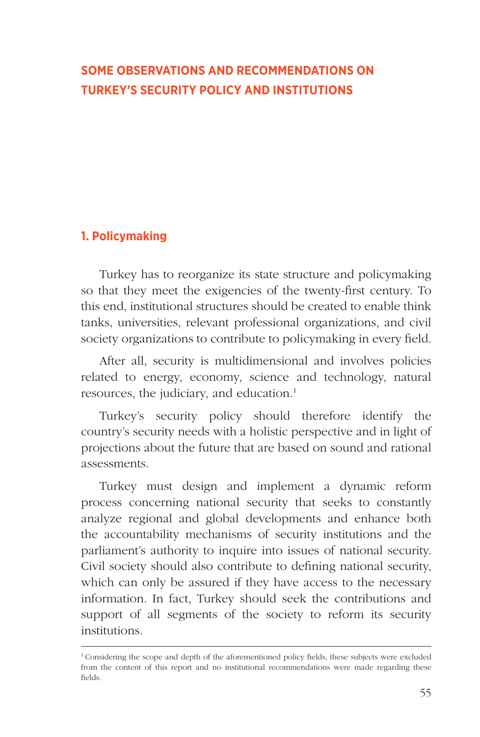# SOME OBSERVATIONS AND RECOMMENDATIONS ON TURKEY'S SECURITY POLICY AND INSTITUTIONS

## 1. Policymaking

Turkey has to reorganize its state structure and policymaking so that they meet the exigencies of the twenty-first century. To this end, institutional structures should be created to enable think tanks, universities, relevant professional organizations, and civil society organizations to contribute to policymaking in every field.

After all, security is multidimensional and involves policies related to energy, economy, science and technology, natural resources, the judiciary, and education.[1]

Turkey's security policy should therefore identify the country's security needs with a holistic perspective and in light of projections about the future that are based on sound and rational assessments.

Turkey must design and implement a dynamic reform process concerning national security that seeks to constantly analyze regional and global developments and enhance both the accountability mechanisms of security institutions and the parliament's authority to inquire into issues of national security. Civil society should also contribute to defining national security, which can only be assured if they have access to the necessary information. In fact, Turkey should seek the contributions and support of all segments of the society to reform its security institutions.

---

[1] Considering the scope and depth of the aforementioned policy fields, these subjects were excluded from the content of this report and no institutional recommendations were made regarding these fields.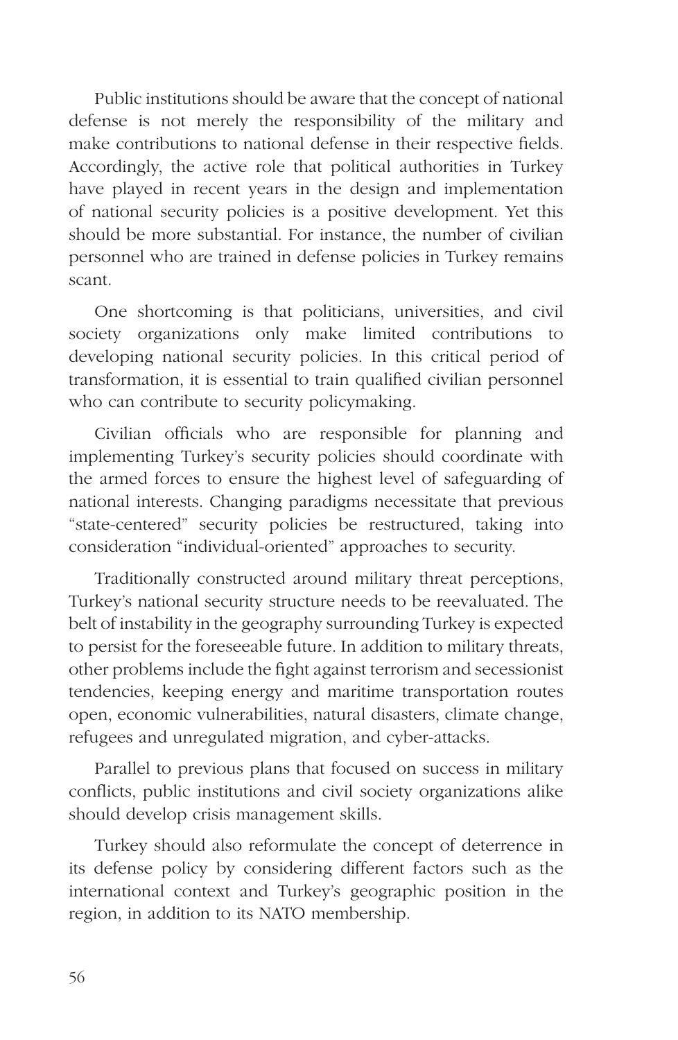Public institutions should be aware that the concept of national defense is not merely the responsibility of the military and make contributions to national defense in their respective fields. Accordingly, the active role that political authorities in Turkey have played in recent years in the design and implementation of national security policies is a positive development. Yet this should be more substantial. For instance, the number of civilian personnel who are trained in defense policies in Turkey remains scant.

One shortcoming is that politicians, universities, and civil society organizations only make limited contributions to developing national security policies. In this critical period of transformation, it is essential to train qualified civilian personnel who can contribute to security policymaking.

Civilian officials who are responsible for planning and implementing Turkey's security policies should coordinate with the armed forces to ensure the highest level of safeguarding of national interests. Changing paradigms necessitate that previous "state-centered" security policies be restructured, taking into consideration "individual-oriented" approaches to security.

Traditionally constructed around military threat perceptions, Turkey's national security structure needs to be reevaluated. The belt of instability in the geography surrounding Turkey is expected to persist for the foreseeable future. In addition to military threats, other problems include the fight against terrorism and secessionist tendencies, keeping energy and maritime transportation routes open, economic vulnerabilities, natural disasters, climate change, refugees and unregulated migration, and cyber-attacks.

Parallel to previous plans that focused on success in military conflicts, public institutions and civil society organizations alike should develop crisis management skills.

Turkey should also reformulate the concept of deterrence in its defense policy by considering different factors such as the international context and Turkey's geographic position in the region, in addition to its NATO membership.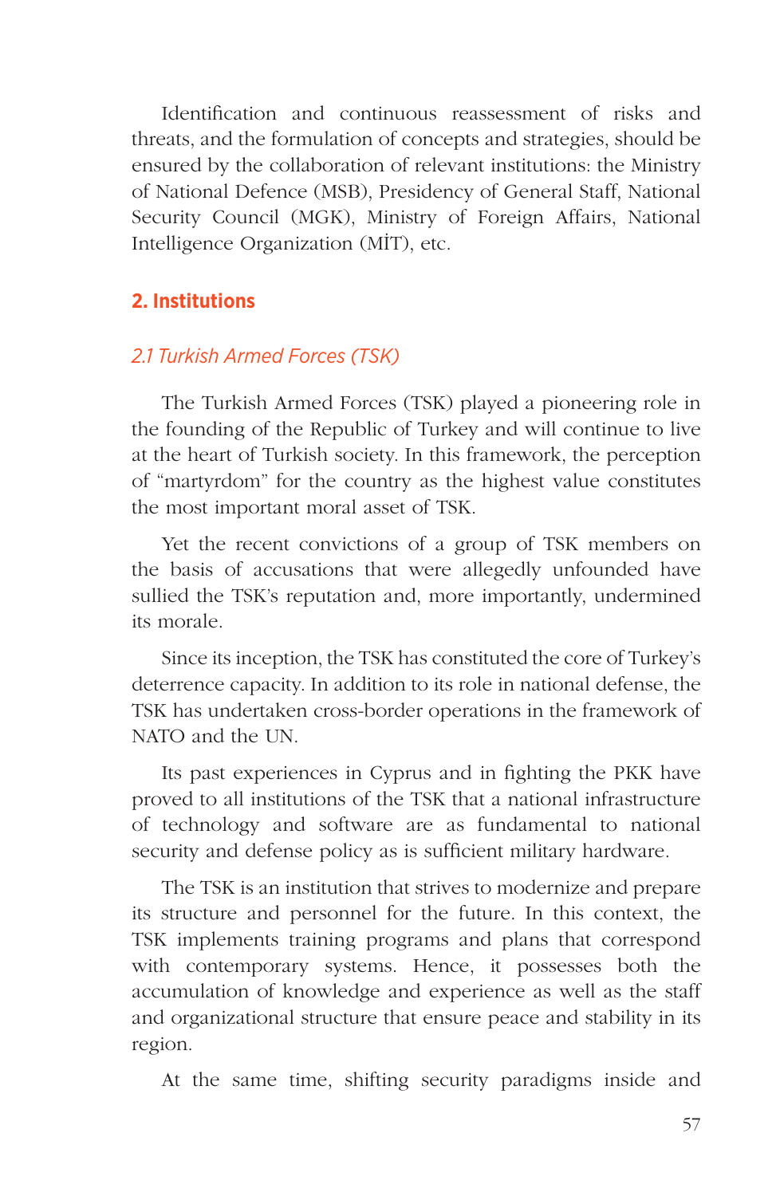Identification and continuous reassessment of risks and threats, and the formulation of concepts and strategies, should be ensured by the collaboration of relevant institutions: the Ministry of National Defence (MSB), Presidency of General Staff, National Security Council (MGK), Ministry of Foreign Affairs, National Intelligence Organization (MİT), etc.

## 2. Institutions

### *2.1 Turkish Armed Forces (TSK)*

The Turkish Armed Forces (TSK) played a pioneering role in the founding of the Republic of Turkey and will continue to live at the heart of Turkish society. In this framework, the perception of "martyrdom" for the country as the highest value constitutes the most important moral asset of TSK.

Yet the recent convictions of a group of TSK members on the basis of accusations that were allegedly unfounded have sullied the TSK's reputation and, more importantly, undermined its morale.

Since its inception, the TSK has constituted the core of Turkey's deterrence capacity. In addition to its role in national defense, the TSK has undertaken cross-border operations in the framework of NATO and the UN.

Its past experiences in Cyprus and in fighting the PKK have proved to all institutions of the TSK that a national infrastructure of technology and software are as fundamental to national security and defense policy as is sufficient military hardware.

The TSK is an institution that strives to modernize and prepare its structure and personnel for the future. In this context, the TSK implements training programs and plans that correspond with contemporary systems. Hence, it possesses both the accumulation of knowledge and experience as well as the staff and organizational structure that ensure peace and stability in its region.

At the same time, shifting security paradigms inside and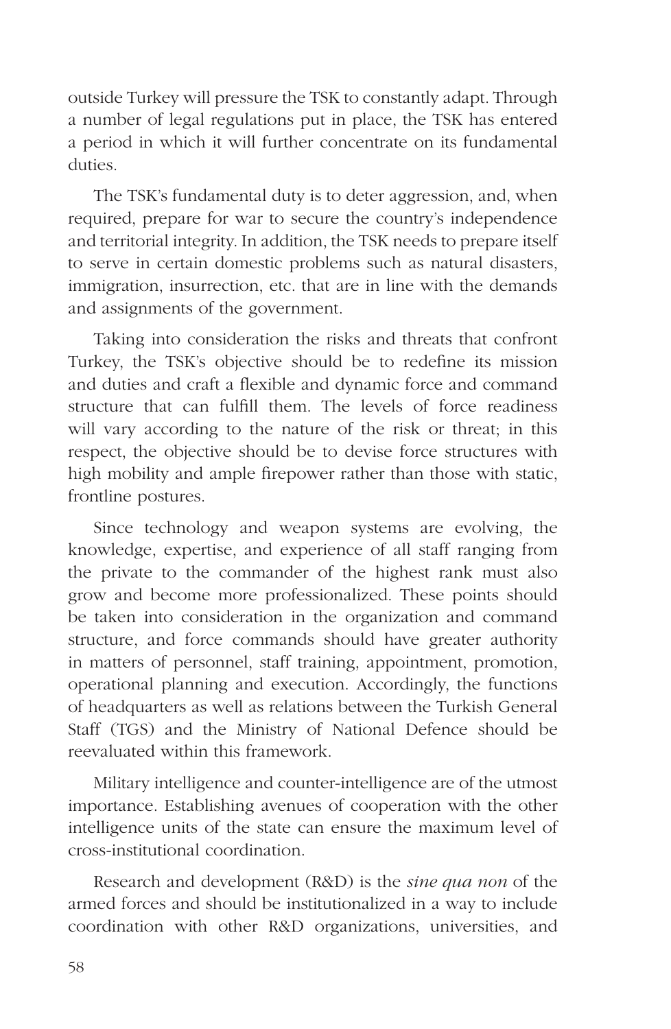outside Turkey will pressure the TSK to constantly adapt. Through a number of legal regulations put in place, the TSK has entered a period in which it will further concentrate on its fundamental duties.

The TSK's fundamental duty is to deter aggression, and, when required, prepare for war to secure the country's independence and territorial integrity. In addition, the TSK needs to prepare itself to serve in certain domestic problems such as natural disasters, immigration, insurrection, etc. that are in line with the demands and assignments of the government.

Taking into consideration the risks and threats that confront Turkey, the TSK's objective should be to redefine its mission and duties and craft a flexible and dynamic force and command structure that can fulfill them. The levels of force readiness will vary according to the nature of the risk or threat; in this respect, the objective should be to devise force structures with high mobility and ample firepower rather than those with static, frontline postures.

Since technology and weapon systems are evolving, the knowledge, expertise, and experience of all staff ranging from the private to the commander of the highest rank must also grow and become more professionalized. These points should be taken into consideration in the organization and command structure, and force commands should have greater authority in matters of personnel, staff training, appointment, promotion, operational planning and execution. Accordingly, the functions of headquarters as well as relations between the Turkish General Staff (TGS) and the Ministry of National Defence should be reevaluated within this framework.

Military intelligence and counter-intelligence are of the utmost importance. Establishing avenues of cooperation with the other intelligence units of the state can ensure the maximum level of cross-institutional coordination.

Research and development (R&D) is the *sine qua non* of the armed forces and should be institutionalized in a way to include coordination with other R&D organizations, universities, and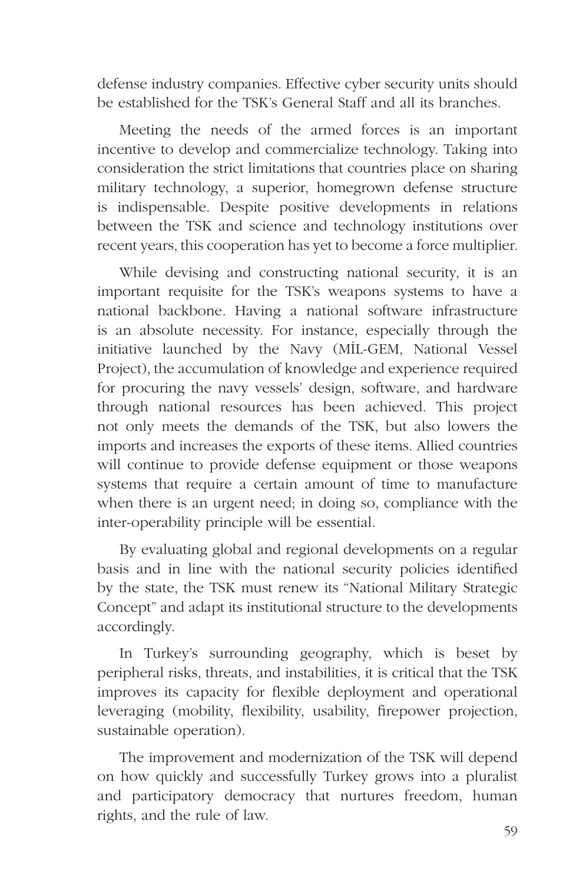defense industry companies. Effective cyber security units should be established for the TSK's General Staff and all its branches.

Meeting the needs of the armed forces is an important incentive to develop and commercialize technology. Taking into consideration the strict limitations that countries place on sharing military technology, a superior, homegrown defense structure is indispensable. Despite positive developments in relations between the TSK and science and technology institutions over recent years, this cooperation has yet to become a force multiplier.

While devising and constructing national security, it is an important requisite for the TSK's weapons systems to have a national backbone. Having a national software infrastructure is an absolute necessity. For instance, especially through the initiative launched by the Navy (MİL-GEM, National Vessel Project), the accumulation of knowledge and experience required for procuring the navy vessels' design, software, and hardware through national resources has been achieved. This project not only meets the demands of the TSK, but also lowers the imports and increases the exports of these items. Allied countries will continue to provide defense equipment or those weapons systems that require a certain amount of time to manufacture when there is an urgent need; in doing so, compliance with the inter-operability principle will be essential.

By evaluating global and regional developments on a regular basis and in line with the national security policies identified by the state, the TSK must renew its "National Military Strategic Concept" and adapt its institutional structure to the developments accordingly.

In Turkey's surrounding geography, which is beset by peripheral risks, threats, and instabilities, it is critical that the TSK improves its capacity for flexible deployment and operational leveraging (mobility, flexibility, usability, firepower projection, sustainable operation).

The improvement and modernization of the TSK will depend on how quickly and successfully Turkey grows into a pluralist and participatory democracy that nurtures freedom, human rights, and the rule of law.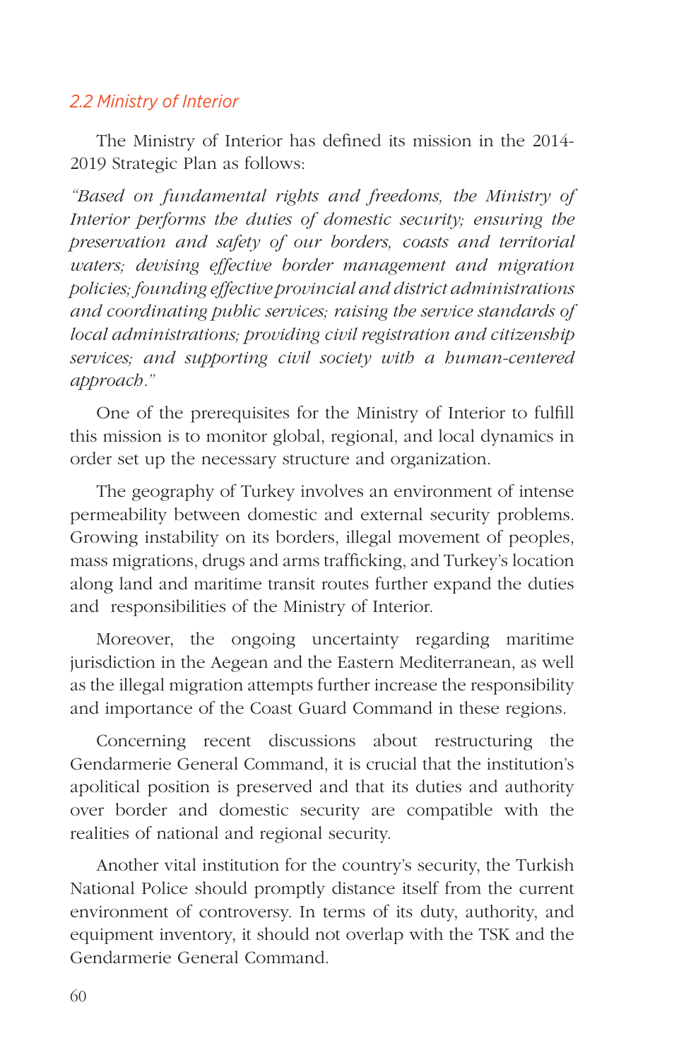## *2.2 Ministry of Interior*

The Ministry of Interior has defined its mission in the 2014-2019 Strategic Plan as follows:

*"Based on fundamental rights and freedoms, the Ministry of Interior performs the duties of domestic security; ensuring the preservation and safety of our borders, coasts and territorial waters; devising effective border management and migration policies; founding effective provincial and district administrations and coordinating public services; raising the service standards of local administrations; providing civil registration and citizenship services; and supporting civil society with a human-centered approach."*

One of the prerequisites for the Ministry of Interior to fulfill this mission is to monitor global, regional, and local dynamics in order set up the necessary structure and organization.

The geography of Turkey involves an environment of intense permeability between domestic and external security problems. Growing instability on its borders, illegal movement of peoples, mass migrations, drugs and arms trafficking, and Turkey's location along land and maritime transit routes further expand the duties and responsibilities of the Ministry of Interior.

Moreover, the ongoing uncertainty regarding maritime jurisdiction in the Aegean and the Eastern Mediterranean, as well as the illegal migration attempts further increase the responsibility and importance of the Coast Guard Command in these regions.

Concerning recent discussions about restructuring the Gendarmerie General Command, it is crucial that the institution's apolitical position is preserved and that its duties and authority over border and domestic security are compatible with the realities of national and regional security.

Another vital institution for the country's security, the Turkish National Police should promptly distance itself from the current environment of controversy. In terms of its duty, authority, and equipment inventory, it should not overlap with the TSK and the Gendarmerie General Command.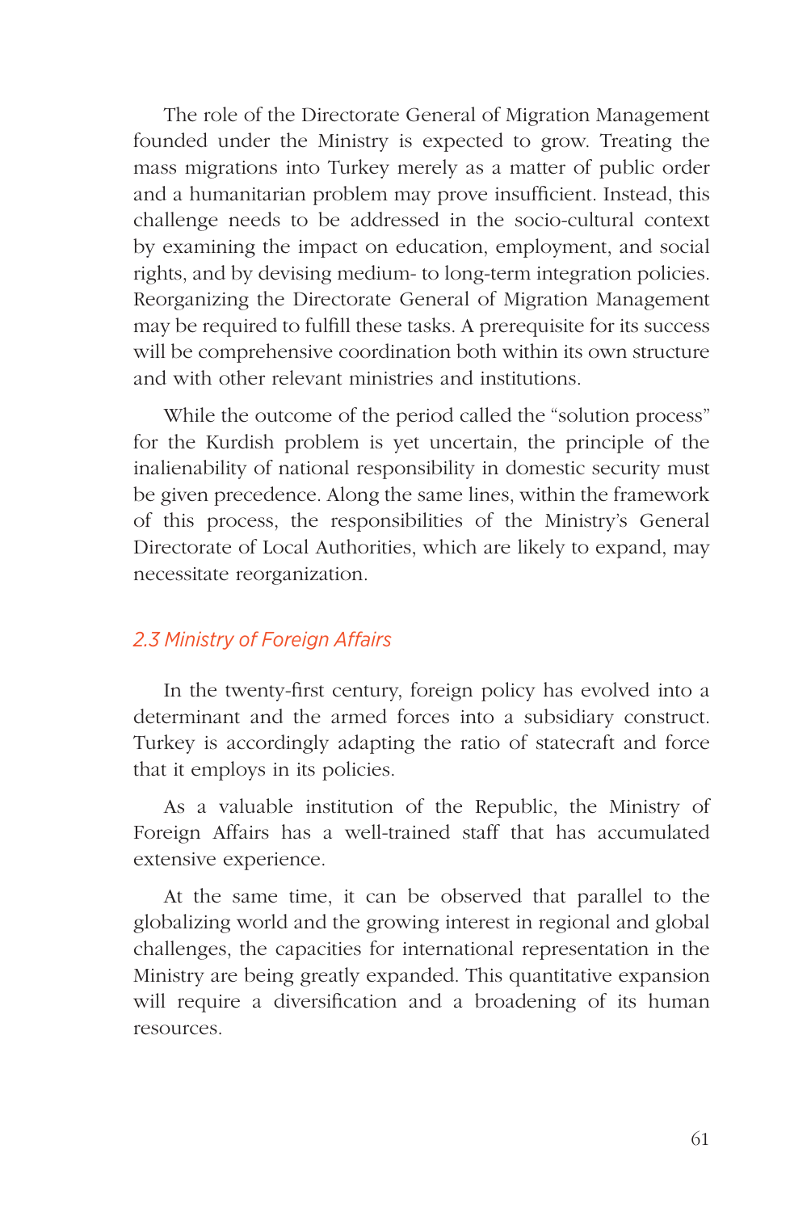The role of the Directorate General of Migration Management founded under the Ministry is expected to grow. Treating the mass migrations into Turkey merely as a matter of public order and a humanitarian problem may prove insufficient. Instead, this challenge needs to be addressed in the socio-cultural context by examining the impact on education, employment, and social rights, and by devising medium- to long-term integration policies. Reorganizing the Directorate General of Migration Management may be required to fulfill these tasks. A prerequisite for its success will be comprehensive coordination both within its own structure and with other relevant ministries and institutions.

While the outcome of the period called the "solution process" for the Kurdish problem is yet uncertain, the principle of the inalienability of national responsibility in domestic security must be given precedence. Along the same lines, within the framework of this process, the responsibilities of the Ministry's General Directorate of Local Authorities, which are likely to expand, may necessitate reorganization.

### *2.3 Ministry of Foreign Affairs*

In the twenty-first century, foreign policy has evolved into a determinant and the armed forces into a subsidiary construct. Turkey is accordingly adapting the ratio of statecraft and force that it employs in its policies.

As a valuable institution of the Republic, the Ministry of Foreign Affairs has a well-trained staff that has accumulated extensive experience.

At the same time, it can be observed that parallel to the globalizing world and the growing interest in regional and global challenges, the capacities for international representation in the Ministry are being greatly expanded. This quantitative expansion will require a diversification and a broadening of its human resources.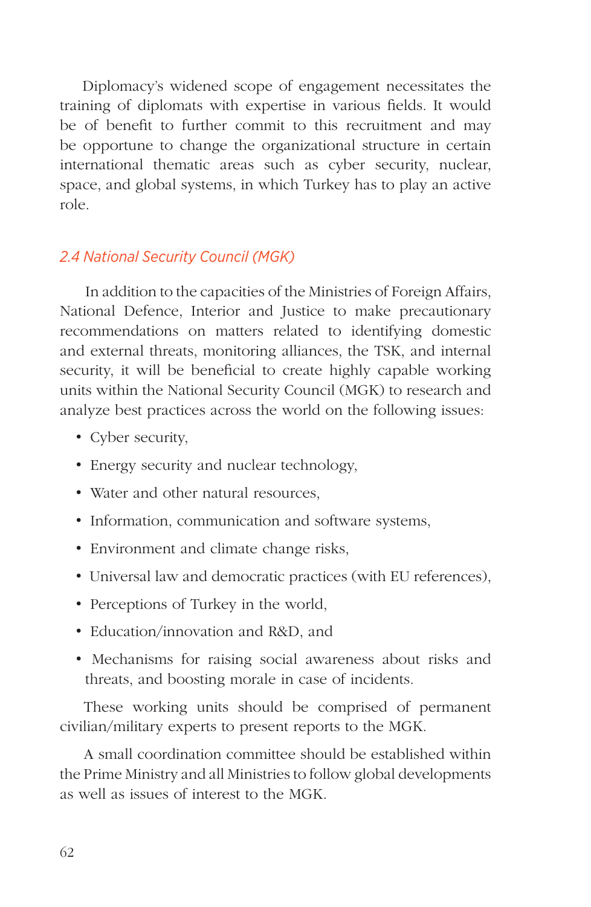Diplomacy's widened scope of engagement necessitates the training of diplomats with expertise in various fields. It would be of benefit to further commit to this recruitment and may be opportune to change the organizational structure in certain international thematic areas such as cyber security, nuclear, space, and global systems, in which Turkey has to play an active role.

### *2.4 National Security Council (MGK)*

In addition to the capacities of the Ministries of Foreign Affairs, National Defence, Interior and Justice to make precautionary recommendations on matters related to identifying domestic and external threats, monitoring alliances, the TSK, and internal security, it will be beneficial to create highly capable working units within the National Security Council (MGK) to research and analyze best practices across the world on the following issues:

- Cyber security,
- Energy security and nuclear technology,
- Water and other natural resources,
- Information, communication and software systems,
- Environment and climate change risks,
- Universal law and democratic practices (with EU references),
- Perceptions of Turkey in the world,
- Education/innovation and R&D, and
- Mechanisms for raising social awareness about risks and threats, and boosting morale in case of incidents.

These working units should be comprised of permanent civilian/military experts to present reports to the MGK.

A small coordination committee should be established within the Prime Ministry and all Ministries to follow global developments as well as issues of interest to the MGK.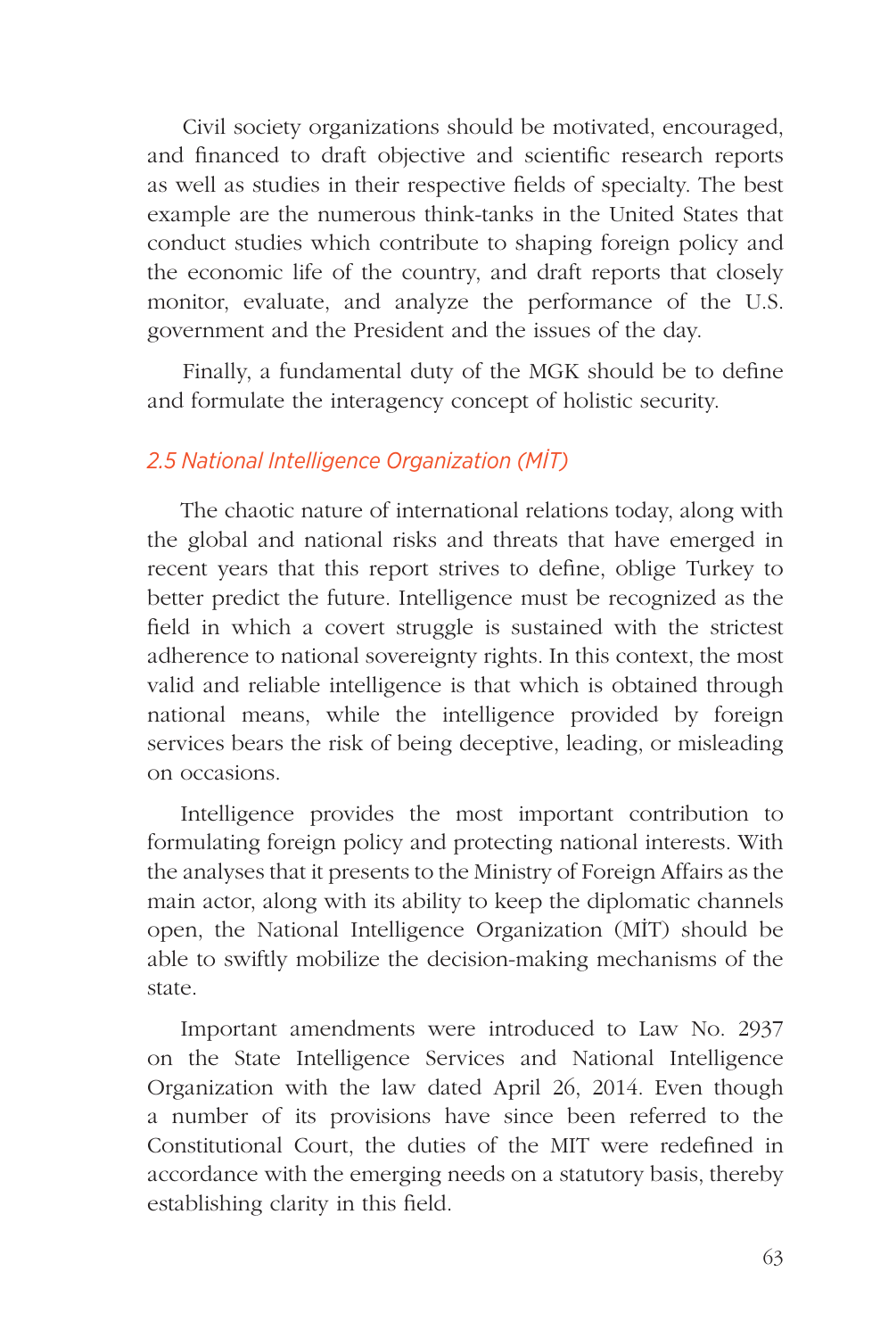Civil society organizations should be motivated, encouraged, and financed to draft objective and scientific research reports as well as studies in their respective fields of specialty. The best example are the numerous think-tanks in the United States that conduct studies which contribute to shaping foreign policy and the economic life of the country, and draft reports that closely monitor, evaluate, and analyze the performance of the U.S. government and the President and the issues of the day.

Finally, a fundamental duty of the MGK should be to define and formulate the interagency concept of holistic security.

### *2.5 National Intelligence Organization (MİT)*

The chaotic nature of international relations today, along with the global and national risks and threats that have emerged in recent years that this report strives to define, oblige Turkey to better predict the future. Intelligence must be recognized as the field in which a covert struggle is sustained with the strictest adherence to national sovereignty rights. In this context, the most valid and reliable intelligence is that which is obtained through national means, while the intelligence provided by foreign services bears the risk of being deceptive, leading, or misleading on occasions.

Intelligence provides the most important contribution to formulating foreign policy and protecting national interests. With the analyses that it presents to the Ministry of Foreign Affairs as the main actor, along with its ability to keep the diplomatic channels open, the National Intelligence Organization (MİT) should be able to swiftly mobilize the decision-making mechanisms of the state.

Important amendments were introduced to Law No. 2937 on the State Intelligence Services and National Intelligence Organization with the law dated April 26, 2014. Even though a number of its provisions have since been referred to the Constitutional Court, the duties of the MIT were redefined in accordance with the emerging needs on a statutory basis, thereby establishing clarity in this field.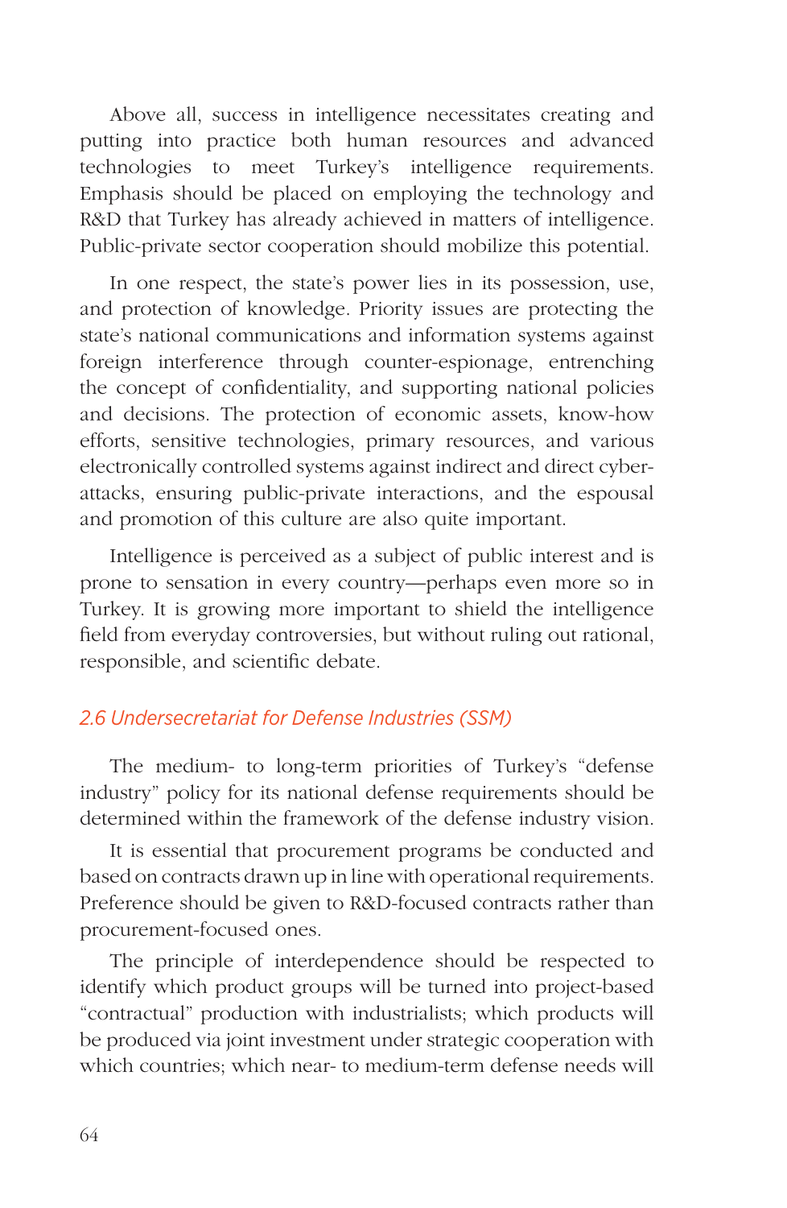Above all, success in intelligence necessitates creating and putting into practice both human resources and advanced technologies to meet Turkey's intelligence requirements. Emphasis should be placed on employing the technology and R&D that Turkey has already achieved in matters of intelligence. Public-private sector cooperation should mobilize this potential.

In one respect, the state's power lies in its possession, use, and protection of knowledge. Priority issues are protecting the state's national communications and information systems against foreign interference through counter-espionage, entrenching the concept of confidentiality, and supporting national policies and decisions. The protection of economic assets, know-how efforts, sensitive technologies, primary resources, and various electronically controlled systems against indirect and direct cyber-attacks, ensuring public-private interactions, and the espousal and promotion of this culture are also quite important.

Intelligence is perceived as a subject of public interest and is prone to sensation in every country—perhaps even more so in Turkey. It is growing more important to shield the intelligence field from everyday controversies, but without ruling out rational, responsible, and scientific debate.

### *2.6 Undersecretariat for Defense Industries (SSM)*

The medium- to long-term priorities of Turkey's "defense industry" policy for its national defense requirements should be determined within the framework of the defense industry vision.

It is essential that procurement programs be conducted and based on contracts drawn up in line with operational requirements. Preference should be given to R&D-focused contracts rather than procurement-focused ones.

The principle of interdependence should be respected to identify which product groups will be turned into project-based "contractual" production with industrialists; which products will be produced via joint investment under strategic cooperation with which countries; which near- to medium-term defense needs will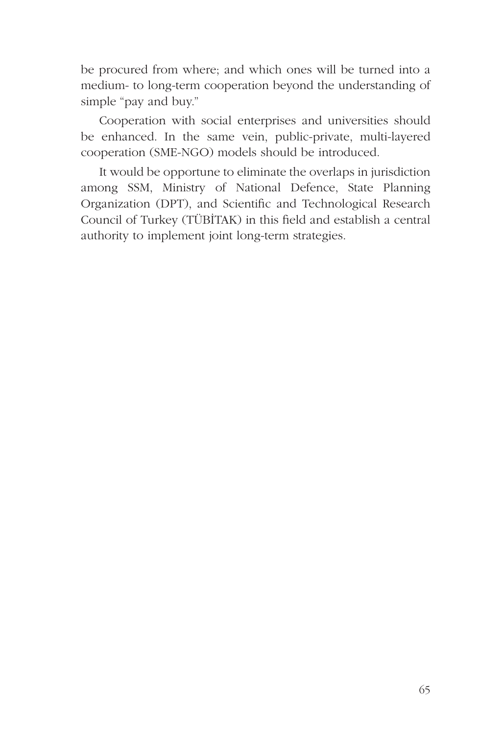be procured from where; and which ones will be turned into a medium- to long-term cooperation beyond the understanding of simple "pay and buy."

Cooperation with social enterprises and universities should be enhanced. In the same vein, public-private, multi-layered cooperation (SME-NGO) models should be introduced.

It would be opportune to eliminate the overlaps in jurisdiction among SSM, Ministry of National Defence, State Planning Organization (DPT), and Scientific and Technological Research Council of Turkey (TÜBİTAK) in this field and establish a central authority to implement joint long-term strategies.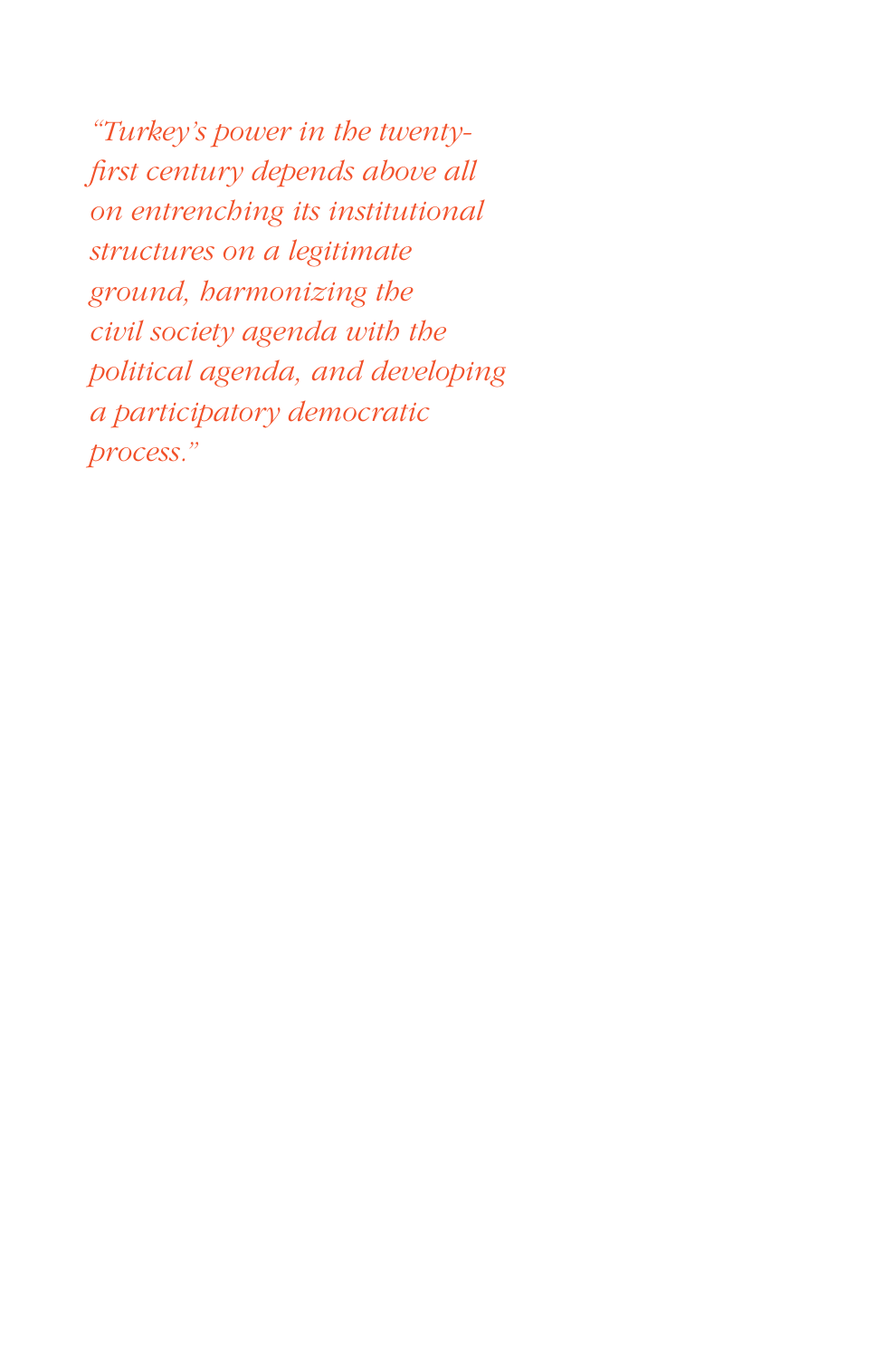*"Turkey's power in the twenty-first century depends above all on entrenching its institutional structures on a legitimate ground, harmonizing the civil society agenda with the political agenda, and developing a participatory democratic process."*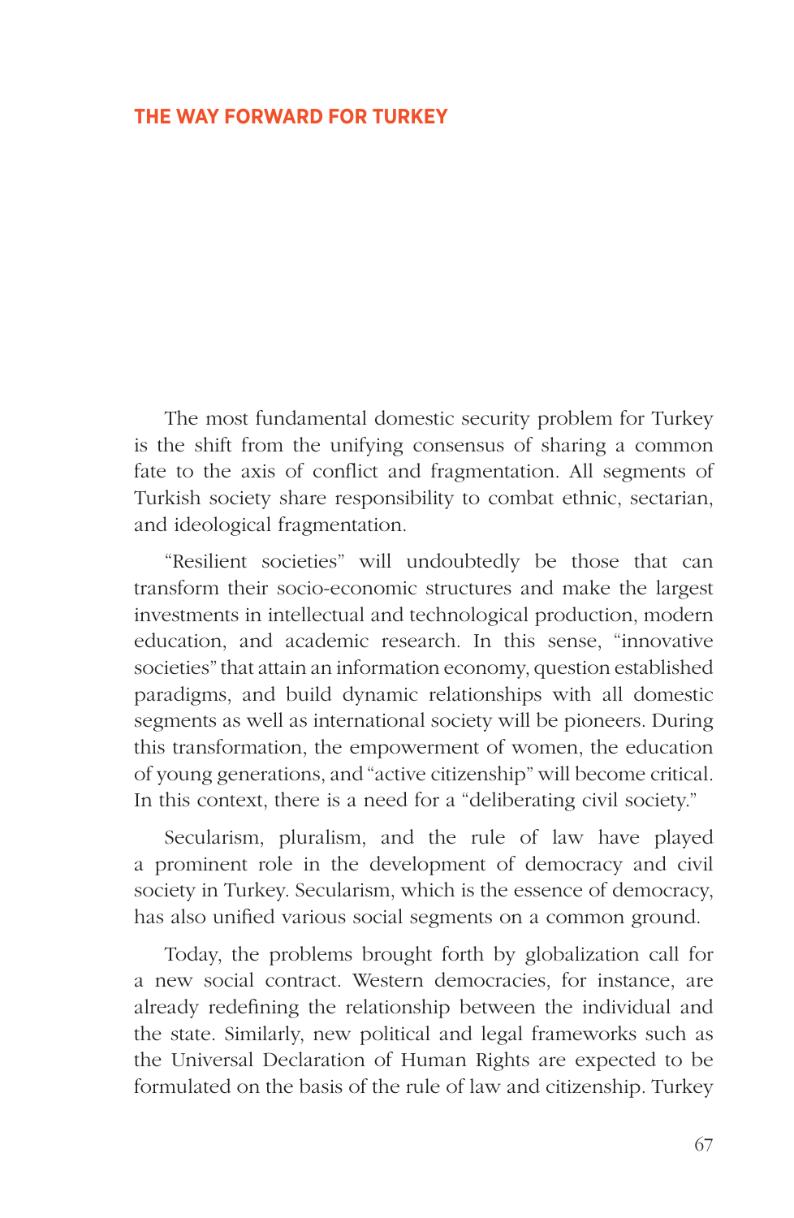# THE WAY FORWARD FOR TURKEY

The most fundamental domestic security problem for Turkey is the shift from the unifying consensus of sharing a common fate to the axis of conflict and fragmentation. All segments of Turkish society share responsibility to combat ethnic, sectarian, and ideological fragmentation.

"Resilient societies" will undoubtedly be those that can transform their socio-economic structures and make the largest investments in intellectual and technological production, modern education, and academic research. In this sense, "innovative societies" that attain an information economy, question established paradigms, and build dynamic relationships with all domestic segments as well as international society will be pioneers. During this transformation, the empowerment of women, the education of young generations, and "active citizenship" will become critical. In this context, there is a need for a "deliberating civil society."

Secularism, pluralism, and the rule of law have played a prominent role in the development of democracy and civil society in Turkey. Secularism, which is the essence of democracy, has also unified various social segments on a common ground.

Today, the problems brought forth by globalization call for a new social contract. Western democracies, for instance, are already redefining the relationship between the individual and the state. Similarly, new political and legal frameworks such as the Universal Declaration of Human Rights are expected to be formulated on the basis of the rule of law and citizenship. Turkey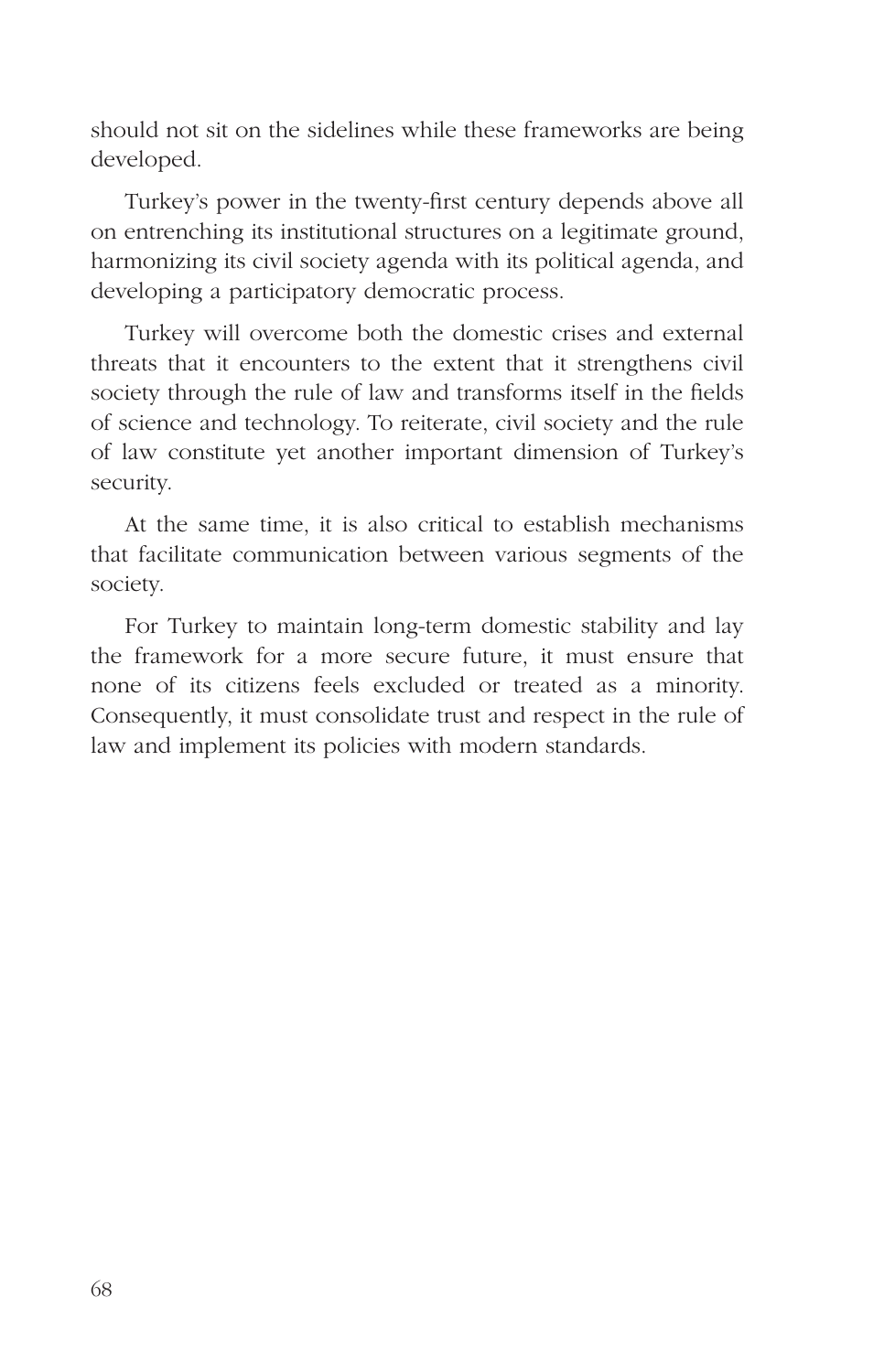should not sit on the sidelines while these frameworks are being developed.

Turkey's power in the twenty-first century depends above all on entrenching its institutional structures on a legitimate ground, harmonizing its civil society agenda with its political agenda, and developing a participatory democratic process.

Turkey will overcome both the domestic crises and external threats that it encounters to the extent that it strengthens civil society through the rule of law and transforms itself in the fields of science and technology. To reiterate, civil society and the rule of law constitute yet another important dimension of Turkey's security.

At the same time, it is also critical to establish mechanisms that facilitate communication between various segments of the society.

For Turkey to maintain long-term domestic stability and lay the framework for a more secure future, it must ensure that none of its citizens feels excluded or treated as a minority. Consequently, it must consolidate trust and respect in the rule of law and implement its policies with modern standards.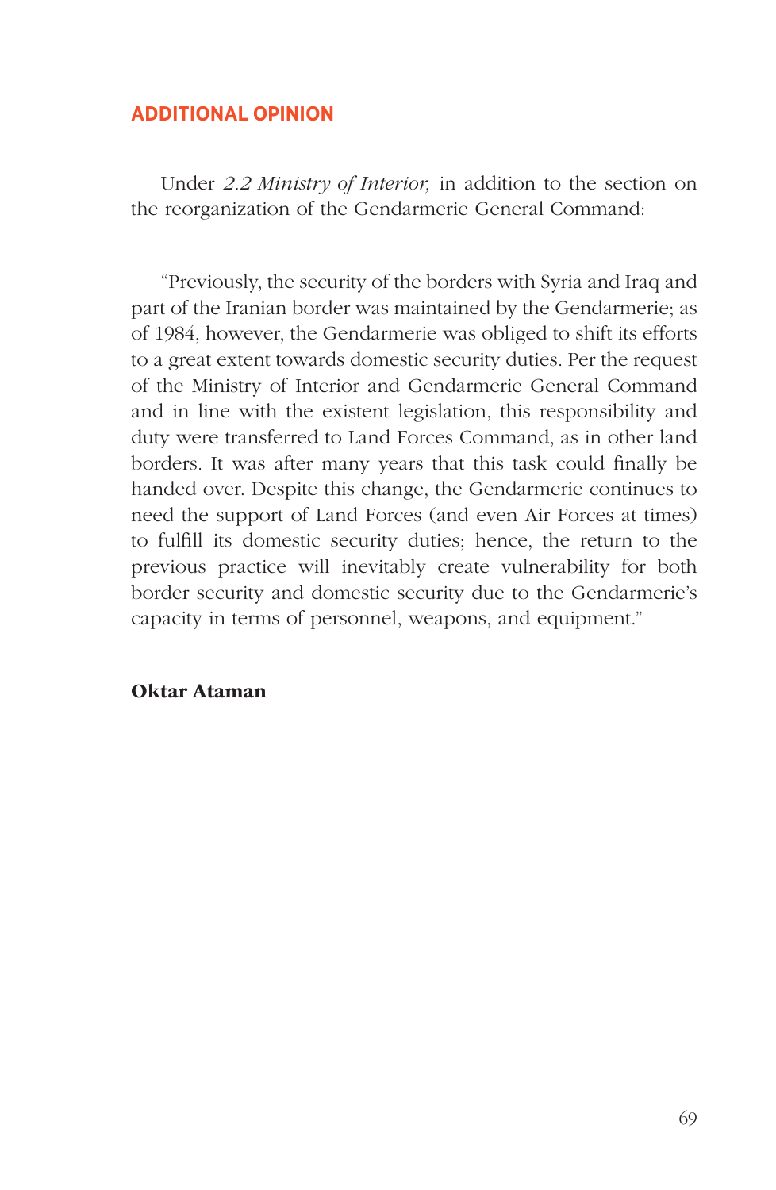## ADDITIONAL OPINION

Under *2.2 Ministry of Interior,* in addition to the section on the reorganization of the Gendarmerie General Command:

"Previously, the security of the borders with Syria and Iraq and part of the Iranian border was maintained by the Gendarmerie; as of 1984, however, the Gendarmerie was obliged to shift its efforts to a great extent towards domestic security duties. Per the request of the Ministry of Interior and Gendarmerie General Command and in line with the existent legislation, this responsibility and duty were transferred to Land Forces Command, as in other land borders. It was after many years that this task could finally be handed over. Despite this change, the Gendarmerie continues to need the support of Land Forces (and even Air Forces at times) to fulfill its domestic security duties; hence, the return to the previous practice will inevitably create vulnerability for both border security and domestic security due to the Gendarmerie's capacity in terms of personnel, weapons, and equipment."

**Oktar Ataman**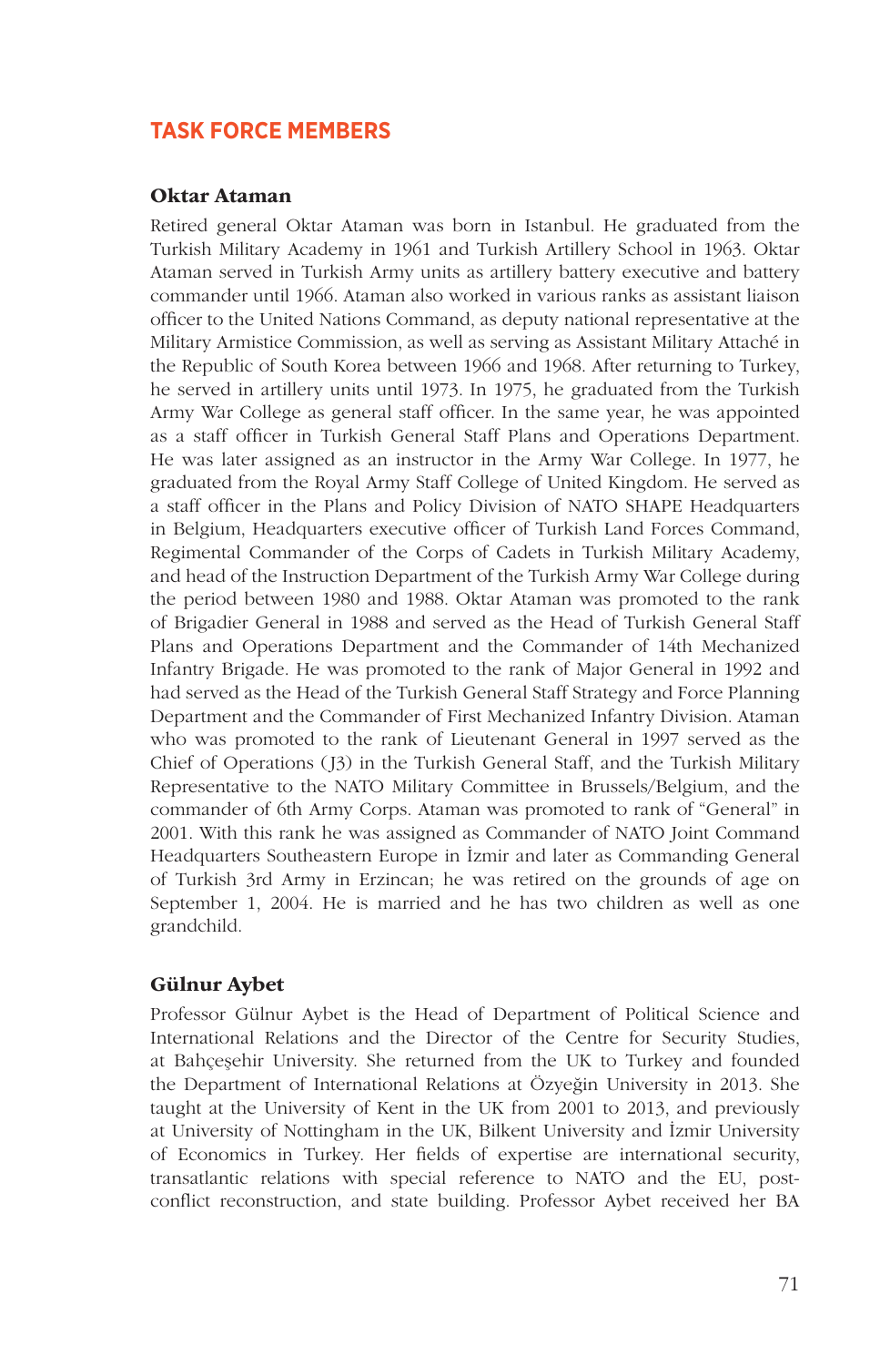## TASK FORCE MEMBERS

### Oktar Ataman

Retired general Oktar Ataman was born in Istanbul. He graduated from the Turkish Military Academy in 1961 and Turkish Artillery School in 1963. Oktar Ataman served in Turkish Army units as artillery battery executive and battery commander until 1966. Ataman also worked in various ranks as assistant liaison officer to the United Nations Command, as deputy national representative at the Military Armistice Commission, as well as serving as Assistant Military Attaché in the Republic of South Korea between 1966 and 1968. After returning to Turkey, he served in artillery units until 1973. In 1975, he graduated from the Turkish Army War College as general staff officer. In the same year, he was appointed as a staff officer in Turkish General Staff Plans and Operations Department. He was later assigned as an instructor in the Army War College. In 1977, he graduated from the Royal Army Staff College of United Kingdom. He served as a staff officer in the Plans and Policy Division of NATO SHAPE Headquarters in Belgium, Headquarters executive officer of Turkish Land Forces Command, Regimental Commander of the Corps of Cadets in Turkish Military Academy, and head of the Instruction Department of the Turkish Army War College during the period between 1980 and 1988. Oktar Ataman was promoted to the rank of Brigadier General in 1988 and served as the Head of Turkish General Staff Plans and Operations Department and the Commander of 14th Mechanized Infantry Brigade. He was promoted to the rank of Major General in 1992 and had served as the Head of the Turkish General Staff Strategy and Force Planning Department and the Commander of First Mechanized Infantry Division. Ataman who was promoted to the rank of Lieutenant General in 1997 served as the Chief of Operations (J3) in the Turkish General Staff, and the Turkish Military Representative to the NATO Military Committee in Brussels/Belgium, and the commander of 6th Army Corps. Ataman was promoted to rank of "General" in 2001. With this rank he was assigned as Commander of NATO Joint Command Headquarters Southeastern Europe in İzmir and later as Commanding General of Turkish 3rd Army in Erzincan; he was retired on the grounds of age on September 1, 2004. He is married and he has two children as well as one grandchild.

### Gülnur Aybet

Professor Gülnur Aybet is the Head of Department of Political Science and International Relations and the Director of the Centre for Security Studies, at Bahçeşehir University. She returned from the UK to Turkey and founded the Department of International Relations at Özyeğin University in 2013. She taught at the University of Kent in the UK from 2001 to 2013, and previously at University of Nottingham in the UK, Bilkent University and İzmir University of Economics in Turkey. Her fields of expertise are international security, transatlantic relations with special reference to NATO and the EU, post-conflict reconstruction, and state building. Professor Aybet received her BA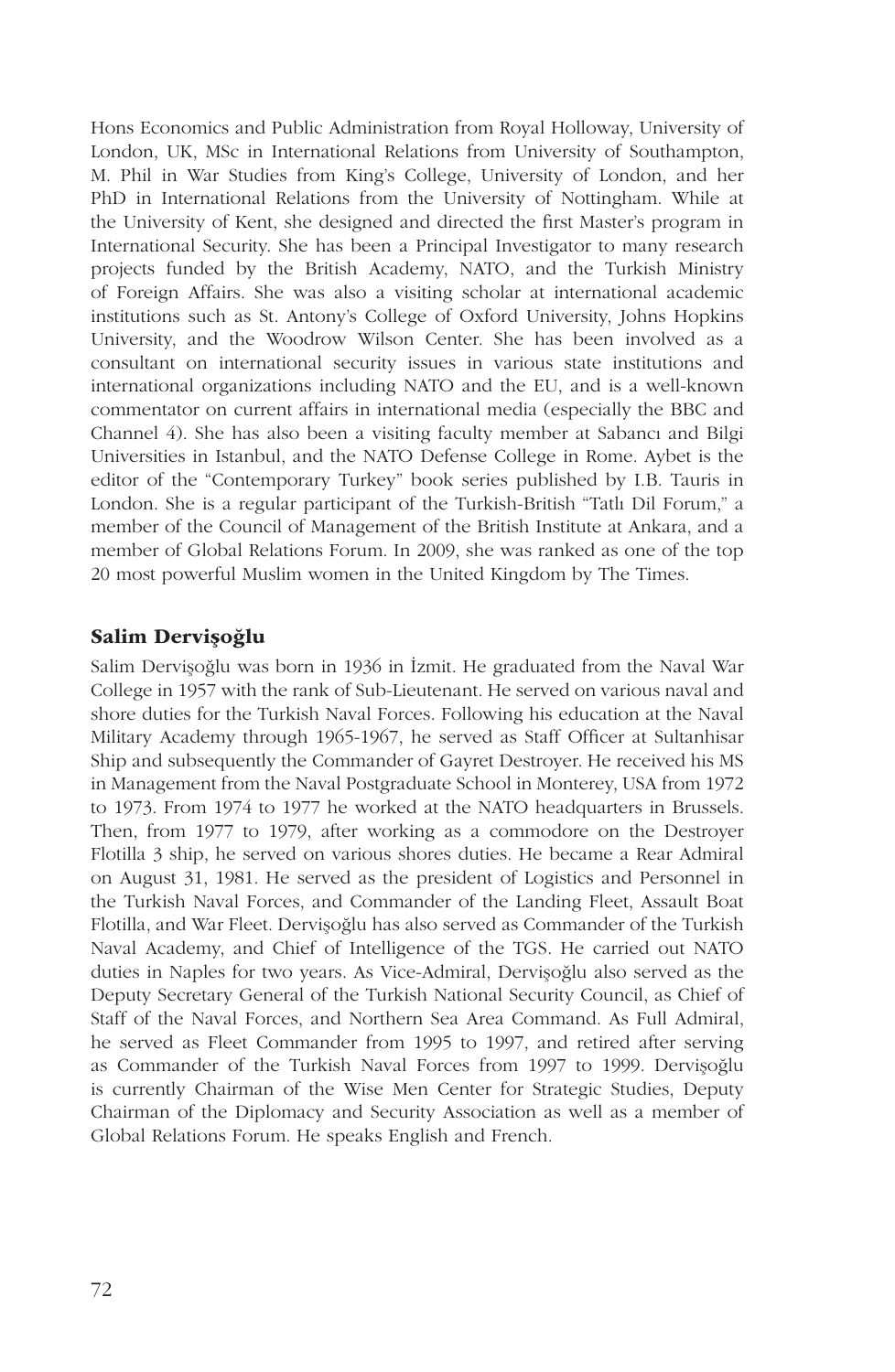Hons Economics and Public Administration from Royal Holloway, University of London, UK, MSc in International Relations from University of Southampton, M. Phil in War Studies from King's College, University of London, and her PhD in International Relations from the University of Nottingham. While at the University of Kent, she designed and directed the first Master's program in International Security. She has been a Principal Investigator to many research projects funded by the British Academy, NATO, and the Turkish Ministry of Foreign Affairs. She was also a visiting scholar at international academic institutions such as St. Antony's College of Oxford University, Johns Hopkins University, and the Woodrow Wilson Center. She has been involved as a consultant on international security issues in various state institutions and international organizations including NATO and the EU, and is a well-known commentator on current affairs in international media (especially the BBC and Channel 4). She has also been a visiting faculty member at Sabancı and Bilgi Universities in Istanbul, and the NATO Defense College in Rome. Aybet is the editor of the "Contemporary Turkey" book series published by I.B. Tauris in London. She is a regular participant of the Turkish-British "Tatlı Dil Forum," a member of the Council of Management of the British Institute at Ankara, and a member of Global Relations Forum. In 2009, she was ranked as one of the top 20 most powerful Muslim women in the United Kingdom by The Times.

## Salim Dervişoğlu

Salim Dervişoğlu was born in 1936 in İzmit. He graduated from the Naval War College in 1957 with the rank of Sub-Lieutenant. He served on various naval and shore duties for the Turkish Naval Forces. Following his education at the Naval Military Academy through 1965-1967, he served as Staff Officer at Sultanhisar Ship and subsequently the Commander of Gayret Destroyer. He received his MS in Management from the Naval Postgraduate School in Monterey, USA from 1972 to 1973. From 1974 to 1977 he worked at the NATO headquarters in Brussels. Then, from 1977 to 1979, after working as a commodore on the Destroyer Flotilla 3 ship, he served on various shores duties. He became a Rear Admiral on August 31, 1981. He served as the president of Logistics and Personnel in the Turkish Naval Forces, and Commander of the Landing Fleet, Assault Boat Flotilla, and War Fleet. Dervişoğlu has also served as Commander of the Turkish Naval Academy, and Chief of Intelligence of the TGS. He carried out NATO duties in Naples for two years. As Vice-Admiral, Dervişoğlu also served as the Deputy Secretary General of the Turkish National Security Council, as Chief of Staff of the Naval Forces, and Northern Sea Area Command. As Full Admiral, he served as Fleet Commander from 1995 to 1997, and retired after serving as Commander of the Turkish Naval Forces from 1997 to 1999. Dervişoğlu is currently Chairman of the Wise Men Center for Strategic Studies, Deputy Chairman of the Diplomacy and Security Association as well as a member of Global Relations Forum. He speaks English and French.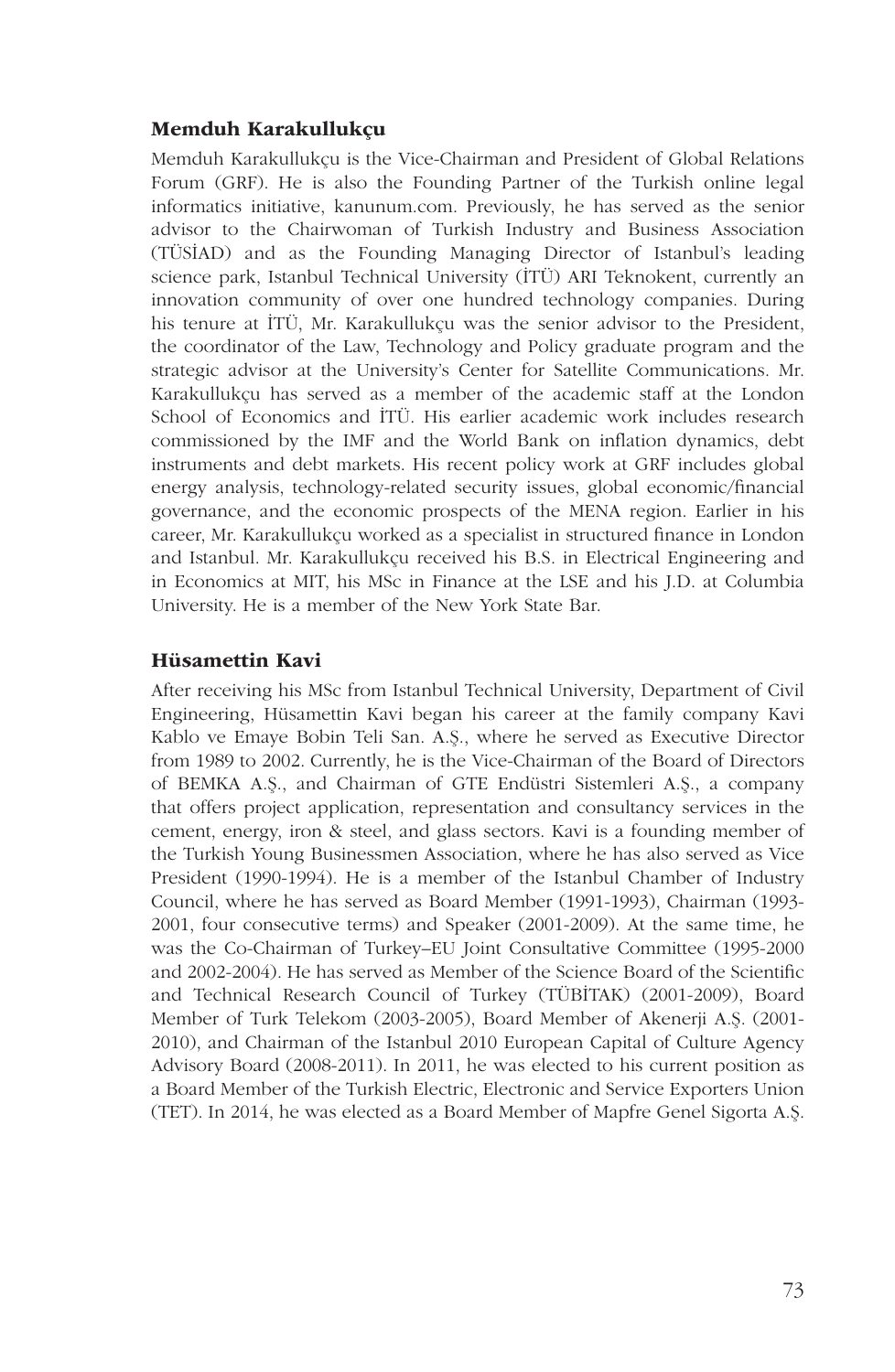### Memduh Karakullukçu

Memduh Karakullukçu is the Vice-Chairman and President of Global Relations Forum (GRF). He is also the Founding Partner of the Turkish online legal informatics initiative, kanunum.com. Previously, he has served as the senior advisor to the Chairwoman of Turkish Industry and Business Association (TÜSİAD) and as the Founding Managing Director of Istanbul's leading science park, Istanbul Technical University (İTÜ) ARI Teknokent, currently an innovation community of over one hundred technology companies. During his tenure at İTÜ, Mr. Karakullukçu was the senior advisor to the President, the coordinator of the Law, Technology and Policy graduate program and the strategic advisor at the University's Center for Satellite Communications. Mr. Karakullukçu has served as a member of the academic staff at the London School of Economics and İTÜ. His earlier academic work includes research commissioned by the IMF and the World Bank on inflation dynamics, debt instruments and debt markets. His recent policy work at GRF includes global energy analysis, technology-related security issues, global economic/financial governance, and the economic prospects of the MENA region. Earlier in his career, Mr. Karakullukçu worked as a specialist in structured finance in London and Istanbul. Mr. Karakullukçu received his B.S. in Electrical Engineering and in Economics at MIT, his MSc in Finance at the LSE and his J.D. at Columbia University. He is a member of the New York State Bar.

### Hüsamettin Kavi

After receiving his MSc from Istanbul Technical University, Department of Civil Engineering, Hüsamettin Kavi began his career at the family company Kavi Kablo ve Emaye Bobin Teli San. A.Ş., where he served as Executive Director from 1989 to 2002. Currently, he is the Vice-Chairman of the Board of Directors of BEMKA A.Ş., and Chairman of GTE Endüstri Sistemleri A.Ş., a company that offers project application, representation and consultancy services in the cement, energy, iron & steel, and glass sectors. Kavi is a founding member of the Turkish Young Businessmen Association, where he has also served as Vice President (1990-1994). He is a member of the Istanbul Chamber of Industry Council, where he has served as Board Member (1991-1993), Chairman (1993-2001, four consecutive terms) and Speaker (2001-2009). At the same time, he was the Co-Chairman of Turkey–EU Joint Consultative Committee (1995-2000 and 2002-2004). He has served as Member of the Science Board of the Scientific and Technical Research Council of Turkey (TÜBİTAK) (2001-2009), Board Member of Turk Telekom (2003-2005), Board Member of Akenerji A.Ş. (2001-2010), and Chairman of the Istanbul 2010 European Capital of Culture Agency Advisory Board (2008-2011). In 2011, he was elected to his current position as a Board Member of the Turkish Electric, Electronic and Service Exporters Union (TET). In 2014, he was elected as a Board Member of Mapfre Genel Sigorta A.Ş.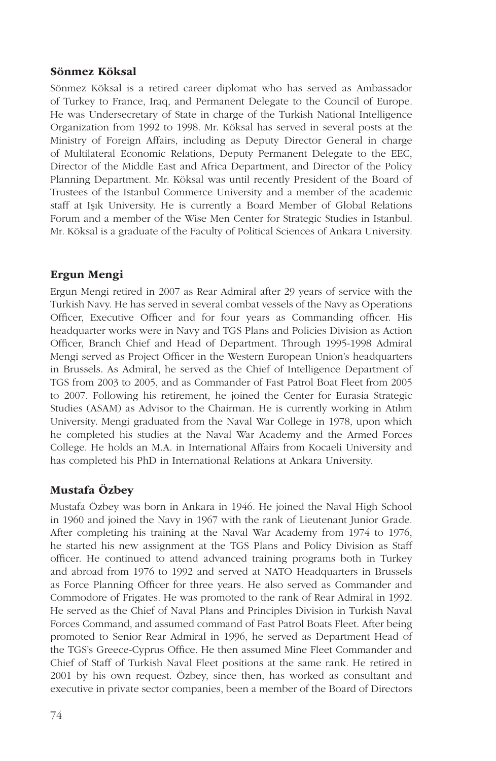### Sönmez Köksal

Sönmez Köksal is a retired career diplomat who has served as Ambassador of Turkey to France, Iraq, and Permanent Delegate to the Council of Europe. He was Undersecretary of State in charge of the Turkish National Intelligence Organization from 1992 to 1998. Mr. Köksal has served in several posts at the Ministry of Foreign Affairs, including as Deputy Director General in charge of Multilateral Economic Relations, Deputy Permanent Delegate to the EEC, Director of the Middle East and Africa Department, and Director of the Policy Planning Department. Mr. Köksal was until recently President of the Board of Trustees of the Istanbul Commerce University and a member of the academic staff at Işık University. He is currently a Board Member of Global Relations Forum and a member of the Wise Men Center for Strategic Studies in Istanbul. Mr. Köksal is a graduate of the Faculty of Political Sciences of Ankara University.

### Ergun Mengi

Ergun Mengi retired in 2007 as Rear Admiral after 29 years of service with the Turkish Navy. He has served in several combat vessels of the Navy as Operations Officer, Executive Officer and for four years as Commanding officer. His headquarter works were in Navy and TGS Plans and Policies Division as Action Officer, Branch Chief and Head of Department. Through 1995-1998 Admiral Mengi served as Project Officer in the Western European Union's headquarters in Brussels. As Admiral, he served as the Chief of Intelligence Department of TGS from 2003 to 2005, and as Commander of Fast Patrol Boat Fleet from 2005 to 2007. Following his retirement, he joined the Center for Eurasia Strategic Studies (ASAM) as Advisor to the Chairman. He is currently working in Atılım University. Mengi graduated from the Naval War College in 1978, upon which he completed his studies at the Naval War Academy and the Armed Forces College. He holds an M.A. in International Affairs from Kocaeli University and has completed his PhD in International Relations at Ankara University.

### Mustafa Özbey

Mustafa Özbey was born in Ankara in 1946. He joined the Naval High School in 1960 and joined the Navy in 1967 with the rank of Lieutenant Junior Grade. After completing his training at the Naval War Academy from 1974 to 1976, he started his new assignment at the TGS Plans and Policy Division as Staff officer. He continued to attend advanced training programs both in Turkey and abroad from 1976 to 1992 and served at NATO Headquarters in Brussels as Force Planning Officer for three years. He also served as Commander and Commodore of Frigates. He was promoted to the rank of Rear Admiral in 1992. He served as the Chief of Naval Plans and Principles Division in Turkish Naval Forces Command, and assumed command of Fast Patrol Boats Fleet. After being promoted to Senior Rear Admiral in 1996, he served as Department Head of the TGS's Greece-Cyprus Office. He then assumed Mine Fleet Commander and Chief of Staff of Turkish Naval Fleet positions at the same rank. He retired in 2001 by his own request. Özbey, since then, has worked as consultant and executive in private sector companies, been a member of the Board of Directors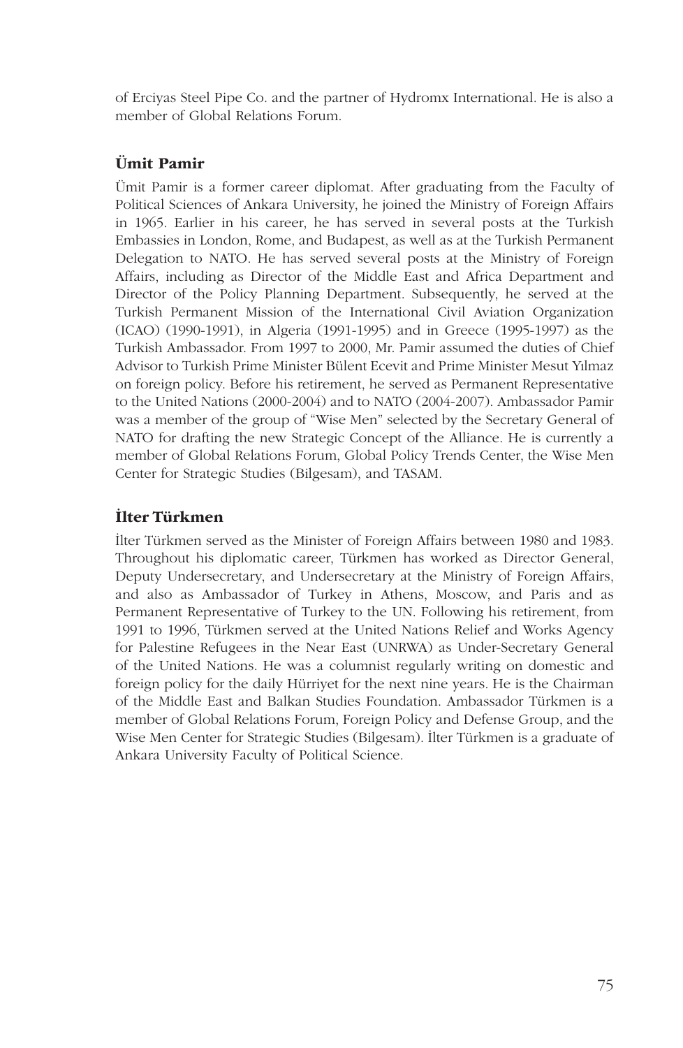of Erciyas Steel Pipe Co. and the partner of Hydromx International. He is also a member of Global Relations Forum.

### Ümit Pamir

Ümit Pamir is a former career diplomat. After graduating from the Faculty of Political Sciences of Ankara University, he joined the Ministry of Foreign Affairs in 1965. Earlier in his career, he has served in several posts at the Turkish Embassies in London, Rome, and Budapest, as well as at the Turkish Permanent Delegation to NATO. He has served several posts at the Ministry of Foreign Affairs, including as Director of the Middle East and Africa Department and Director of the Policy Planning Department. Subsequently, he served at the Turkish Permanent Mission of the International Civil Aviation Organization (ICAO) (1990-1991), in Algeria (1991-1995) and in Greece (1995-1997) as the Turkish Ambassador. From 1997 to 2000, Mr. Pamir assumed the duties of Chief Advisor to Turkish Prime Minister Bülent Ecevit and Prime Minister Mesut Yılmaz on foreign policy. Before his retirement, he served as Permanent Representative to the United Nations (2000-2004) and to NATO (2004-2007). Ambassador Pamir was a member of the group of "Wise Men" selected by the Secretary General of NATO for drafting the new Strategic Concept of the Alliance. He is currently a member of Global Relations Forum, Global Policy Trends Center, the Wise Men Center for Strategic Studies (Bilgesam), and TASAM.

### İlter Türkmen

İlter Türkmen served as the Minister of Foreign Affairs between 1980 and 1983. Throughout his diplomatic career, Türkmen has worked as Director General, Deputy Undersecretary, and Undersecretary at the Ministry of Foreign Affairs, and also as Ambassador of Turkey in Athens, Moscow, and Paris and as Permanent Representative of Turkey to the UN. Following his retirement, from 1991 to 1996, Türkmen served at the United Nations Relief and Works Agency for Palestine Refugees in the Near East (UNRWA) as Under-Secretary General of the United Nations. He was a columnist regularly writing on domestic and foreign policy for the daily Hürriyet for the next nine years. He is the Chairman of the Middle East and Balkan Studies Foundation. Ambassador Türkmen is a member of Global Relations Forum, Foreign Policy and Defense Group, and the Wise Men Center for Strategic Studies (Bilgesam). İlter Türkmen is a graduate of Ankara University Faculty of Political Science.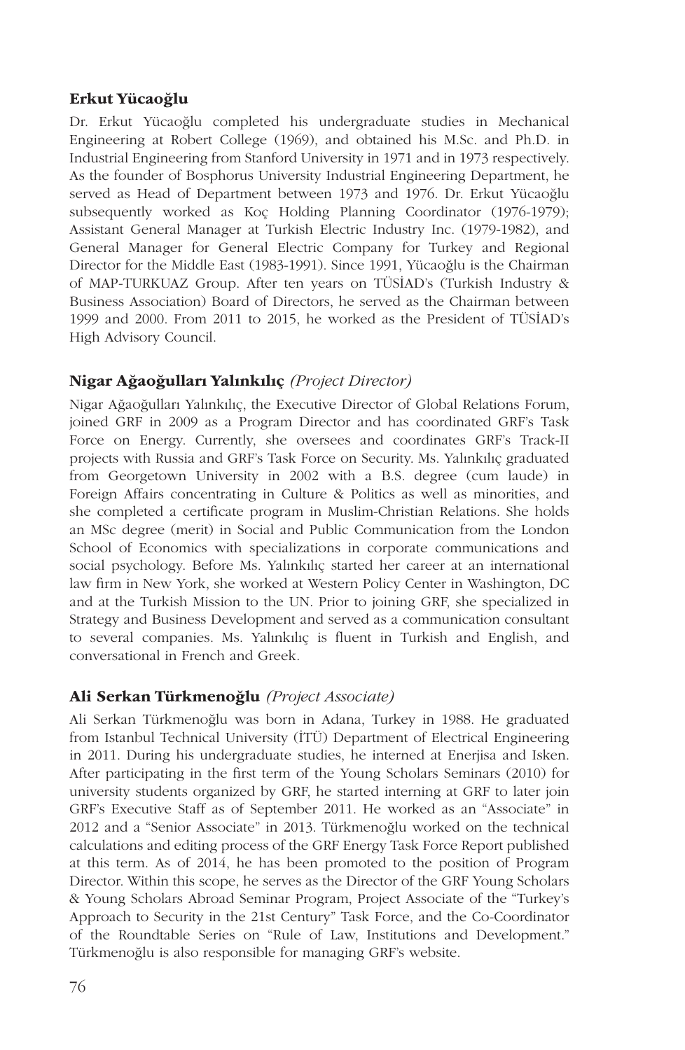### Erkut Yücaoğlu

Dr. Erkut Yücaoğlu completed his undergraduate studies in Mechanical Engineering at Robert College (1969), and obtained his M.Sc. and Ph.D. in Industrial Engineering from Stanford University in 1971 and in 1973 respectively. As the founder of Bosphorus University Industrial Engineering Department, he served as Head of Department between 1973 and 1976. Dr. Erkut Yücaoğlu subsequently worked as Koç Holding Planning Coordinator (1976-1979); Assistant General Manager at Turkish Electric Industry Inc. (1979-1982), and General Manager for General Electric Company for Turkey and Regional Director for the Middle East (1983-1991). Since 1991, Yücaoğlu is the Chairman of MAP-TURKUAZ Group. After ten years on TÜSİAD's (Turkish Industry & Business Association) Board of Directors, he served as the Chairman between 1999 and 2000. From 2011 to 2015, he worked as the President of TÜSİAD's High Advisory Council.

### Nigar Ağaoğulları Yalınkılıç *(Project Director)*

Nigar Ağaoğulları Yalınkılıç, the Executive Director of Global Relations Forum, joined GRF in 2009 as a Program Director and has coordinated GRF's Task Force on Energy. Currently, she oversees and coordinates GRF's Track-II projects with Russia and GRF's Task Force on Security. Ms. Yalınkılıç graduated from Georgetown University in 2002 with a B.S. degree (cum laude) in Foreign Affairs concentrating in Culture & Politics as well as minorities, and she completed a certificate program in Muslim-Christian Relations. She holds an MSc degree (merit) in Social and Public Communication from the London School of Economics with specializations in corporate communications and social psychology. Before Ms. Yalınkılıç started her career at an international law firm in New York, she worked at Western Policy Center in Washington, DC and at the Turkish Mission to the UN. Prior to joining GRF, she specialized in Strategy and Business Development and served as a communication consultant to several companies. Ms. Yalınkılıç is fluent in Turkish and English, and conversational in French and Greek.

### Ali Serkan Türkmenoğlu *(Project Associate)*

Ali Serkan Türkmenoğlu was born in Adana, Turkey in 1988. He graduated from Istanbul Technical University (İTÜ) Department of Electrical Engineering in 2011. During his undergraduate studies, he interned at Enerjisa and Isken. After participating in the first term of the Young Scholars Seminars (2010) for university students organized by GRF, he started interning at GRF to later join GRF's Executive Staff as of September 2011. He worked as an "Associate" in 2012 and a "Senior Associate" in 2013. Türkmenoğlu worked on the technical calculations and editing process of the GRF Energy Task Force Report published at this term. As of 2014, he has been promoted to the position of Program Director. Within this scope, he serves as the Director of the GRF Young Scholars & Young Scholars Abroad Seminar Program, Project Associate of the "Turkey's Approach to Security in the 21st Century" Task Force, and the Co-Coordinator of the Roundtable Series on "Rule of Law, Institutions and Development." Türkmenoğlu is also responsible for managing GRF's website.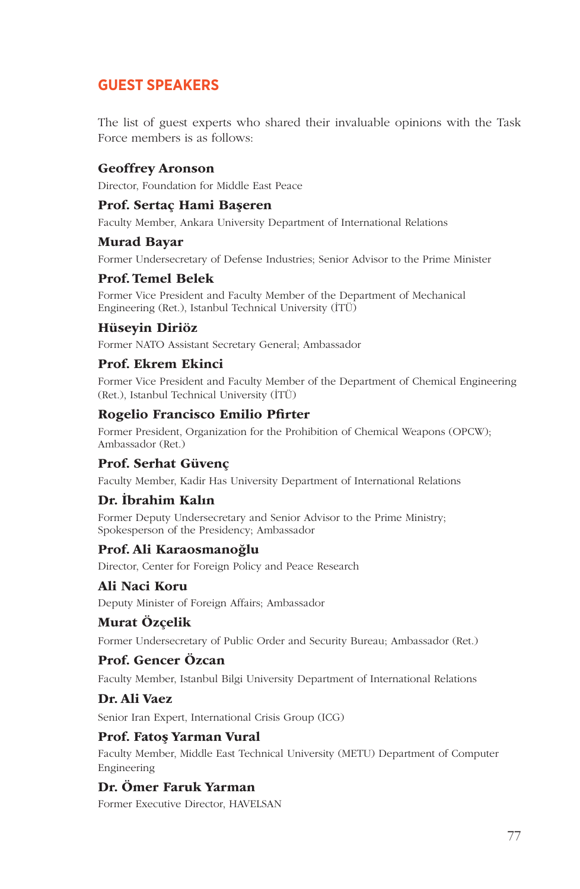## GUEST SPEAKERS

The list of guest experts who shared their invaluable opinions with the Task Force members is as follows:

**Geoffrey Aronson**
Director, Foundation for Middle East Peace

**Prof. Sertaç Hami Başeren**
Faculty Member, Ankara University Department of International Relations

**Murad Bayar**
Former Undersecretary of Defense Industries; Senior Advisor to the Prime Minister

**Prof. Temel Belek**
Former Vice President and Faculty Member of the Department of Mechanical Engineering (Ret.), Istanbul Technical University (İTÜ)

**Hüseyin Diriöz**
Former NATO Assistant Secretary General; Ambassador

**Prof. Ekrem Ekinci**
Former Vice President and Faculty Member of the Department of Chemical Engineering (Ret.), Istanbul Technical University (İTÜ)

**Rogelio Francisco Emilio Pfirter**
Former President, Organization for the Prohibition of Chemical Weapons (OPCW); Ambassador (Ret.)

**Prof. Serhat Güvenç**
Faculty Member, Kadir Has University Department of International Relations

**Dr. İbrahim Kalın**
Former Deputy Undersecretary and Senior Advisor to the Prime Ministry; Spokesperson of the Presidency; Ambassador

**Prof. Ali Karaosmanoğlu**
Director, Center for Foreign Policy and Peace Research

**Ali Naci Koru**
Deputy Minister of Foreign Affairs; Ambassador

**Murat Özçelik**
Former Undersecretary of Public Order and Security Bureau; Ambassador (Ret.)

**Prof. Gencer Özcan**
Faculty Member, Istanbul Bilgi University Department of International Relations

**Dr. Ali Vaez**
Senior Iran Expert, International Crisis Group (ICG)

**Prof. Fatoş Yarman Vural**
Faculty Member, Middle East Technical University (METU) Department of Computer Engineering

**Dr. Ömer Faruk Yarman**
Former Executive Director, HAVELSAN